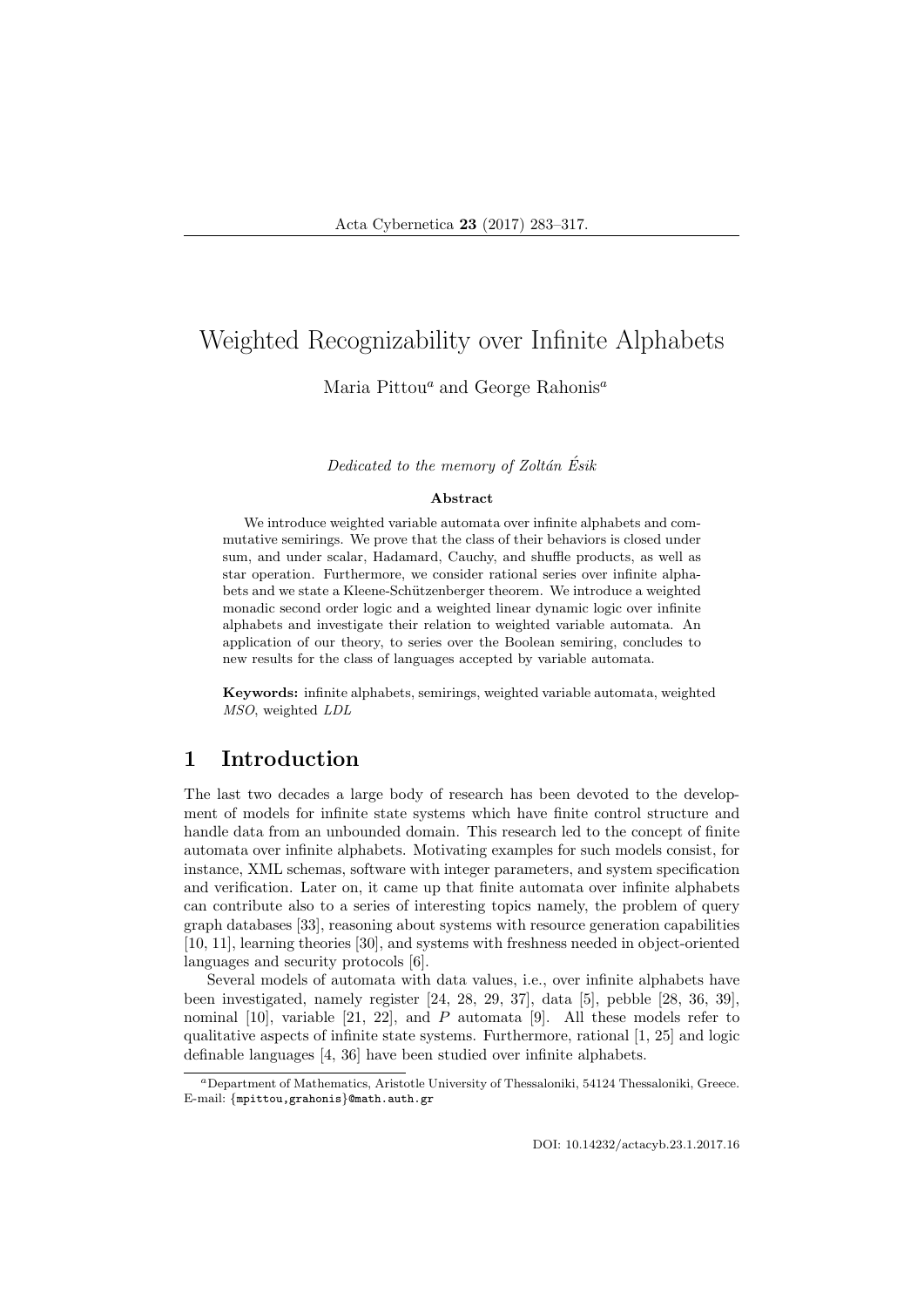# Weighted Recognizability over Infinite Alphabets

Maria Pittou[a] and George Rahonis[a]

*Dedicated to the memory of Zoltán Ésik*

**Abstract**

We introduce weighted variable automata over infinite alphabets and commutative semirings. We prove that the class of their behaviors is closed under sum, and under scalar, Hadamard, Cauchy, and shuffle products, as well as star operation. Furthermore, we consider rational series over infinite alphabets and we state a Kleene-Schützenberger theorem. We introduce a weighted monadic second order logic and a weighted linear dynamic logic over infinite alphabets and investigate their relation to weighted variable automata. An application of our theory, to series over the Boolean semiring, concludes to new results for the class of languages accepted by variable automata.

**Keywords:** infinite alphabets, semirings, weighted variable automata, weighted *MSO*, weighted *LDL*

## 1 Introduction

The last two decades a large body of research has been devoted to the development of models for infinite state systems which have finite control structure and handle data from an unbounded domain. This research led to the concept of finite automata over infinite alphabets. Motivating examples for such models consist, for instance, XML schemas, software with integer parameters, and system specification and verification. Later on, it came up that finite automata over infinite alphabets can contribute also to a series of interesting topics namely, the problem of query graph databases [33], reasoning about systems with resource generation capabilities [10, 11], learning theories [30], and systems with freshness needed in object-oriented languages and security protocols [6].

Several models of automata with data values, i.e., over infinite alphabets have been investigated, namely register [24, 28, 29, 37], data [5], pebble [28, 36, 39], nominal [10], variable [21, 22], and $P$ automata [9]. All these models refer to qualitative aspects of infinite state systems. Furthermore, rational [1, 25] and logic definable languages [4, 36] have been studied over infinite alphabets.

[a]Department of Mathematics, Aristotle University of Thessaloniki, 54124 Thessaloniki, Greece. E-mail: {mpittou,grahonis}@math.auth.gr

DOI: 10.14232/actacyb.23.1.2017.16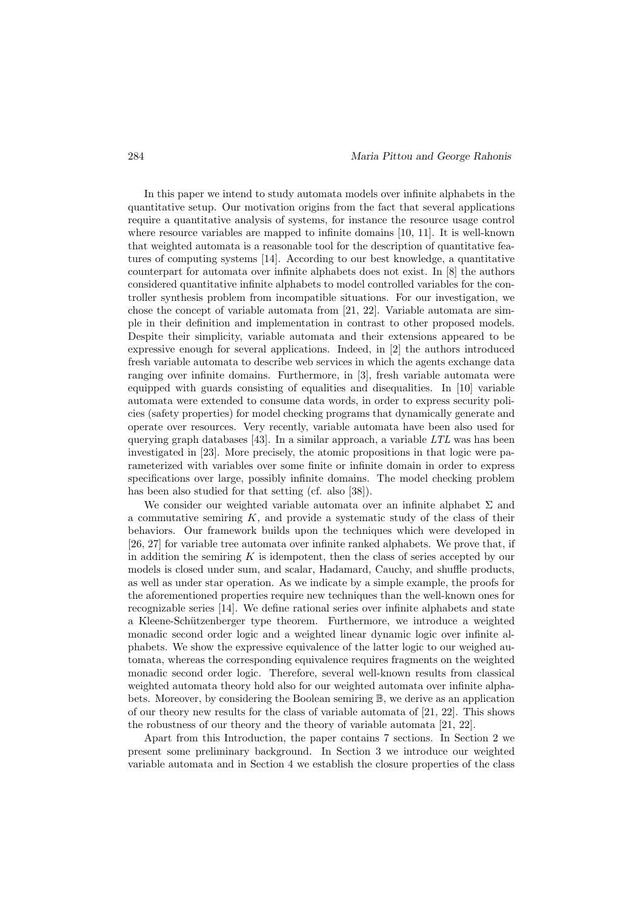In this paper we intend to study automata models over infinite alphabets in the quantitative setup. Our motivation origins from the fact that several applications require a quantitative analysis of systems, for instance the resource usage control where resource variables are mapped to infinite domains [10, 11]. It is well-known that weighted automata is a reasonable tool for the description of quantitative features of computing systems [14]. According to our best knowledge, a quantitative counterpart for automata over infinite alphabets does not exist. In [8] the authors considered quantitative infinite alphabets to model controlled variables for the controller synthesis problem from incompatible situations. For our investigation, we chose the concept of variable automata from [21, 22]. Variable automata are simple in their definition and implementation in contrast to other proposed models. Despite their simplicity, variable automata and their extensions appeared to be expressive enough for several applications. Indeed, in [2] the authors introduced fresh variable automata to describe web services in which the agents exchange data ranging over infinite domains. Furthermore, in [3], fresh variable automata were equipped with guards consisting of equalities and disequalities. In [10] variable automata were extended to consume data words, in order to express security policies (safety properties) for model checking programs that dynamically generate and operate over resources. Very recently, variable automata have been also used for querying graph databases [43]. In a similar approach, a variable *LTL* was has been investigated in [23]. More precisely, the atomic propositions in that logic were parameterized with variables over some finite or infinite domain in order to express specifications over large, possibly infinite domains. The model checking problem has been also studied for that setting (cf. also [38]).

We consider our weighted variable automata over an infinite alphabet $\Sigma$ and a commutative semiring $K$, and provide a systematic study of the class of their behaviors. Our framework builds upon the techniques which were developed in [26, 27] for variable tree automata over infinite ranked alphabets. We prove that, if in addition the semiring $K$ is idempotent, then the class of series accepted by our models is closed under sum, and scalar, Hadamard, Cauchy, and shuffle products, as well as under star operation. As we indicate by a simple example, the proofs for the aforementioned properties require new techniques than the well-known ones for recognizable series [14]. We define rational series over infinite alphabets and state a Kleene-Schützenberger type theorem. Furthermore, we introduce a weighted monadic second order logic and a weighted linear dynamic logic over infinite alphabets. We show the expressive equivalence of the latter logic to our weighed automata, whereas the corresponding equivalence requires fragments on the weighted monadic second order logic. Therefore, several well-known results from classical weighted automata theory hold also for our weighted automata over infinite alphabets. Moreover, by considering the Boolean semiring $\mathbb{B}$, we derive as an application of our theory new results for the class of variable automata of [21, 22]. This shows the robustness of our theory and the theory of variable automata [21, 22].

Apart from this Introduction, the paper contains 7 sections. In Section 2 we present some preliminary background. In Section 3 we introduce our weighted variable automata and in Section 4 we establish the closure properties of the class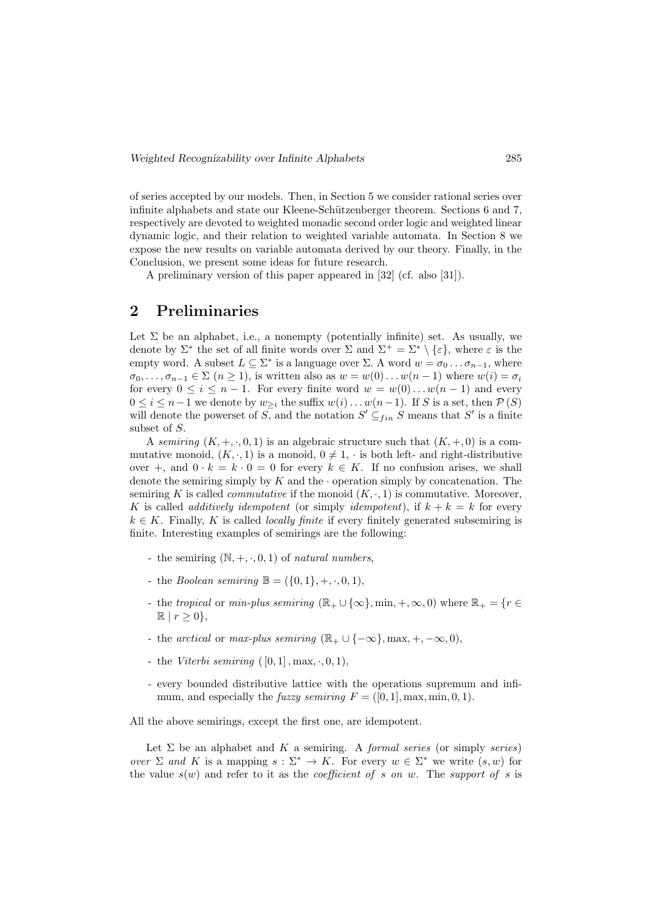of series accepted by our models. Then, in Section 5 we consider rational series over infinite alphabets and state our Kleene-Schützenberger theorem. Sections 6 and 7, respectively are devoted to weighted monadic second order logic and weighted linear dynamic logic, and their relation to weighted variable automata. In Section 8 we expose the new results on variable automata derived by our theory. Finally, in the Conclusion, we present some ideas for future research.

A preliminary version of this paper appeared in [32] (cf. also [31]).

## 2 Preliminaries

Let $\Sigma$ be an alphabet, i.e., a nonempty (potentially infinite) set. As usually, we denote by $\Sigma^*$ the set of all finite words over $\Sigma$ and $\Sigma^+ = \Sigma^* \setminus \{\varepsilon\}$, where $\varepsilon$ is the empty word. A subset $L \subseteq \Sigma^*$ is a language over $\Sigma$. A word $w = \sigma_0 \dots \sigma_{n-1}$, where $\sigma_0, \dots, \sigma_{n-1} \in \Sigma$ ($n \geq 1$), is written also as $w = w(0) \dots w(n-1)$ where $w(i) = \sigma_i$ for every $0 \leq i \leq n-1$. For every finite word $w = w(0) \dots w(n-1)$ and every $0 \leq i \leq n-1$ we denote by $w_{\geq i}$ the suffix $w(i) \dots w(n-1)$. If $S$ is a set, then $\mathcal{P}(S)$ will denote the powerset of $S$, and the notation $S' \subseteq_{fin} S$ means that $S'$ is a finite subset of $S$.

A *semiring* $(K, +, \cdot, 0, 1)$ is an algebraic structure such that $(K, +, 0)$ is a commutative monoid, $(K, \cdot, 1)$ is a monoid, $0 \neq 1$, $\cdot$ is both left- and right-distributive over $+$, and $0 \cdot k = k \cdot 0 = 0$ for every $k \in K$. If no confusion arises, we shall denote the semiring simply by $K$ and the $\cdot$ operation simply by concatenation. The semiring $K$ is called *commutative* if the monoid $(K, \cdot, 1)$ is commutative. Moreover, $K$ is called *additively idempotent* (or simply *idempotent*), if $k + k = k$ for every $k \in K$. Finally, $K$ is called *locally finite* if every finitely generated subsemiring is finite. Interesting examples of semirings are the following:

- the semiring $(\mathbb{N}, +, \cdot, 0, 1)$ of *natural numbers*,
- the *Boolean semiring* $\mathbb{B} = (\{0, 1\}, +, \cdot, 0, 1)$,
- the *tropical* or *min-plus semiring* $(\mathbb{R}_+ \cup \{\infty\}, \min, +, \infty, 0)$ where $\mathbb{R}_+ = \{r \in \mathbb{R} \mid r \geq 0\}$,
- the *arctical* or *max-plus semiring* $(\mathbb{R}_+ \cup \{-\infty\}, \max, +, -\infty, 0)$,
- the *Viterbi semiring* $([0,1], \max, \cdot, 0, 1)$,
- every bounded distributive lattice with the operations supremum and infimum, and especially the *fuzzy semiring* $F = ([0,1], \max, \min, 0, 1)$.

All the above semirings, except the first one, are idempotent.

Let $\Sigma$ be an alphabet and $K$ a semiring. A *formal series* (or simply *series*) *over* $\Sigma$ *and* $K$ is a mapping $s : \Sigma^* \to K$. For every $w \in \Sigma^*$ we write $(s, w)$ for the value $s(w)$ and refer to it as the *coefficient of* $s$ *on* $w$. The *support of* $s$ is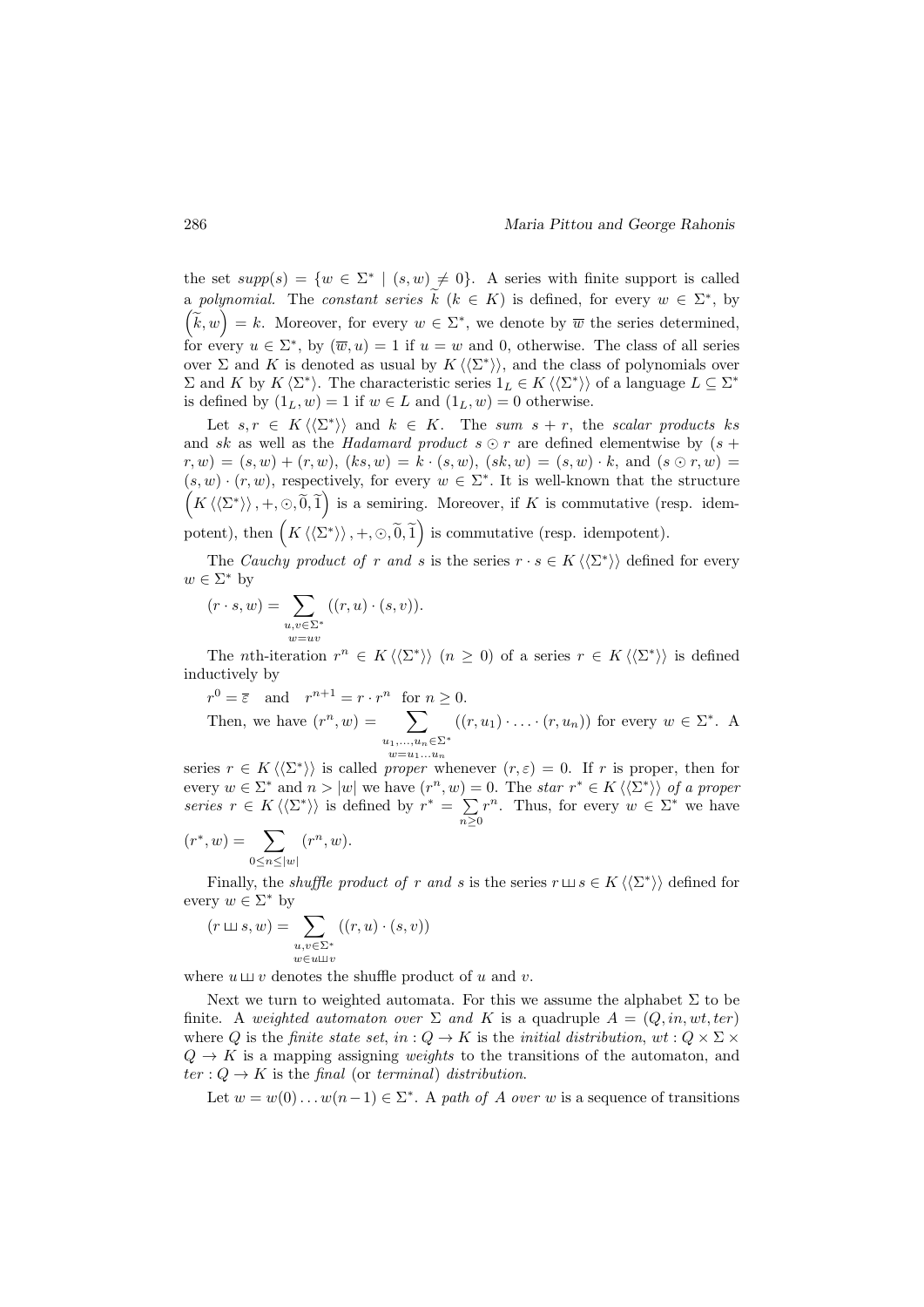the set $supp(s) = \{w \in \Sigma^* \mid (s, w) \neq 0\}$. A series with finite support is called a *polynomial*. The *constant series* $\widetilde{k}$ ($k \in K$) is defined, for every $w \in \Sigma^*$, by $\left(\widetilde{k}, w\right) = k$. Moreover, for every $w \in \Sigma^*$, we denote by $\overline{w}$ the series determined, for every $u \in \Sigma^*$, by $(\overline{w}, u) = 1$ if $u = w$ and 0, otherwise. The class of all series over $\Sigma$ and $K$ is denoted as usual by $K\langle\langle \Sigma^* \rangle\rangle$, and the class of polynomials over $\Sigma$ and $K$ by $K\langle \Sigma^* \rangle$. The characteristic series $1_L \in K\langle\langle \Sigma^* \rangle\rangle$ of a language $L \subseteq \Sigma^*$ is defined by $(1_L, w) = 1$ if $w \in L$ and $(1_L, w) = 0$ otherwise.

Let $s, r \in K\langle\langle \Sigma^* \rangle\rangle$ and $k \in K$. The *sum* $s + r$, the *scalar products* $ks$ and $sk$ as well as the *Hadamard product* $s \odot r$ are defined elementwise by $(s + r, w) = (s, w) + (r, w)$, $(ks, w) = k \cdot (s, w)$, $(sk, w) = (s, w) \cdot k$, and $(s \odot r, w) = (s, w) \cdot (r, w)$, respectively, for every $w \in \Sigma^*$. It is well-known that the structure $\left(K\langle\langle \Sigma^* \rangle\rangle, +, \odot, \widetilde{0}, \widetilde{1}\right)$ is a semiring. Moreover, if $K$ is commutative (resp. idempotent), then $\left(K\langle\langle \Sigma^* \rangle\rangle, +, \odot, \widetilde{0}, \widetilde{1}\right)$ is commutative (resp. idempotent).

The *Cauchy product of* $r$ *and* $s$ is the series $r \cdot s \in K\langle\langle \Sigma^* \rangle\rangle$ defined for every $w \in \Sigma^*$ by

$$(r \cdot s, w) = \sum_{\substack{u,v \in \Sigma^* \\ w = uv}} ((r, u) \cdot (s, v)).$$

The $n$th-iteration $r^n \in K\langle\langle \Sigma^* \rangle\rangle$ ($n \geq 0$) of a series $r \in K\langle\langle \Sigma^* \rangle\rangle$ is defined inductively by

$$r^0 = \overline{\varepsilon} \quad \text{and} \quad r^{n+1} = r \cdot r^n \quad \text{for } n \geq 0.$$

Then, we have $(r^n, w) = \sum\limits_{\substack{u_1,\ldots,u_n \in \Sigma^* \\ w = u_1 \ldots u_n}} ((r, u_1) \cdot \ldots \cdot (r, u_n))$ for every $w \in \Sigma^*$. A series $r \in K\langle\langle \Sigma^* \rangle\rangle$ is called *proper* whenever $(r, \varepsilon) = 0$. If $r$ is proper, then for every $w \in \Sigma^*$ and $n > |w|$ we have $(r^n, w) = 0$. The *star* $r^* \in K\langle\langle \Sigma^* \rangle\rangle$ *of a proper series* $r \in K\langle\langle \Sigma^* \rangle\rangle$ is defined by $r^* = \sum\limits_{n \geq 0} r^n$. Thus, for every $w \in \Sigma^*$ we have

$$(r^*, w) = \sum_{0 \leq n \leq |w|} (r^n, w).$$

Finally, the *shuffle product of* $r$ *and* $s$ is the series $r \sqcup\!\sqcup\, s \in K\langle\langle \Sigma^* \rangle\rangle$ defined for every $w \in \Sigma^*$ by

$$(r \sqcup\!\sqcup\, s, w) = \sum_{\substack{u,v \in \Sigma^* \\ w \in u \sqcup\!\sqcup\, v}} ((r, u) \cdot (s, v))$$

where $u \sqcup\!\sqcup\, v$ denotes the shuffle product of $u$ and $v$.

Next we turn to weighted automata. For this we assume the alphabet $\Sigma$ to be finite. A *weighted automaton over* $\Sigma$ *and* $K$ is a quadruple $A = (Q, in, wt, ter)$ where $Q$ is the *finite state set*, $in : Q \to K$ is the *initial distribution*, $wt : Q \times \Sigma \times Q \to K$ is a mapping assigning *weights* to the transitions of the automaton, and $ter : Q \to K$ is the *final* (or *terminal*) *distribution*.

Let $w = w(0) \ldots w(n-1) \in \Sigma^*$. A *path of* $A$ *over* $w$ is a sequence of transitions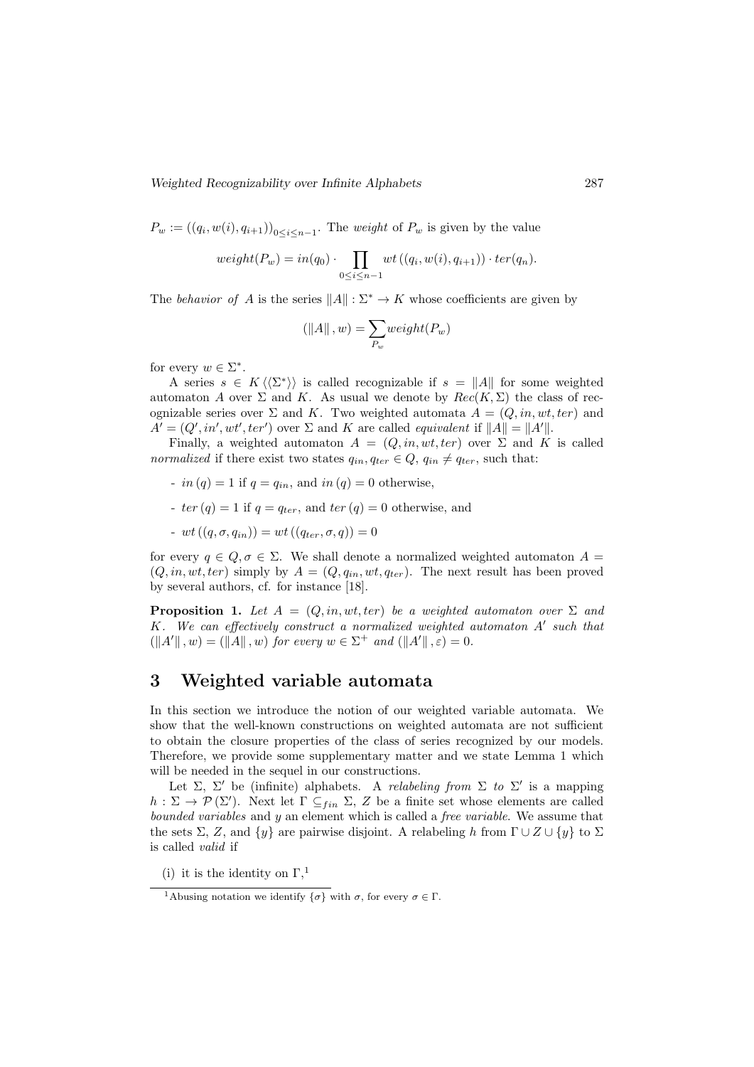$P_w := ((q_i, w(i), q_{i+1}))_{0 \leq i \leq n-1}$. The *weight* of $P_w$ is given by the value

$$weight(P_w) = in(q_0) \cdot \prod_{0 \leq i \leq n-1} wt\left((q_i, w(i), q_{i+1})\right) \cdot ter(q_n).$$

The *behavior of* $A$ is the series $\|A\| : \Sigma^* \to K$ whose coefficients are given by

$$(\|A\|, w) = \sum_{P_w} weight(P_w)$$

for every $w \in \Sigma^*$.

A series $s \in K\langle\langle\Sigma^*\rangle\rangle$ is called recognizable if $s = \|A\|$ for some weighted automaton $A$ over $\Sigma$ and $K$. As usual we denote by $Rec(K, \Sigma)$ the class of recognizable series over $\Sigma$ and $K$. Two weighted automata $A = (Q, in, wt, ter)$ and $A' = (Q', in', wt', ter')$ over $\Sigma$ and $K$ are called *equivalent* if $\|A\| = \|A'\|$.

Finally, a weighted automaton $A = (Q, in, wt, ter)$ over $\Sigma$ and $K$ is called *normalized* if there exist two states $q_{in}, q_{ter} \in Q$, $q_{in} \neq q_{ter}$, such that:

- $in(q) = 1$ if $q = q_{in}$, and $in(q) = 0$ otherwise,
- $ter(q) = 1$ if $q = q_{ter}$, and $ter(q) = 0$ otherwise, and
- $wt((q, \sigma, q_{in})) = wt((q_{ter}, \sigma, q)) = 0$

for every $q \in Q, \sigma \in \Sigma$. We shall denote a normalized weighted automaton $A = (Q, in, wt, ter)$ simply by $A = (Q, q_{in}, wt, q_{ter})$. The next result has been proved by several authors, cf. for instance [18].

**Proposition 1.** *Let $A = (Q, in, wt, ter)$ be a weighted automaton over $\Sigma$ and $K$. We can effectively construct a normalized weighted automaton $A'$ such that $(\|A'\|, w) = (\|A\|, w)$ for every $w \in \Sigma^+$ and $(\|A'\|, \varepsilon) = 0$.*

# 3 Weighted variable automata

In this section we introduce the notion of our weighted variable automata. We show that the well-known constructions on weighted automata are not sufficient to obtain the closure properties of the class of series recognized by our models. Therefore, we provide some supplementary matter and we state Lemma 1 which will be needed in the sequel in our constructions.

Let $\Sigma$, $\Sigma'$ be (infinite) alphabets. A *relabeling from* $\Sigma$ *to* $\Sigma'$ is a mapping $h : \Sigma \to \mathcal{P}(\Sigma')$. Next let $\Gamma \subseteq_{fin} \Sigma$, $Z$ be a finite set whose elements are called *bounded variables* and $y$ an element which is called a *free variable*. We assume that the sets $\Sigma$, $Z$, and $\{y\}$ are pairwise disjoint. A relabeling $h$ from $\Gamma \cup Z \cup \{y\}$ to $\Sigma$ is called *valid* if

(i) it is the identity on $\Gamma$,[1]

[1] Abusing notation we identify $\{\sigma\}$ with $\sigma$, for every $\sigma \in \Gamma$.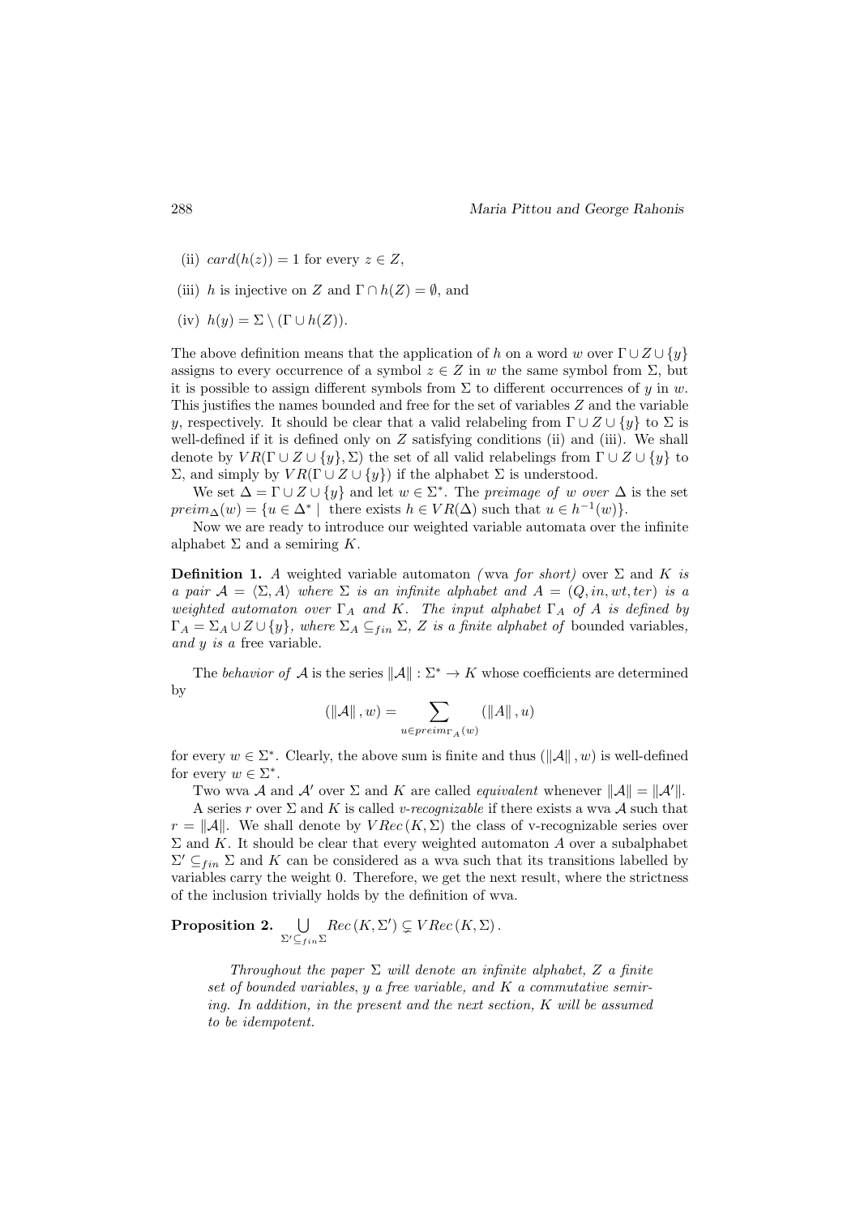(ii) $card(h(z)) = 1$ for every $z \in Z$,

(iii) $h$ is injective on $Z$ and $\Gamma \cap h(Z) = \emptyset$, and

(iv) $h(y) = \Sigma \setminus (\Gamma \cup h(Z))$.

The above definition means that the application of $h$ on a word $w$ over $\Gamma \cup Z \cup \{y\}$ assigns to every occurrence of a symbol $z \in Z$ in $w$ the same symbol from $\Sigma$, but it is possible to assign different symbols from $\Sigma$ to different occurrences of $y$ in $w$. This justifies the names bounded and free for the set of variables $Z$ and the variable $y$, respectively. It should be clear that a valid relabeling from $\Gamma \cup Z \cup \{y\}$ to $\Sigma$ is well-defined if it is defined only on $Z$ satisfying conditions (ii) and (iii). We shall denote by $VR(\Gamma \cup Z \cup \{y\}, \Sigma)$ the set of all valid relabelings from $\Gamma \cup Z \cup \{y\}$ to $\Sigma$, and simply by $VR(\Gamma \cup Z \cup \{y\})$ if the alphabet $\Sigma$ is understood.

We set $\Delta = \Gamma \cup Z \cup \{y\}$ and let $w \in \Sigma^*$. The *preimage of $w$ over $\Delta$* is the set $preim_\Delta(w) = \{u \in \Delta^* \mid \text{ there exists } h \in VR(\Delta) \text{ such that } u \in h^{-1}(w)\}$.

Now we are ready to introduce our weighted variable automata over the infinite alphabet $\Sigma$ and a semiring $K$.

**Definition 1.** *A* weighted variable automaton *(*wva *for short) over $\Sigma$ and $K$ is a pair $\mathcal{A} = \langle \Sigma, A \rangle$ where $\Sigma$ is an infinite alphabet and $A = (Q, in, wt, ter)$ is a weighted automaton over $\Gamma_A$ and $K$. The input alphabet $\Gamma_A$ of $A$ is defined by $\Gamma_A = \Sigma_A \cup Z \cup \{y\}$, where $\Sigma_A \subseteq_{fin} \Sigma$, $Z$ is a finite alphabet of* bounded variables, *and $y$ is a* free variable.

The *behavior of $\mathcal{A}$* is the series $\|\mathcal{A}\| : \Sigma^* \to K$ whose coefficients are determined by

$$(\|\mathcal{A}\|, w) = \sum_{u \in preim_{\Gamma_A}(w)} (\|A\|, u)$$

for every $w \in \Sigma^*$. Clearly, the above sum is finite and thus $(\|\mathcal{A}\|, w)$ is well-defined for every $w \in \Sigma^*$.

Two wva $\mathcal{A}$ and $\mathcal{A}'$ over $\Sigma$ and $K$ are called *equivalent* whenever $\|\mathcal{A}\| = \|\mathcal{A}'\|$.

A series $r$ over $\Sigma$ and $K$ is called *v-recognizable* if there exists a wva $\mathcal{A}$ such that $r = \|\mathcal{A}\|$. We shall denote by $VRec(K, \Sigma)$ the class of v-recognizable series over $\Sigma$ and $K$. It should be clear that every weighted automaton $A$ over a subalphabet $\Sigma' \subseteq_{fin} \Sigma$ and $K$ can be considered as a wva such that its transitions labelled by variables carry the weight 0. Therefore, we get the next result, where the strictness of the inclusion trivially holds by the definition of wva.

**Proposition 2.** $\bigcup_{\Sigma' \subseteq_{fin} \Sigma} Rec(K, \Sigma') \subsetneq VRec(K, \Sigma)$.

*Throughout the paper $\Sigma$ will denote an infinite alphabet, $Z$ a finite set of bounded variables, $y$ a free variable, and $K$ a commutative semiring. In addition, in the present and the next section, $K$ will be assumed to be idempotent.*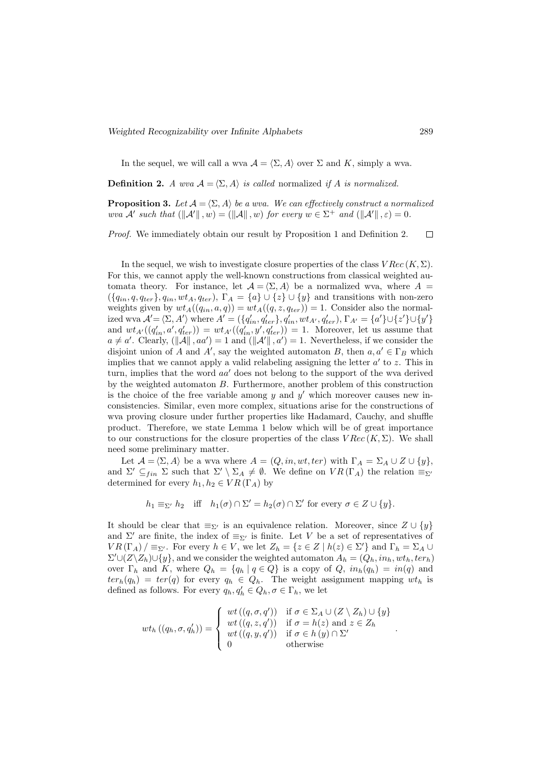In the sequel, we will call a wva $\mathcal{A} = \langle \Sigma, A \rangle$ over $\Sigma$ and $K$, simply a wva.

**Definition 2.** *A wva $\mathcal{A} = \langle \Sigma, A \rangle$ is called* normalized *if $A$ is normalized.*

**Proposition 3.** *Let $\mathcal{A} = \langle \Sigma, A \rangle$ be a wva. We can effectively construct a normalized wva $\mathcal{A}'$ such that $(\|\mathcal{A}'\|, w) = (\|\mathcal{A}\|, w)$ for every $w \in \Sigma^+$ and $(\|\mathcal{A}'\|, \varepsilon) = 0$.*

*Proof.* We immediately obtain our result by Proposition 1 and Definition 2. $\square$

In the sequel, we wish to investigate closure properties of the class $VRec\,(K, \Sigma)$. For this, we cannot apply the well-known constructions from classical weighted automata theory. For instance, let $\mathcal{A} = \langle \Sigma, A \rangle$ be a normalized wva, where $A = (\{q_{in}, q, q_{ter}\}, q_{in}, wt_A, q_{ter})$, $\Gamma_A = \{a\} \cup \{z\} \cup \{y\}$ and transitions with non-zero weights given by $wt_A((q_{in}, a, q)) = wt_A((q, z, q_{ter})) = 1$. Consider also the normalized wva $\mathcal{A}' = \langle \Sigma, A' \rangle$ where $A' = (\{q'_{in}, q'_{ter}\}, q'_{in}, wt_{A'}, q'_{ter})$, $\Gamma_{A'} = \{a'\} \cup \{z'\} \cup \{y'\}$ and $wt_{A'}((q'_{in}, a', q'_{ter})) = wt_{A'}((q'_{in}, y', q'_{ter})) = 1$. Moreover, let us assume that $a \neq a'$. Clearly, $(\|\mathcal{A}\|, aa') = 1$ and $(\|\mathcal{A}'\|, a') = 1$. Nevertheless, if we consider the disjoint union of $A$ and $A'$, say the weighted automaton $B$, then $a, a' \in \Gamma_B$ which implies that we cannot apply a valid relabeling assigning the letter $a'$ to $z$. This in turn, implies that the word $aa'$ does not belong to the support of the wva derived by the weighted automaton $B$. Furthermore, another problem of this construction is the choice of the free variable among $y$ and $y'$ which moreover causes new inconsistencies. Similar, even more complex, situations arise for the constructions of wva proving closure under further properties like Hadamard, Cauchy, and shuffle product. Therefore, we state Lemma 1 below which will be of great importance to our constructions for the closure properties of the class $VRec\,(K, \Sigma)$. We shall need some preliminary matter.

Let $\mathcal{A} = \langle \Sigma, A \rangle$ be a wva where $A = (Q, in, wt, ter)$ with $\Gamma_A = \Sigma_A \cup Z \cup \{y\}$, and $\Sigma' \subseteq_{fin} \Sigma$ such that $\Sigma' \setminus \Sigma_A \neq \emptyset$. We define on $VR\,(\Gamma_A)$ the relation $\equiv_{\Sigma'}$ determined for every $h_1, h_2 \in VR\,(\Gamma_A)$ by

$$h_1 \equiv_{\Sigma'} h_2 \quad \text{iff} \quad h_1(\sigma) \cap \Sigma' = h_2(\sigma) \cap \Sigma' \text{ for every } \sigma \in Z \cup \{y\}.$$

It should be clear that $\equiv_{\Sigma'}$ is an equivalence relation. Moreover, since $Z \cup \{y\}$ and $\Sigma'$ are finite, the index of $\equiv_{\Sigma'}$ is finite. Let $V$ be a set of representatives of $VR\,(\Gamma_A) / \equiv_{\Sigma'}$. For every $h \in V$, we let $Z_h = \{z \in Z \mid h(z) \in \Sigma'\}$ and $\Gamma_h = \Sigma_A \cup \Sigma' \cup (Z \setminus Z_h) \cup \{y\}$, and we consider the weighted automaton $A_h = (Q_h, in_h, wt_h, ter_h)$ over $\Gamma_h$ and $K$, where $Q_h = \{q_h \mid q \in Q\}$ is a copy of $Q$, $in_h(q_h) = in(q)$ and $ter_h(q_h) = ter(q)$ for every $q_h \in Q_h$. The weight assignment mapping $wt_h$ is defined as follows. For every $q_h, q'_h \in Q_h, \sigma \in \Gamma_h$, we let

$$wt_h\left((q_h, \sigma, q'_h)\right) = \begin{cases} wt\left((q, \sigma, q')\right) & \text{if } \sigma \in \Sigma_A \cup (Z \setminus Z_h) \cup \{y\} \\ wt\left((q, z, q')\right) & \text{if } \sigma = h(z) \text{ and } z \in Z_h \\ wt\left((q, y, q')\right) & \text{if } \sigma \in h\,(y) \cap \Sigma' \\ 0 & \text{otherwise} \end{cases}.$$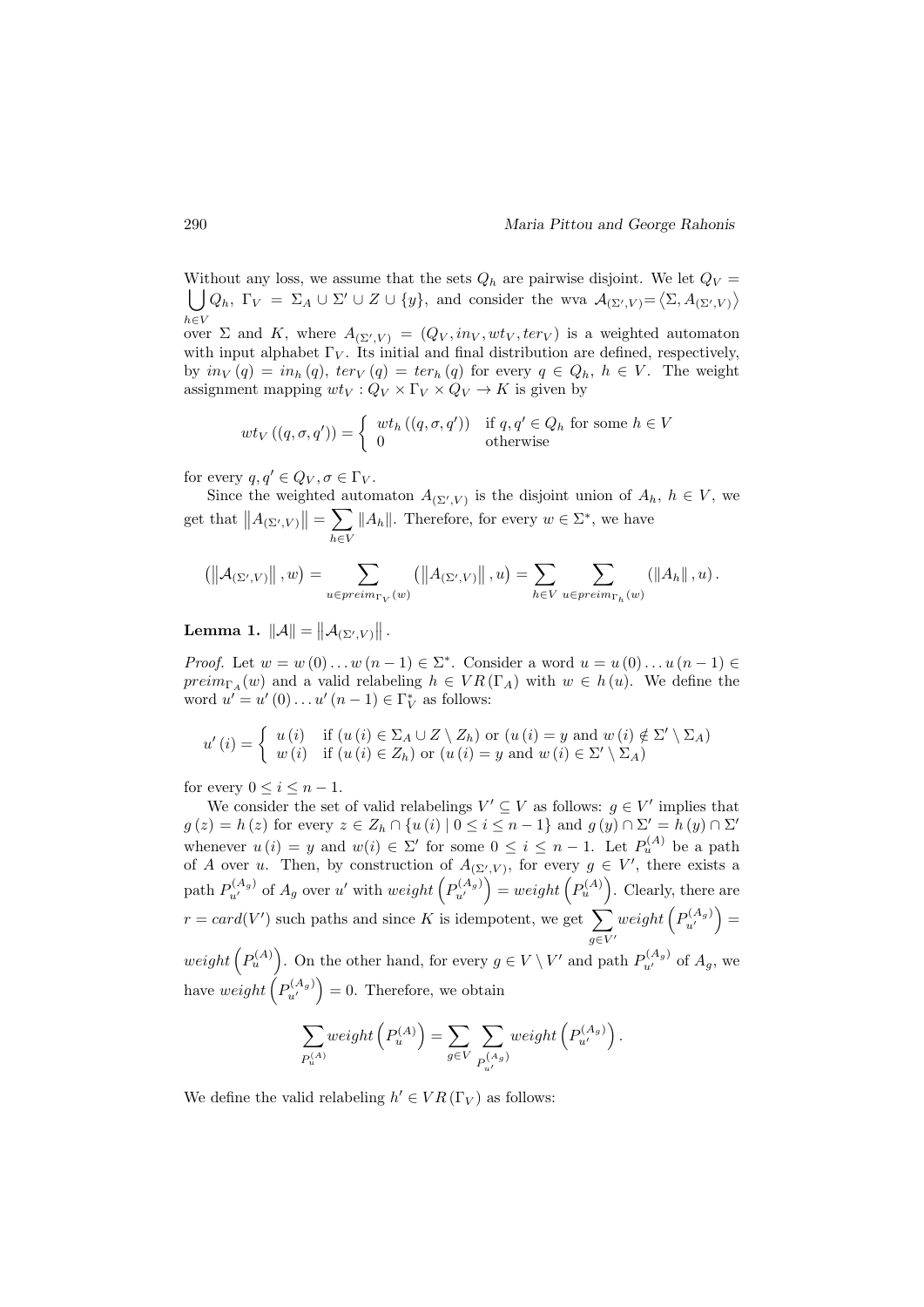Without any loss, we assume that the sets $Q_h$ are pairwise disjoint. We let $Q_V = \bigcup_{h \in V} Q_h$, $\Gamma_V = \Sigma_A \cup \Sigma' \cup Z \cup \{y\}$, and consider the wva $\mathcal{A}_{(\Sigma',V)} = \langle \Sigma, A_{(\Sigma',V)} \rangle$ over $\Sigma$ and $K$, where $A_{(\Sigma',V)} = (Q_V, in_V, wt_V, ter_V)$ is a weighted automaton with input alphabet $\Gamma_V$. Its initial and final distribution are defined, respectively, by $in_V(q) = in_h(q)$, $ter_V(q) = ter_h(q)$ for every $q \in Q_h$, $h \in V$. The weight assignment mapping $wt_V : Q_V \times \Gamma_V \times Q_V \to K$ is given by

$$wt_V((q, \sigma, q')) = \begin{cases} wt_h((q, \sigma, q')) & \text{if } q, q' \in Q_h \text{ for some } h \in V \\ 0 & \text{otherwise} \end{cases}$$

for every $q, q' \in Q_V, \sigma \in \Gamma_V$.

Since the weighted automaton $A_{(\Sigma',V)}$ is the disjoint union of $A_h$, $h \in V$, we get that $\|A_{(\Sigma',V)}\| = \sum_{h \in V} \|A_h\|$. Therefore, for every $w \in \Sigma^*$, we have

$$\left(\left\|\mathcal{A}_{(\Sigma',V)}\right\|, w\right) = \sum_{u \in preim_{\Gamma_V}(w)} \left(\left\|A_{(\Sigma',V)}\right\|, u\right) = \sum_{h \in V} \sum_{u \in preim_{\Gamma_h}(w)} \left(\|A_h\|, u\right).$$

**Lemma 1.** $\|\mathcal{A}\| = \left\|\mathcal{A}_{(\Sigma',V)}\right\|$.

*Proof.* Let $w = w(0) \dots w(n-1) \in \Sigma^*$. Consider a word $u = u(0) \dots u(n-1) \in preim_{\Gamma_A}(w)$ and a valid relabeling $h \in VR(\Gamma_A)$ with $w \in h(u)$. We define the word $u' = u'(0) \dots u'(n-1) \in \Gamma_V^*$ as follows:

$$u'(i) = \begin{cases} u(i) & \text{if } (u(i) \in \Sigma_A \cup Z \setminus Z_h) \text{ or } (u(i) = y \text{ and } w(i) \notin \Sigma' \setminus \Sigma_A) \\ w(i) & \text{if } (u(i) \in Z_h) \text{ or } (u(i) = y \text{ and } w(i) \in \Sigma' \setminus \Sigma_A) \end{cases}$$

for every $0 \leq i \leq n-1$.

We consider the set of valid relabelings $V' \subseteq V$ as follows: $g \in V'$ implies that $g(z) = h(z)$ for every $z \in Z_h \cap \{u(i) \mid 0 \leq i \leq n-1\}$ and $g(y) \cap \Sigma' = h(y) \cap \Sigma'$ whenever $u(i) = y$ and $w(i) \in \Sigma'$ for some $0 \leq i \leq n-1$. Let $P_u^{(A)}$ be a path of $A$ over $u$. Then, by construction of $A_{(\Sigma',V)}$, for every $g \in V'$, there exists a path $P_{u'}^{(A_g)}$ of $A_g$ over $u'$ with $weight\left(P_{u'}^{(A_g)}\right) = weight\left(P_u^{(A)}\right)$. Clearly, there are $r = card(V')$ such paths and since $K$ is idempotent, we get $\sum_{g \in V'} weight\left(P_{u'}^{(A_g)}\right) = weight\left(P_u^{(A)}\right)$. On the other hand, for every $g \in V \setminus V'$ and path $P_{u'}^{(A_g)}$ of $A_g$, we have $weight\left(P_{u'}^{(A_g)}\right) = 0$. Therefore, we obtain

$$\sum_{P_u^{(A)}} weight\left(P_u^{(A)}\right) = \sum_{g \in V} \sum_{P_{u'}^{(A_g)}} weight\left(P_{u'}^{(A_g)}\right).$$

We define the valid relabeling $h' \in VR(\Gamma_V)$ as follows: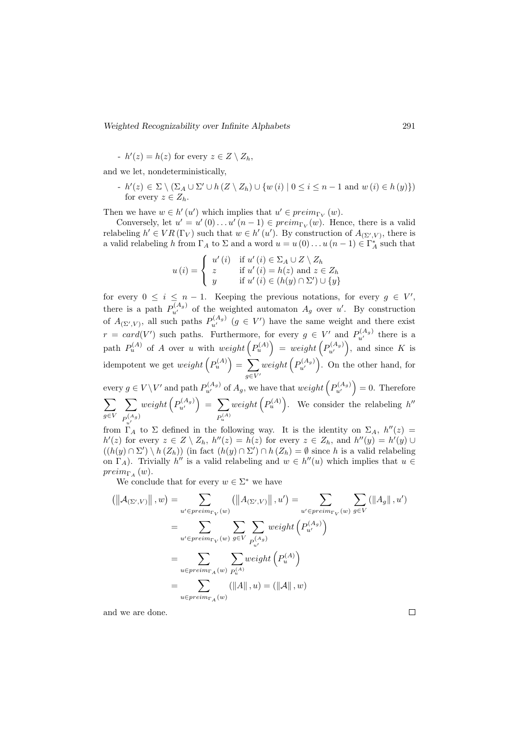- $h'(z) = h(z)$ for every $z \in Z \setminus Z_h$,

and we let, nondeterministically,

- $h'(z) \in \Sigma \setminus (\Sigma_A \cup \Sigma' \cup h(Z \setminus Z_h) \cup \{w(i) \mid 0 \leq i \leq n-1 \text{ and } w(i) \in h(y)\})$ for every $z \in Z_h$.

Then we have $w \in h'(u')$ which implies that $u' \in preim_{\Gamma_V}(w)$.

Conversely, let $u' = u'(0) \dots u'(n-1) \in preim_{\Gamma_V}(w)$. Hence, there is a valid relabeling $h' \in VR(\Gamma_V)$ such that $w \in h'(u')$. By construction of $A_{(\Sigma',V)}$, there is a valid relabeling $h$ from $\Gamma_A$ to $\Sigma$ and a word $u = u(0) \dots u(n-1) \in \Gamma_A^*$ such that

$$u(i) = \begin{cases} u'(i) & \text{if } u'(i) \in \Sigma_A \cup Z \setminus Z_h \\ z & \text{if } u'(i) = h(z) \text{ and } z \in Z_h \\ y & \text{if } u'(i) \in (h(y) \cap \Sigma') \cup \{y\} \end{cases}$$

for every $0 \leq i \leq n-1$. Keeping the previous notations, for every $g \in V'$, there is a path $P_{u'}^{(A_g)}$ of the weighted automaton $A_g$ over $u'$. By construction of $A_{(\Sigma',V)}$, all such paths $P_{u'}^{(A_g)}$ $(g \in V')$ have the same weight and there exist $r = card(V')$ such paths. Furthermore, for every $g \in V'$ and $P_{u'}^{(A_g)}$ there is a path $P_u^{(A)}$ of $A$ over $u$ with $weight\left(P_u^{(A)}\right) = weight\left(P_{u'}^{(A_g)}\right)$, and since $K$ is idempotent we get $weight\left(P_u^{(A)}\right) = \sum_{g \in V'} weight\left(P_{u'}^{(A_g)}\right)$. On the other hand, for every $g \in V \setminus V'$ and path $P_{u'}^{(A_g)}$ of $A_g$, we have that $weight\left(P_{u'}^{(A_g)}\right) = 0$. Therefore $\sum_{g \in V} \sum_{P_{u'}^{(A_g)}} weight\left(P_{u'}^{(A_g)}\right) = \sum_{P_u^{(A)}} weight\left(P_u^{(A)}\right)$. We consider the relabeling $h''$ from $\Gamma_A$ to $\Sigma$ defined in the following way. It is the identity on $\Sigma_A$, $h''(z) = h'(z)$ for every $z \in Z \setminus Z_h$, $h''(z) = h(z)$ for every $z \in Z_h$, and $h''(y) = h'(y) \cup ((h(y) \cap \Sigma') \setminus h(Z_h))$ (in fact $(h(y) \cap \Sigma') \cap h(Z_h) = \emptyset$ since $h$ is a valid relabeling on $\Gamma_A$). Trivially $h''$ is a valid relabeling and $w \in h''(u)$ which implies that $u \in preim_{\Gamma_A}(w)$.

We conclude that for every $w \in \Sigma^*$ we have

$$\begin{aligned}
\left(\left\|\mathcal{A}_{(\Sigma',V)}\right\|, w\right) &= \sum_{u' \in preim_{\Gamma_V}(w)} \left(\left\|A_{(\Sigma',V)}\right\|, u'\right) = \sum_{u' \in preim_{\Gamma_V}(w)} \sum_{g \in V} \left(\left\|A_g\right\|, u'\right) \\
&= \sum_{u' \in preim_{\Gamma_V}(w)} \sum_{g \in V} \sum_{P_{u'}^{(A_g)}} weight\left(P_{u'}^{(A_g)}\right) \\
&= \sum_{u \in preim_{\Gamma_A}(w)} \sum_{P_u^{(A)}} weight\left(P_u^{(A)}\right) \\
&= \sum_{u \in preim_{\Gamma_A}(w)} \left(\left\|A\right\|, u\right) = \left(\left\|\mathcal{A}\right\|, w\right)
\end{aligned}$$

and we are done. $\square$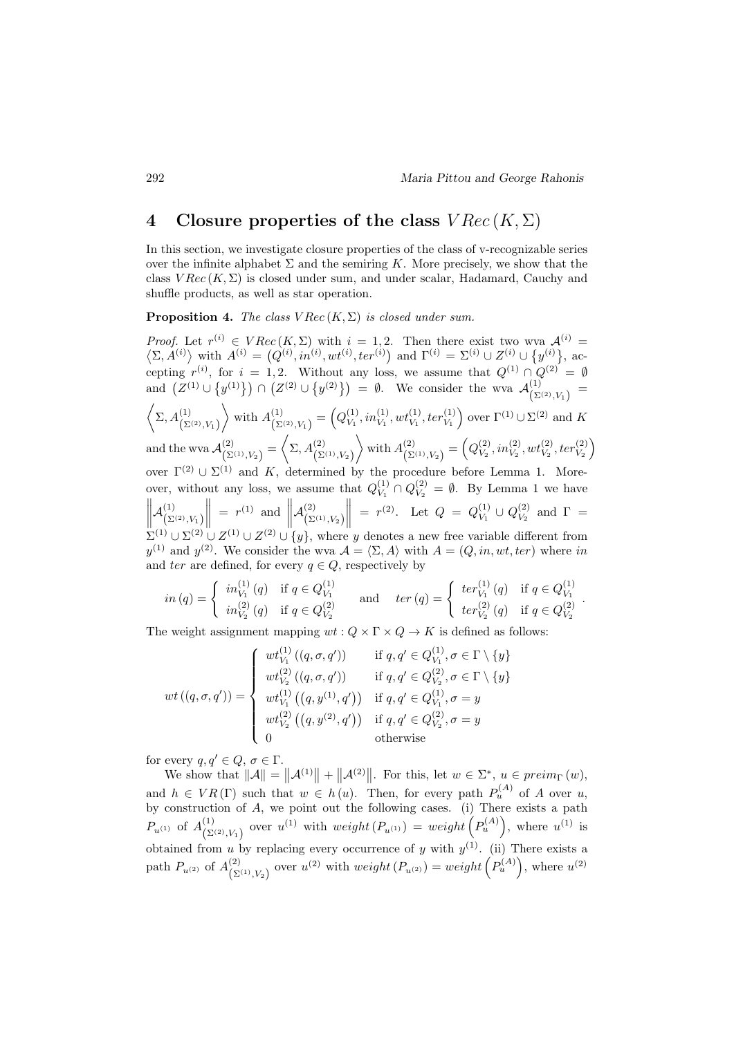## 4 Closure properties of the class $VRec(K, \Sigma)$

In this section, we investigate closure properties of the class of v-recognizable series over the infinite alphabet $\Sigma$ and the semiring $K$. More precisely, we show that the class $VRec(K, \Sigma)$ is closed under sum, and under scalar, Hadamard, Cauchy and shuffle products, as well as star operation.

**Proposition 4.** *The class $VRec(K, \Sigma)$ is closed under sum.*

*Proof.* Let $r^{(i)} \in VRec(K, \Sigma)$ with $i = 1, 2$. Then there exist two wva $\mathcal{A}^{(i)} = \langle \Sigma, A^{(i)} \rangle$ with $A^{(i)} = \left(Q^{(i)}, in^{(i)}, wt^{(i)}, ter^{(i)}\right)$ and $\Gamma^{(i)} = \Sigma^{(i)} \cup Z^{(i)} \cup \left\{y^{(i)}\right\}$, accepting $r^{(i)}$, for $i = 1, 2$. Without any loss, we assume that $Q^{(1)} \cap Q^{(2)} = \emptyset$ and $\left(Z^{(1)} \cup \left\{y^{(1)}\right\}\right) \cap \left(Z^{(2)} \cup \left\{y^{(2)}\right\}\right) = \emptyset$. We consider the wva $\mathcal{A}^{(1)}_{\left(\Sigma^{(2)}, V_1\right)} = \left\langle \Sigma, A^{(1)}_{\left(\Sigma^{(2)}, V_1\right)} \right\rangle$ with $A^{(1)}_{\left(\Sigma^{(2)}, V_1\right)} = \left(Q^{(1)}_{V_1}, in^{(1)}_{V_1}, wt^{(1)}_{V_1}, ter^{(1)}_{V_1}\right)$ over $\Gamma^{(1)} \cup \Sigma^{(2)}$ and $K$ and the wva $\mathcal{A}^{(2)}_{\left(\Sigma^{(1)}, V_2\right)} = \left\langle \Sigma, A^{(2)}_{\left(\Sigma^{(1)}, V_2\right)} \right\rangle$ with $A^{(2)}_{\left(\Sigma^{(1)}, V_2\right)} = \left(Q^{(2)}_{V_2}, in^{(2)}_{V_2}, wt^{(2)}_{V_2}, ter^{(2)}_{V_2}\right)$ over $\Gamma^{(2)} \cup \Sigma^{(1)}$ and $K$, determined by the procedure before Lemma 1. Moreover, without any loss, we assume that $Q^{(1)}_{V_1} \cap Q^{(2)}_{V_2} = \emptyset$. By Lemma 1 we have $\left\| \mathcal{A}^{(1)}_{\left(\Sigma^{(2)}, V_1\right)} \right\| = r^{(1)}$ and $\left\| \mathcal{A}^{(2)}_{\left(\Sigma^{(1)}, V_2\right)} \right\| = r^{(2)}$. Let $Q = Q^{(1)}_{V_1} \cup Q^{(2)}_{V_2}$ and $\Gamma = \Sigma^{(1)} \cup \Sigma^{(2)} \cup Z^{(1)} \cup Z^{(2)} \cup \{y\}$, where $y$ denotes a new free variable different from $y^{(1)}$ and $y^{(2)}$. We consider the wva $\mathcal{A} = \langle \Sigma, A \rangle$ with $A = (Q, in, wt, ter)$ where $in$ and $ter$ are defined, for every $q \in Q$, respectively by

$$in(q) = \begin{cases} in^{(1)}_{V_1}(q) & \text{if } q \in Q^{(1)}_{V_1} \\ in^{(2)}_{V_2}(q) & \text{if } q \in Q^{(2)}_{V_2} \end{cases} \quad \text{and} \quad ter(q) = \begin{cases} ter^{(1)}_{V_1}(q) & \text{if } q \in Q^{(1)}_{V_1} \\ ter^{(2)}_{V_2}(q) & \text{if } q \in Q^{(2)}_{V_2} \end{cases}.$$

The weight assignment mapping $wt : Q \times \Gamma \times Q \to K$ is defined as follows:

$$wt((q, \sigma, q')) = \begin{cases} wt^{(1)}_{V_1}((q, \sigma, q')) & \text{if } q, q' \in Q^{(1)}_{V_1}, \sigma \in \Gamma \setminus \{y\} \\ wt^{(2)}_{V_2}((q, \sigma, q')) & \text{if } q, q' \in Q^{(2)}_{V_2}, \sigma \in \Gamma \setminus \{y\} \\ wt^{(1)}_{V_1}\left(\left(q, y^{(1)}, q'\right)\right) & \text{if } q, q' \in Q^{(1)}_{V_1}, \sigma = y \\ wt^{(2)}_{V_2}\left(\left(q, y^{(2)}, q'\right)\right) & \text{if } q, q' \in Q^{(2)}_{V_2}, \sigma = y \\ 0 & \text{otherwise} \end{cases}$$

for every $q, q' \in Q$, $\sigma \in \Gamma$.

We show that $\|\mathcal{A}\| = \left\|\mathcal{A}^{(1)}\right\| + \left\|\mathcal{A}^{(2)}\right\|$. For this, let $w \in \Sigma^*$, $u \in preim_\Gamma(w)$, and $h \in VR(\Gamma)$ such that $w \in h(u)$. Then, for every path $P^{(A)}_u$ of $A$ over $u$, by construction of $A$, we point out the following cases. (i) There exists a path $P_{u^{(1)}}$ of $A^{(1)}_{\left(\Sigma^{(2)}, V_1\right)}$ over $u^{(1)}$ with $weight\left(P_{u^{(1)}}\right) = weight\left(P^{(A)}_u\right)$, where $u^{(1)}$ is obtained from $u$ by replacing every occurrence of $y$ with $y^{(1)}$. (ii) There exists a path $P_{u^{(2)}}$ of $A^{(2)}_{\left(\Sigma^{(1)}, V_2\right)}$ over $u^{(2)}$ with $weight\left(P_{u^{(2)}}\right) = weight\left(P^{(A)}_u\right)$, where $u^{(2)}$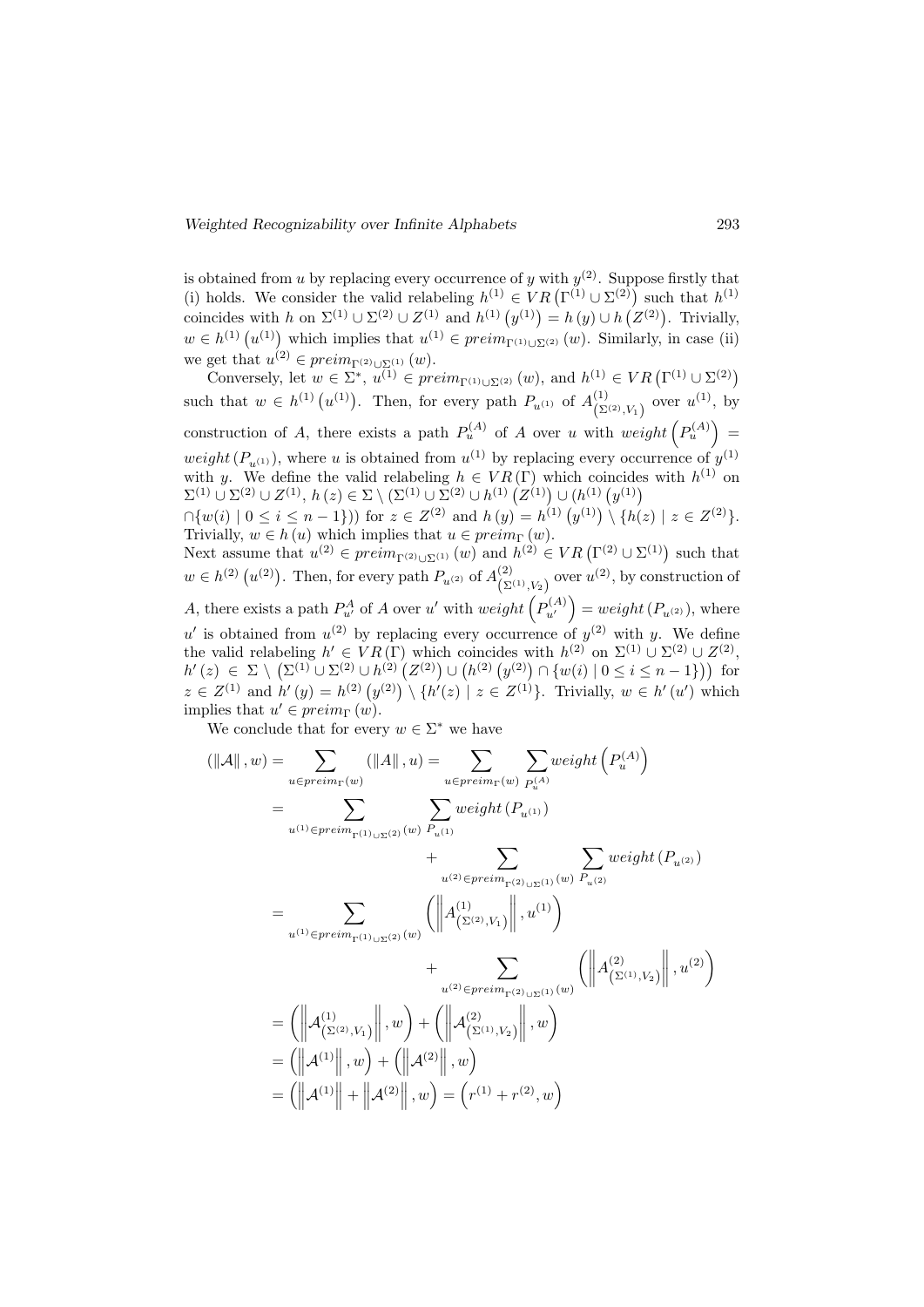is obtained from $u$ by replacing every occurrence of $y$ with $y^{(2)}$. Suppose firstly that (i) holds. We consider the valid relabeling $h^{(1)} \in VR\left(\Gamma^{(1)} \cup \Sigma^{(2)}\right)$ such that $h^{(1)}$ coincides with $h$ on $\Sigma^{(1)} \cup \Sigma^{(2)} \cup Z^{(1)}$ and $h^{(1)}\left(y^{(1)}\right) = h\left(y\right) \cup h\left(Z^{(2)}\right)$. Trivially, $w \in h^{(1)}\left(u^{(1)}\right)$ which implies that $u^{(1)} \in preim_{\Gamma^{(1)} \cup \Sigma^{(2)}}\left(w\right)$. Similarly, in case (ii) we get that $u^{(2)} \in preim_{\Gamma^{(2)} \cup \Sigma^{(1)}}\left(w\right)$.

Conversely, let $w \in \Sigma^*$, $u^{(1)} \in preim_{\Gamma^{(1)} \cup \Sigma^{(2)}}\left(w\right)$, and $h^{(1)} \in VR\left(\Gamma^{(1)} \cup \Sigma^{(2)}\right)$ such that $w \in h^{(1)}\left(u^{(1)}\right)$. Then, for every path $P_{u^{(1)}}$ of $A^{(1)}_{\left(\Sigma^{(2)}, V_1\right)}$ over $u^{(1)}$, by construction of $A$, there exists a path $P_u^{(A)}$ of $A$ over $u$ with $weight\left(P_u^{(A)}\right) = weight\left(P_{u^{(1)}}\right)$, where $u$ is obtained from $u^{(1)}$ by replacing every occurrence of $y^{(1)}$ with $y$. We define the valid relabeling $h \in VR\left(\Gamma\right)$ which coincides with $h^{(1)}$ on $\Sigma^{(1)} \cup \Sigma^{(2)} \cup Z^{(1)}$, $h\left(z\right) \in \Sigma \setminus \left(\Sigma^{(1)} \cup \Sigma^{(2)} \cup h^{(1)}\left(Z^{(1)}\right) \cup \left(h^{(1)}\left(y^{(1)}\right)\right.\right.$ $\left.\left.\cap \{w(i) \mid 0 \leq i \leq n-1\}\right)\right)$ for $z \in Z^{(2)}$ and $h\left(y\right) = h^{(1)}\left(y^{(1)}\right) \setminus \{h(z) \mid z \in Z^{(2)}\}$. Trivially, $w \in h\left(u\right)$ which implies that $u \in preim_{\Gamma}\left(w\right)$.

Next assume that $u^{(2)} \in preim_{\Gamma^{(2)} \cup \Sigma^{(1)}}\left(w\right)$ and $h^{(2)} \in VR\left(\Gamma^{(2)} \cup \Sigma^{(1)}\right)$ such that $w \in h^{(2)}\left(u^{(2)}\right)$. Then, for every path $P_{u^{(2)}}$ of $A^{(2)}_{\left(\Sigma^{(1)}, V_2\right)}$ over $u^{(2)}$, by construction of $A$, there exists a path $P_{u'}^{A}$ of $A$ over $u'$ with $weight\left(P_{u'}^{(A)}\right) = weight\left(P_{u^{(2)}}\right)$, where $u'$ is obtained from $u^{(2)}$ by replacing every occurrence of $y^{(2)}$ with $y$. We define the valid relabeling $h' \in VR\left(\Gamma\right)$ which coincides with $h^{(2)}$ on $\Sigma^{(1)} \cup \Sigma^{(2)} \cup Z^{(2)}$, $h'\left(z\right) \in \Sigma \setminus \left(\Sigma^{(1)} \cup \Sigma^{(2)} \cup h^{(2)}\left(Z^{(2)}\right) \cup \left(h^{(2)}\left(y^{(2)}\right) \cap \{w(i) \mid 0 \leq i \leq n-1\}\right)\right)$ for $z \in Z^{(1)}$ and $h'\left(y\right) = h^{(2)}\left(y^{(2)}\right) \setminus \{h'(z) \mid z \in Z^{(1)}\}$. Trivially, $w \in h'\left(u'\right)$ which implies that $u' \in preim_{\Gamma}\left(w\right)$.

We conclude that for every $w \in \Sigma^*$ we have

$$
\begin{aligned}
\left(\left\|\mathcal{A}\right\|, w\right) &= \sum_{u \in preim_{\Gamma}(w)} \left(\left\|A\right\|, u\right) = \sum_{u \in preim_{\Gamma}(w)} \sum_{P_u^{(A)}} weight\left(P_u^{(A)}\right) \\
&= \sum_{u^{(1)} \in preim_{\Gamma^{(1)} \cup \Sigma^{(2)}}(w)} \sum_{P_{u^{(1)}}} weight\left(P_{u^{(1)}}\right) \\
&\qquad + \sum_{u^{(2)} \in preim_{\Gamma^{(2)} \cup \Sigma^{(1)}}(w)} \sum_{P_{u^{(2)}}} weight\left(P_{u^{(2)}}\right) \\
&= \sum_{u^{(1)} \in preim_{\Gamma^{(1)} \cup \Sigma^{(2)}}(w)} \left(\left\|A^{(1)}_{\left(\Sigma^{(2)}, V_1\right)}\right\|, u^{(1)}\right) \\
&\qquad + \sum_{u^{(2)} \in preim_{\Gamma^{(2)} \cup \Sigma^{(1)}}(w)} \left(\left\|A^{(2)}_{\left(\Sigma^{(1)}, V_2\right)}\right\|, u^{(2)}\right) \\
&= \left(\left\|\mathcal{A}^{(1)}_{\left(\Sigma^{(2)}, V_1\right)}\right\|, w\right) + \left(\left\|\mathcal{A}^{(2)}_{\left(\Sigma^{(1)}, V_2\right)}\right\|, w\right) \\
&= \left(\left\|\mathcal{A}^{(1)}\right\|, w\right) + \left(\left\|\mathcal{A}^{(2)}\right\|, w\right) \\
&= \left(\left\|\mathcal{A}^{(1)}\right\| + \left\|\mathcal{A}^{(2)}\right\|, w\right) = \left(r^{(1)} + r^{(2)}, w\right)
\end{aligned}
$$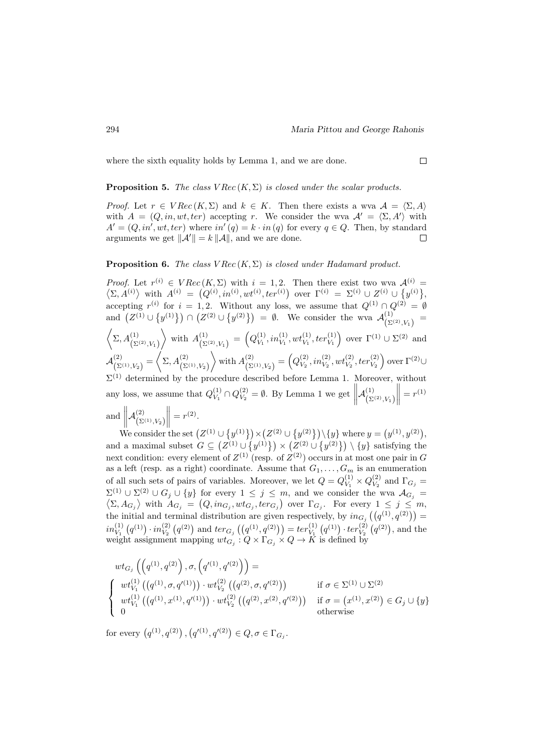where the sixth equality holds by Lemma 1, and we are done. $\square$

**Proposition 5.** *The class $VRec\,(K,\Sigma)$ is closed under the scalar products.*

*Proof.* Let $r \in VRec\,(K,\Sigma)$ and $k \in K$. Then there exists a wva $\mathcal{A} = \langle \Sigma, A\rangle$ with $A = (Q, in, wt, ter)$ accepting $r$. We consider the wva $\mathcal{A}' = \langle \Sigma, A'\rangle$ with $A' = (Q, in', wt, ter)$ where $in'(q) = k \cdot in(q)$ for every $q \in Q$. Then, by standard arguments we get $\|\mathcal{A}'\| = k\,\|\mathcal{A}\|$, and we are done. $\square$

**Proposition 6.** *The class $VRec\,(K,\Sigma)$ is closed under Hadamard product.*

*Proof.* Let $r^{(i)} \in VRec\,(K,\Sigma)$ with $i = 1,2$. Then there exist two wva $\mathcal{A}^{(i)} = \langle \Sigma, A^{(i)}\rangle$ with $A^{(i)} = \left(Q^{(i)}, in^{(i)}, wt^{(i)}, ter^{(i)}\right)$ over $\Gamma^{(i)} = \Sigma^{(i)} \cup Z^{(i)} \cup \left\{y^{(i)}\right\}$, accepting $r^{(i)}$ for $i = 1,2$. Without any loss, we assume that $Q^{(1)} \cap Q^{(2)} = \emptyset$ and $\left(Z^{(1)} \cup \left\{y^{(1)}\right\}\right) \cap \left(Z^{(2)} \cup \left\{y^{(2)}\right\}\right) = \emptyset$. We consider the wva $\mathcal{A}^{(1)}_{\left(\Sigma^{(2)},V_1\right)} = \left\langle \Sigma, A^{(1)}_{\left(\Sigma^{(2)},V_1\right)}\right\rangle$ with $A^{(1)}_{\left(\Sigma^{(2)},V_1\right)} = \left(Q^{(1)}_{V_1}, in^{(1)}_{V_1}, wt^{(1)}_{V_1}, ter^{(1)}_{V_1}\right)$ over $\Gamma^{(1)} \cup \Sigma^{(2)}$ and $\mathcal{A}^{(2)}_{\left(\Sigma^{(1)},V_2\right)} = \left\langle \Sigma, A^{(2)}_{\left(\Sigma^{(1)},V_2\right)}\right\rangle$ with $A^{(2)}_{\left(\Sigma^{(1)},V_2\right)} = \left(Q^{(2)}_{V_2}, in^{(2)}_{V_2}, wt^{(2)}_{V_2}, ter^{(2)}_{V_2}\right)$ over $\Gamma^{(2)} \cup \Sigma^{(1)}$ determined by the procedure described before Lemma 1. Moreover, without any loss, we assume that $Q^{(1)}_{V_1} \cap Q^{(2)}_{V_2} = \emptyset$. By Lemma 1 we get $\left\|\mathcal{A}^{(1)}_{\left(\Sigma^{(2)},V_1\right)}\right\| = r^{(1)}$ and $\left\|\mathcal{A}^{(2)}_{\left(\Sigma^{(1)},V_2\right)}\right\| = r^{(2)}$.

We consider the set $\left(Z^{(1)} \cup \left\{y^{(1)}\right\}\right) \times \left(Z^{(2)} \cup \left\{y^{(2)}\right\}\right) \setminus \{y\}$ where $y = \left(y^{(1)}, y^{(2)}\right)$, and a maximal subset $G \subseteq \left(Z^{(1)} \cup \left\{y^{(1)}\right\}\right) \times \left(Z^{(2)} \cup \left\{y^{(2)}\right\}\right) \setminus \{y\}$ satisfying the next condition: every element of $Z^{(1)}$ (resp. of $Z^{(2)}$) occurs in at most one pair in $G$ as a left (resp. as a right) coordinate. Assume that $G_1, \ldots, G_m$ is an enumeration of all such sets of pairs of variables. Moreover, we let $Q = Q^{(1)}_{V_1} \times Q^{(2)}_{V_2}$ and $\Gamma_{G_j} = \Sigma^{(1)} \cup \Sigma^{(2)} \cup G_j \cup \{y\}$ for every $1 \leq j \leq m$, and we consider the wva $\mathcal{A}_{G_j} = \left\langle \Sigma, A_{G_j}\right\rangle$ with $A_{G_j} = \left(Q, in_{G_j}, wt_{G_j}, ter_{G_j}\right)$ over $\Gamma_{G_j}$. For every $1 \leq j \leq m$, the initial and terminal distribution are given respectively, by $in_{G_j}\left(\left(q^{(1)}, q^{(2)}\right)\right) = in^{(1)}_{V_1}\left(q^{(1)}\right) \cdot in^{(2)}_{V_2}\left(q^{(2)}\right)$ and $ter_{G_j}\left(\left(q^{(1)}, q^{(2)}\right)\right) = ter^{(1)}_{V_1}\left(q^{(1)}\right) \cdot ter^{(2)}_{V_2}\left(q^{(2)}\right)$, and the weight assignment mapping $wt_{G_j} : Q \times \Gamma_{G_j} \times Q \to K$ is defined by

$$
wt_{G_j}\left(\left(q^{(1)}, q^{(2)}\right), \sigma, \left(q'^{(1)}, q'^{(2)}\right)\right) =
$$
$$
\begin{cases}
wt^{(1)}_{V_1}\left(\left(q^{(1)}, \sigma, q'^{(1)}\right)\right) \cdot wt^{(2)}_{V_2}\left(\left(q^{(2)}, \sigma, q'^{(2)}\right)\right) & \text{if } \sigma \in \Sigma^{(1)} \cup \Sigma^{(2)} \\
wt^{(1)}_{V_1}\left(\left(q^{(1)}, x^{(1)}, q'^{(1)}\right)\right) \cdot wt^{(2)}_{V_2}\left(\left(q^{(2)}, x^{(2)}, q'^{(2)}\right)\right) & \text{if } \sigma = \left(x^{(1)}, x^{(2)}\right) \in G_j \cup \{y\} \\
0 & \text{otherwise}
\end{cases}
$$

for every $\left(q^{(1)}, q^{(2)}\right), \left(q'^{(1)}, q'^{(2)}\right) \in Q, \sigma \in \Gamma_{G_j}$.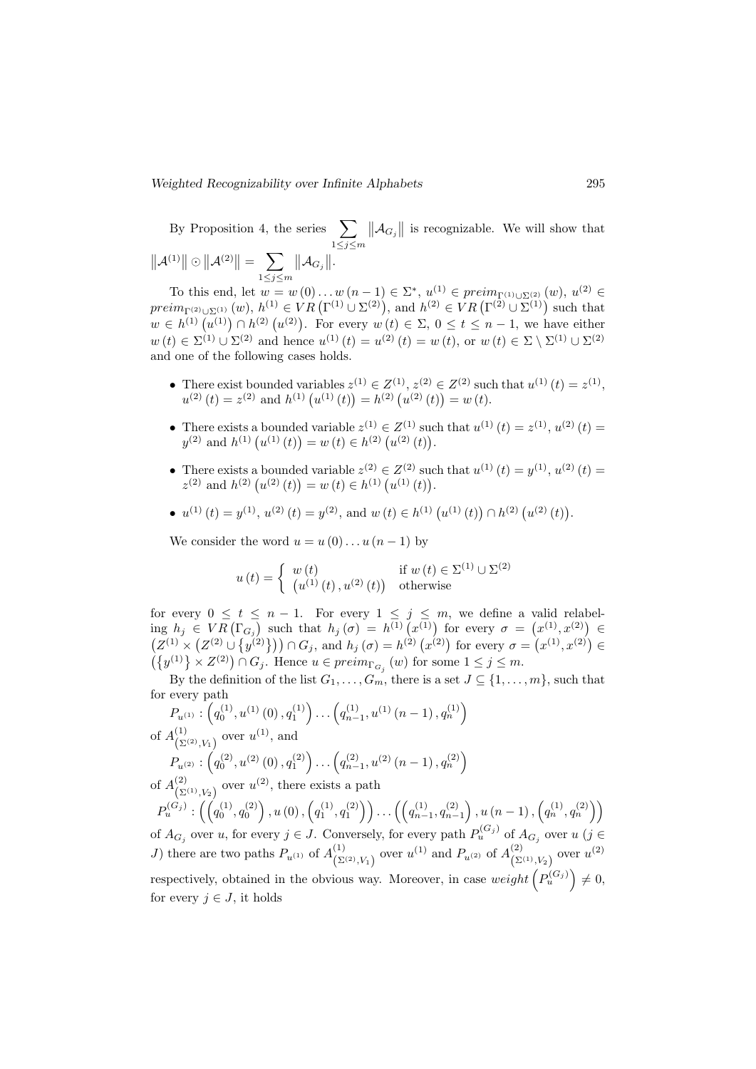By Proposition 4, the series $\sum_{1\leq j\leq m} \left\|\mathcal{A}_{G_j}\right\|$ is recognizable. We will show that $\left\|\mathcal{A}^{(1)}\right\| \odot \left\|\mathcal{A}^{(2)}\right\| = \sum_{1\leq j\leq m} \left\|\mathcal{A}_{G_j}\right\|$.

To this end, let $w = w(0)\dots w(n-1) \in \Sigma^*$, $u^{(1)} \in preim_{\Gamma^{(1)}\cup\Sigma^{(2)}}(w)$, $u^{(2)} \in preim_{\Gamma^{(2)}\cup\Sigma^{(1)}}(w)$, $h^{(1)} \in VR\left(\Gamma^{(1)} \cup \Sigma^{(2)}\right)$, and $h^{(2)} \in VR\left(\Gamma^{(2)} \cup \Sigma^{(1)}\right)$ such that $w \in h^{(1)}\left(u^{(1)}\right) \cap h^{(2)}\left(u^{(2)}\right)$. For every $w(t) \in \Sigma$, $0 \leq t \leq n-1$, we have either $w(t) \in \Sigma^{(1)} \cup \Sigma^{(2)}$ and hence $u^{(1)}(t) = u^{(2)}(t) = w(t)$, or $w(t) \in \Sigma \setminus \Sigma^{(1)} \cup \Sigma^{(2)}$ and one of the following cases holds.

- There exist bounded variables $z^{(1)} \in Z^{(1)}$, $z^{(2)} \in Z^{(2)}$ such that $u^{(1)}(t) = z^{(1)}$, $u^{(2)}(t) = z^{(2)}$ and $h^{(1)}\left(u^{(1)}(t)\right) = h^{(2)}\left(u^{(2)}(t)\right) = w(t)$.
- There exists a bounded variable $z^{(1)} \in Z^{(1)}$ such that $u^{(1)}(t) = z^{(1)}$, $u^{(2)}(t) = y^{(2)}$ and $h^{(1)}\left(u^{(1)}(t)\right) = w(t) \in h^{(2)}\left(u^{(2)}(t)\right)$.
- There exists a bounded variable $z^{(2)} \in Z^{(2)}$ such that $u^{(1)}(t) = y^{(1)}$, $u^{(2)}(t) = z^{(2)}$ and $h^{(2)}\left(u^{(2)}(t)\right) = w(t) \in h^{(1)}\left(u^{(1)}(t)\right)$.
- $u^{(1)}(t) = y^{(1)}$, $u^{(2)}(t) = y^{(2)}$, and $w(t) \in h^{(1)}\left(u^{(1)}(t)\right) \cap h^{(2)}\left(u^{(2)}(t)\right)$.

We consider the word $u = u(0)\dots u(n-1)$ by

$$u(t) = \begin{cases} w(t) & \text{if } w(t) \in \Sigma^{(1)} \cup \Sigma^{(2)} \\ \left(u^{(1)}(t), u^{(2)}(t)\right) & \text{otherwise} \end{cases}$$

for every $0 \leq t \leq n-1$. For every $1 \leq j \leq m$, we define a valid relabeling $h_j \in VR\left(\Gamma_{G_j}\right)$ such that $h_j(\sigma) = h^{(1)}\left(x^{(1)}\right)$ for every $\sigma = \left(x^{(1)}, x^{(2)}\right) \in \left(Z^{(1)} \times \left(Z^{(2)} \cup \left\{y^{(2)}\right\}\right)\right) \cap G_j$, and $h_j(\sigma) = h^{(2)}\left(x^{(2)}\right)$ for every $\sigma = \left(x^{(1)}, x^{(2)}\right) \in \left(\left\{y^{(1)}\right\} \times Z^{(2)}\right) \cap G_j$. Hence $u \in preim_{\Gamma_{G_j}}(w)$ for some $1 \leq j \leq m$.

By the definition of the list $G_1, \dots, G_m$, there is a set $J \subseteq \{1, \dots, m\}$, such that for every path

$P_{u^{(1)}} : \left(q_0^{(1)}, u^{(1)}(0), q_1^{(1)}\right) \dots \left(q_{n-1}^{(1)}, u^{(1)}(n-1), q_n^{(1)}\right)$

of $A^{(1)}_{\left(\Sigma^{(2)}, V_1\right)}$ over $u^{(1)}$, and

$P_{u^{(2)}} : \left(q_0^{(2)}, u^{(2)}(0), q_1^{(2)}\right) \dots \left(q_{n-1}^{(2)}, u^{(2)}(n-1), q_n^{(2)}\right)$

of $A^{(2)}_{\left(\Sigma^{(1)}, V_2\right)}$ over $u^{(2)}$, there exists a path

$P_u^{(G_j)} : \left(\left(q_0^{(1)}, q_0^{(2)}\right), u(0), \left(q_1^{(1)}, q_1^{(2)}\right)\right) \dots \left(\left(q_{n-1}^{(1)}, q_{n-1}^{(2)}\right), u(n-1), \left(q_n^{(1)}, q_n^{(2)}\right)\right)$

of $A_{G_j}$ over $u$, for every $j \in J$. Conversely, for every path $P_u^{(G_j)}$ of $A_{G_j}$ over $u$ ($j \in J$) there are two paths $P_{u^{(1)}}$ of $A^{(1)}_{\left(\Sigma^{(2)}, V_1\right)}$ over $u^{(1)}$ and $P_{u^{(2)}}$ of $A^{(2)}_{\left(\Sigma^{(1)}, V_2\right)}$ over $u^{(2)}$ respectively, obtained in the obvious way. Moreover, in case $weight\left(P_u^{(G_j)}\right) \neq 0$, for every $j \in J$, it holds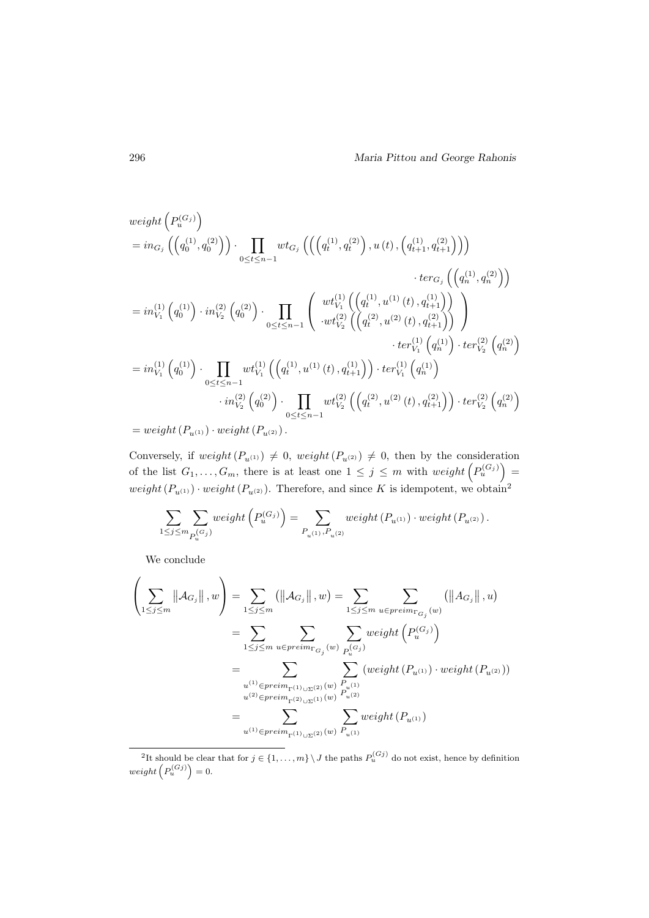$$
\begin{aligned}
&weight\left(P_u^{(G_j)}\right) \\
&= in_{G_j}\left(\left(q_0^{(1)}, q_0^{(2)}\right)\right) \cdot \prod_{0 \le t \le n-1} wt_{G_j}\left(\left(\left(q_t^{(1)}, q_t^{(2)}\right), u\left(t\right), \left(q_{t+1}^{(1)}, q_{t+1}^{(2)}\right)\right)\right) \\
&\qquad\qquad \cdot ter_{G_j}\left(\left(q_n^{(1)}, q_n^{(2)}\right)\right) \\
&= in_{V_1}^{(1)}\left(q_0^{(1)}\right) \cdot in_{V_2}^{(2)}\left(q_0^{(2)}\right) \cdot \prod_{0 \le t \le n-1} \left( \begin{array}{c} wt_{V_1}^{(1)}\left(\left(q_t^{(1)}, u^{(1)}\left(t\right), q_{t+1}^{(1)}\right)\right) \\ \cdot wt_{V_2}^{(2)}\left(\left(q_t^{(2)}, u^{(2)}\left(t\right), q_{t+1}^{(2)}\right)\right) \end{array} \right) \\
&\qquad\qquad \cdot ter_{V_1}^{(1)}\left(q_n^{(1)}\right) \cdot ter_{V_2}^{(2)}\left(q_n^{(2)}\right) \\
&= in_{V_1}^{(1)}\left(q_0^{(1)}\right) \cdot \prod_{0 \le t \le n-1} wt_{V_1}^{(1)}\left(\left(q_t^{(1)}, u^{(1)}\left(t\right), q_{t+1}^{(1)}\right)\right) \cdot ter_{V_1}^{(1)}\left(q_n^{(1)}\right) \\
&\qquad \cdot in_{V_2}^{(2)}\left(q_0^{(2)}\right) \cdot \prod_{0 \le t \le n-1} wt_{V_2}^{(2)}\left(\left(q_t^{(2)}, u^{(2)}\left(t\right), q_{t+1}^{(2)}\right)\right) \cdot ter_{V_2}^{(2)}\left(q_n^{(2)}\right) \\
&= weight\left(P_{u^{(1)}}\right) \cdot weight\left(P_{u^{(2)}}\right).
\end{aligned}
$$

Conversely, if $weight\left(P_{u^{(1)}}\right) \neq 0$, $weight\left(P_{u^{(2)}}\right) \neq 0$, then by the consideration of the list $G_1, \ldots, G_m$, there is at least one $1 \le j \le m$ with $weight\left(P_u^{(G_j)}\right) = weight\left(P_{u^{(1)}}\right) \cdot weight\left(P_{u^{(2)}}\right)$. Therefore, and since $K$ is idempotent, we obtain[2]

$$
\sum_{1 \le j \le m} \sum_{P_u^{(G_j)}} weight\left(P_u^{(G_j)}\right) = \sum_{P_{u^{(1)}}, P_{u^{(2)}}} weight\left(P_{u^{(1)}}\right) \cdot weight\left(P_{u^{(2)}}\right).
$$

We conclude

$$
\begin{aligned}
\left(\sum_{1 \le j \le m} \left\|\mathcal{A}_{G_j}\right\|, w\right) &= \sum_{1 \le j \le m} \left(\left\|\mathcal{A}_{G_j}\right\|, w\right) = \sum_{1 \le j \le m} \sum_{u \in preim_{\Gamma_{G_j}}(w)} \left(\left\|A_{G_j}\right\|, u\right) \\
&= \sum_{1 \le j \le m} \sum_{u \in preim_{\Gamma_{G_j}}(w)} \sum_{P_u^{(G_j)}} weight\left(P_u^{(G_j)}\right) \\
&= \sum_{\substack{u^{(1)} \in preim_{\Gamma^{(1)} \cup \Sigma^{(2)}}(w) \\ u^{(2)} \in preim_{\Gamma^{(2)} \cup \Sigma^{(1)}}(w)}} \sum_{\substack{P_{u^{(1)}} \\ P_{u^{(2)}}}} \left(weight\left(P_{u^{(1)}}\right) \cdot weight\left(P_{u^{(2)}}\right)\right) \\
&= \sum_{u^{(1)} \in preim_{\Gamma^{(1)} \cup \Sigma^{(2)}}(w)} \sum_{P_{u^{(1)}}} weight\left(P_{u^{(1)}}\right)
\end{aligned}
$$

---

[2] It should be clear that for $j \in \{1, \ldots, m\} \setminus J$ the paths $P_u^{(Gj)}$ do not exist, hence by definition $weight\left(P_u^{(Gj)}\right) = 0$.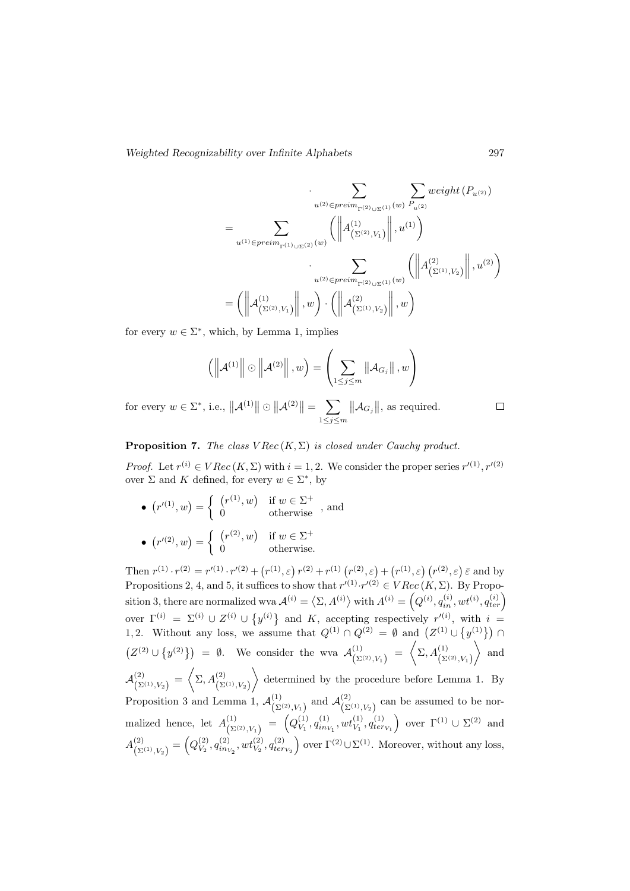$$
\cdot \sum_{u^{(2)} \in preim_{\Gamma^{(2)} \cup \Sigma^{(1)}}(w)} \sum_{P_{u^{(2)}}} weight\left(P_{u^{(2)}}\right)
$$

$$
= \sum_{u^{(1)} \in preim_{\Gamma^{(1)} \cup \Sigma^{(2)}}(w)} \left( \left\| A^{(1)}_{\left(\Sigma^{(2)}, V_1\right)} \right\|, u^{(1)} \right)
$$

$$
\cdot \sum_{u^{(2)} \in preim_{\Gamma^{(2)} \cup \Sigma^{(1)}}(w)} \left( \left\| A^{(2)}_{\left(\Sigma^{(1)}, V_2\right)} \right\|, u^{(2)} \right)
$$

$$
= \left( \left\| \mathcal{A}^{(1)}_{\left(\Sigma^{(2)}, V_1\right)} \right\|, w \right) \cdot \left( \left\| \mathcal{A}^{(2)}_{\left(\Sigma^{(1)}, V_2\right)} \right\|, w \right)
$$

for every $w \in \Sigma^*$, which, by Lemma 1, implies

$$
\left( \left\| \mathcal{A}^{(1)} \right\| \odot \left\| \mathcal{A}^{(2)} \right\|, w \right) = \left( \sum_{1 \leq j \leq m} \left\| \mathcal{A}_{G_j} \right\|, w \right)
$$

for every $w \in \Sigma^*$, i.e., $\left\| \mathcal{A}^{(1)} \right\| \odot \left\| \mathcal{A}^{(2)} \right\| = \sum_{1 \leq j \leq m} \left\| \mathcal{A}_{G_j} \right\|$, as required. $\square$

**Proposition 7.** *The class $VRec\,(K, \Sigma)$ is closed under Cauchy product.*

*Proof.* Let $r^{(i)} \in VRec\,(K, \Sigma)$ with $i = 1, 2$. We consider the proper series $r'^{(1)}, r'^{(2)}$ over $\Sigma$ and $K$ defined, for every $w \in \Sigma^*$, by

- $\left(r'^{(1)}, w\right) = \begin{cases} \left(r^{(1)}, w\right) & \text{if } w \in \Sigma^+ \\ 0 & \text{otherwise} \end{cases}$, and
- $\left(r'^{(2)}, w\right) = \begin{cases} \left(r^{(2)}, w\right) & \text{if } w \in \Sigma^+ \\ 0 & \text{otherwise.} \end{cases}$

Then $r^{(1)} \cdot r^{(2)} = r'^{(1)} \cdot r'^{(2)} + \left(r^{(1)}, \varepsilon\right) r^{(2)} + r^{(1)} \left(r^{(2)}, \varepsilon\right) + \left(r^{(1)}, \varepsilon\right) \left(r^{(2)}, \varepsilon\right) \bar{\varepsilon}$ and by Propositions 2, 4, and 5, it suffices to show that $r'^{(1)} \cdot r'^{(2)} \in VRec\,(K, \Sigma)$. By Proposition 3, there are normalized wva $\mathcal{A}^{(i)} = \left\langle \Sigma, A^{(i)} \right\rangle$ with $A^{(i)} = \left( Q^{(i)}, q^{(i)}_{in}, wt^{(i)}, q^{(i)}_{ter} \right)$ over $\Gamma^{(i)} = \Sigma^{(i)} \cup Z^{(i)} \cup \left\{ y^{(i)} \right\}$ and $K$, accepting respectively $r'^{(i)}$, with $i = 1, 2$. Without any loss, we assume that $Q^{(1)} \cap Q^{(2)} = \emptyset$ and $\left( Z^{(1)} \cup \left\{ y^{(1)} \right\} \right) \cap \left( Z^{(2)} \cup \left\{ y^{(2)} \right\} \right) = \emptyset$. We consider the wva $\mathcal{A}^{(1)}_{\left(\Sigma^{(2)}, V_1\right)} = \left\langle \Sigma, A^{(1)}_{\left(\Sigma^{(2)}, V_1\right)} \right\rangle$ and $\mathcal{A}^{(2)}_{\left(\Sigma^{(1)}, V_2\right)} = \left\langle \Sigma, A^{(2)}_{\left(\Sigma^{(1)}, V_2\right)} \right\rangle$ determined by the procedure before Lemma 1. By Proposition 3 and Lemma 1, $\mathcal{A}^{(1)}_{\left(\Sigma^{(2)}, V_1\right)}$ and $\mathcal{A}^{(2)}_{\left(\Sigma^{(1)}, V_2\right)}$ can be assumed to be normalized hence, let $A^{(1)}_{\left(\Sigma^{(2)}, V_1\right)} = \left( Q^{(1)}_{V_1}, q^{(1)}_{in_{V_1}}, wt^{(1)}_{V_1}, q^{(1)}_{ter_{V_1}} \right)$ over $\Gamma^{(1)} \cup \Sigma^{(2)}$ and $A^{(2)}_{\left(\Sigma^{(1)}, V_2\right)} = \left( Q^{(2)}_{V_2}, q^{(2)}_{in_{V_2}}, wt^{(2)}_{V_2}, q^{(2)}_{ter_{V_2}} \right)$ over $\Gamma^{(2)} \cup \Sigma^{(1)}$. Moreover, without any loss,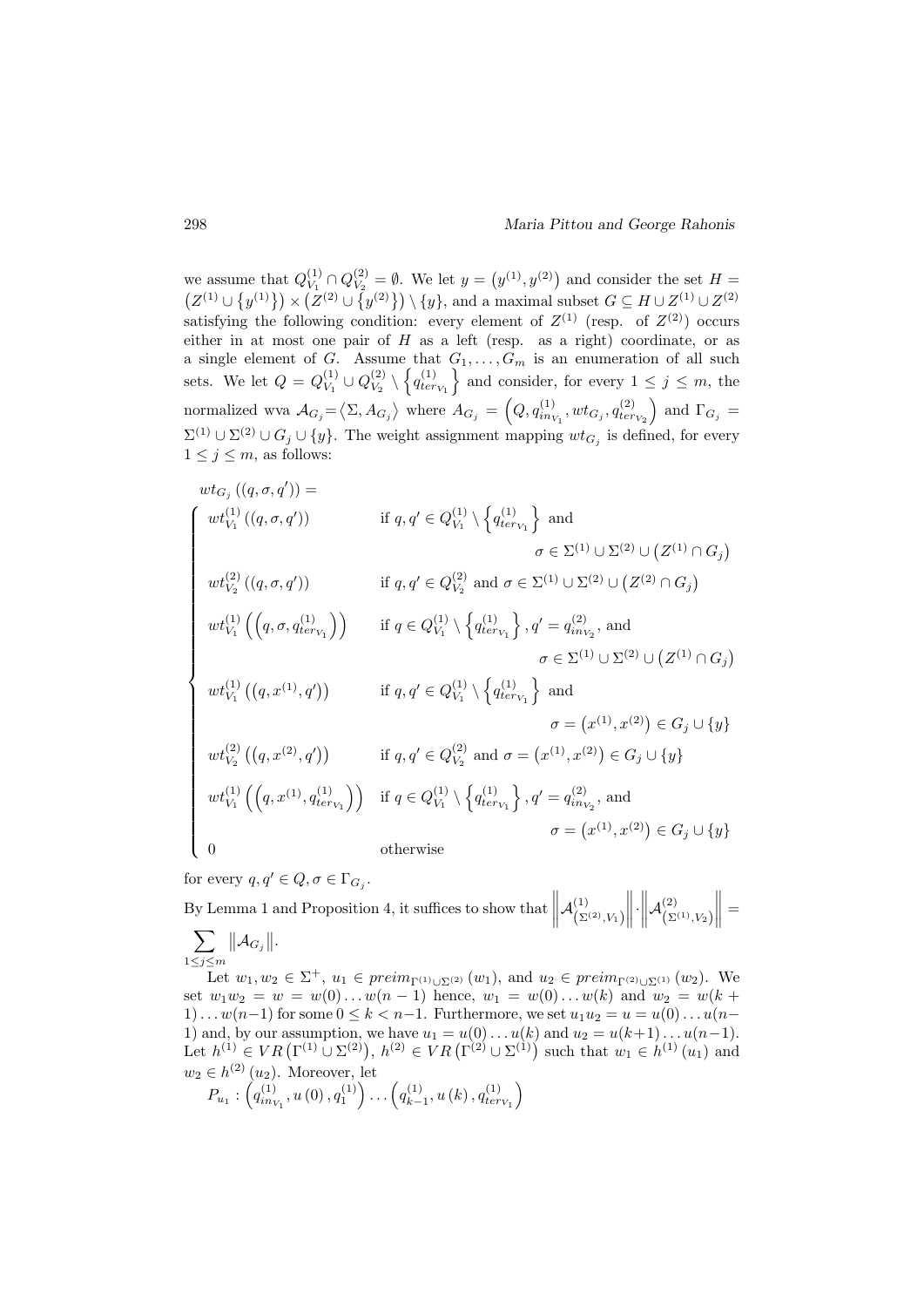we assume that $Q_{V_1}^{(1)} \cap Q_{V_2}^{(2)} = \emptyset$. We let $y = \left(y^{(1)}, y^{(2)}\right)$ and consider the set $H = \left(Z^{(1)} \cup \left\{y^{(1)}\right\}\right) \times \left(Z^{(2)} \cup \left\{y^{(2)}\right\}\right) \setminus \{y\}$, and a maximal subset $G \subseteq H \cup Z^{(1)} \cup Z^{(2)}$ satisfying the following condition: every element of $Z^{(1)}$ (resp. of $Z^{(2)}$) occurs either in at most one pair of $H$ as a left (resp. as a right) coordinate, or as a single element of $G$. Assume that $G_1, \ldots, G_m$ is an enumeration of all such sets. We let $Q = Q_{V_1}^{(1)} \cup Q_{V_2}^{(2)} \setminus \left\{q_{ter_{V_1}}^{(1)}\right\}$ and consider, for every $1 \leq j \leq m$, the normalized wva $\mathcal{A}_{G_j} = \langle \Sigma, A_{G_j} \rangle$ where $A_{G_j} = \left(Q, q_{in_{V_1}}^{(1)}, wt_{G_j}, q_{ter_{V_2}}^{(2)}\right)$ and $\Gamma_{G_j} = \Sigma^{(1)} \cup \Sigma^{(2)} \cup G_j \cup \{y\}$. The weight assignment mapping $wt_{G_j}$ is defined, for every $1 \leq j \leq m$, as follows:

$$
wt_{G_j}\left((q, \sigma, q')\right) =
\begin{cases}
wt_{V_1}^{(1)}\left((q, \sigma, q')\right) & \text{if } q, q' \in Q_{V_1}^{(1)} \setminus \left\{q_{ter_{V_1}}^{(1)}\right\} \text{ and} \\
& \quad \sigma \in \Sigma^{(1)} \cup \Sigma^{(2)} \cup \left(Z^{(1)} \cap G_j\right) \\
wt_{V_2}^{(2)}\left((q, \sigma, q')\right) & \text{if } q, q' \in Q_{V_2}^{(2)} \text{ and } \sigma \in \Sigma^{(1)} \cup \Sigma^{(2)} \cup \left(Z^{(2)} \cap G_j\right) \\
wt_{V_1}^{(1)}\left(\left(q, \sigma, q_{ter_{V_1}}^{(1)}\right)\right) & \text{if } q \in Q_{V_1}^{(1)} \setminus \left\{q_{ter_{V_1}}^{(1)}\right\}, q' = q_{in_{V_2}}^{(2)}, \text{ and} \\
& \quad \sigma \in \Sigma^{(1)} \cup \Sigma^{(2)} \cup \left(Z^{(1)} \cap G_j\right) \\
wt_{V_1}^{(1)}\left(\left(q, x^{(1)}, q'\right)\right) & \text{if } q, q' \in Q_{V_1}^{(1)} \setminus \left\{q_{ter_{V_1}}^{(1)}\right\} \text{ and} \\
& \quad \sigma = \left(x^{(1)}, x^{(2)}\right) \in G_j \cup \{y\} \\
wt_{V_2}^{(2)}\left(\left(q, x^{(2)}, q'\right)\right) & \text{if } q, q' \in Q_{V_2}^{(2)} \text{ and } \sigma = \left(x^{(1)}, x^{(2)}\right) \in G_j \cup \{y\} \\
wt_{V_1}^{(1)}\left(\left(q, x^{(1)}, q_{ter_{V_1}}^{(1)}\right)\right) & \text{if } q \in Q_{V_1}^{(1)} \setminus \left\{q_{ter_{V_1}}^{(1)}\right\}, q' = q_{in_{V_2}}^{(2)}, \text{ and} \\
& \quad \sigma = \left(x^{(1)}, x^{(2)}\right) \in G_j \cup \{y\} \\
0 & \text{otherwise}
\end{cases}
$$

for every $q, q' \in Q, \sigma \in \Gamma_{G_j}$.

By Lemma 1 and Proposition 4, it suffices to show that $\left\| \mathcal{A}_{\left(\Sigma^{(2)}, V_1\right)}^{(1)} \right\| \cdot \left\| \mathcal{A}_{\left(\Sigma^{(1)}, V_2\right)}^{(2)} \right\| = \sum_{1 \leq j \leq m} \left\| \mathcal{A}_{G_j} \right\|$.

Let $w_1, w_2 \in \Sigma^+$, $u_1 \in preim_{\Gamma^{(1)} \cup \Sigma^{(2)}}(w_1)$, and $u_2 \in preim_{\Gamma^{(2)} \cup \Sigma^{(1)}}(w_2)$. We set $w_1 w_2 = w = w(0) \ldots w(n-1)$ hence, $w_1 = w(0) \ldots w(k)$ and $w_2 = w(k+1) \ldots w(n-1)$ for some $0 \leq k < n-1$. Furthermore, we set $u_1 u_2 = u = u(0) \ldots u(n-1)$ and, by our assumption, we have $u_1 = u(0) \ldots u(k)$ and $u_2 = u(k+1) \ldots u(n-1)$. Let $h^{(1)} \in VR\left(\Gamma^{(1)} \cup \Sigma^{(2)}\right)$, $h^{(2)} \in VR\left(\Gamma^{(2)} \cup \Sigma^{(1)}\right)$ such that $w_1 \in h^{(1)}(u_1)$ and $w_2 \in h^{(2)}(u_2)$. Moreover, let

$P_{u_1} : \left(q_{in_{V_1}}^{(1)}, u(0), q_1^{(1)}\right) \ldots \left(q_{k-1}^{(1)}, u(k), q_{ter_{V_1}}^{(1)}\right)$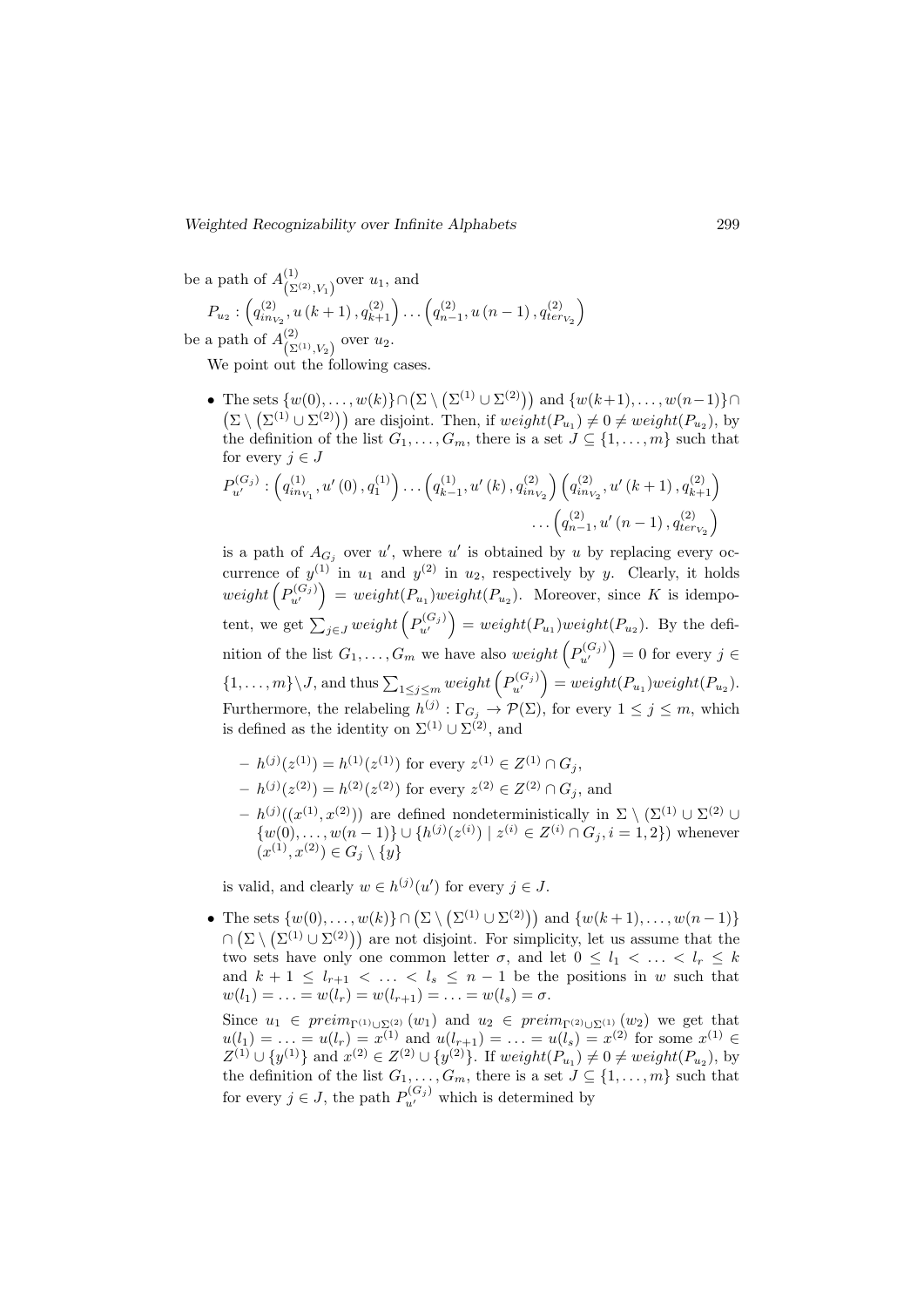be a path of $A^{(1)}_{\left(\Sigma^{(2)},V_1\right)}$ over $u_1$, and

$$P_{u_2} : \left(q^{(2)}_{in_{V_2}}, u\left(k+1\right), q^{(2)}_{k+1}\right) \ldots \left(q^{(2)}_{n-1}, u\left(n-1\right), q^{(2)}_{ter_{V_2}}\right)$$

be a path of $A^{(2)}_{\left(\Sigma^{(1)},V_2\right)}$ over $u_2$.

We point out the following cases.

- The sets $\{w(0), \ldots, w(k)\} \cap \left(\Sigma \setminus \left(\Sigma^{(1)} \cup \Sigma^{(2)}\right)\right)$ and $\{w(k+1), \ldots, w(n-1)\} \cap \left(\Sigma \setminus \left(\Sigma^{(1)} \cup \Sigma^{(2)}\right)\right)$ are disjoint. Then, if $weight(P_{u_1}) \neq 0 \neq weight(P_{u_2})$, by the definition of the list $G_1, \ldots, G_m$, there is a set $J \subseteq \{1, \ldots, m\}$ such that for every $j \in J$

  $$P^{(G_j)}_{u'} : \left(q^{(1)}_{in_{V_1}}, u'\left(0\right), q^{(1)}_1\right) \ldots \left(q^{(1)}_{k-1}, u'\left(k\right), q^{(2)}_{in_{V_2}}\right) \left(q^{(2)}_{in_{V_2}}, u'\left(k+1\right), q^{(2)}_{k+1}\right) \ldots \left(q^{(2)}_{n-1}, u'\left(n-1\right), q^{(2)}_{ter_{V_2}}\right)$$

  is a path of $A_{G_j}$ over $u'$, where $u'$ is obtained by $u$ by replacing every occurrence of $y^{(1)}$ in $u_1$ and $y^{(2)}$ in $u_2$, respectively by $y$. Clearly, it holds $weight\left(P^{(G_j)}_{u'}\right) = weight(P_{u_1})weight(P_{u_2})$. Moreover, since $K$ is idempotent, we get $\sum_{j \in J} weight\left(P^{(G_j)}_{u'}\right) = weight(P_{u_1})weight(P_{u_2})$. By the definition of the list $G_1, \ldots, G_m$ we have also $weight\left(P^{(G_j)}_{u'}\right) = 0$ for every $j \in \{1, \ldots, m\} \setminus J$, and thus $\sum_{1 \leq j \leq m} weight\left(P^{(G_j)}_{u'}\right) = weight(P_{u_1})weight(P_{u_2})$. Furthermore, the relabeling $h^{(j)} : \Gamma_{G_j} \to \mathcal{P}(\Sigma)$, for every $1 \leq j \leq m$, which is defined as the identity on $\Sigma^{(1)} \cup \Sigma^{(2)}$, and

  - $h^{(j)}(z^{(1)}) = h^{(1)}(z^{(1)})$ for every $z^{(1)} \in Z^{(1)} \cap G_j$,
  - $h^{(j)}(z^{(2)}) = h^{(2)}(z^{(2)})$ for every $z^{(2)} \in Z^{(2)} \cap G_j$, and
  - $h^{(j)}((x^{(1)}, x^{(2)}))$ are defined nondeterministically in $\Sigma \setminus (\Sigma^{(1)} \cup \Sigma^{(2)} \cup \{w(0), \ldots, w(n-1)\} \cup \{h^{(j)}(z^{(i)}) \mid z^{(i)} \in Z^{(i)} \cap G_j, i = 1, 2\})$ whenever $(x^{(1)}, x^{(2)}) \in G_j \setminus \{y\}$

  is valid, and clearly $w \in h^{(j)}(u')$ for every $j \in J$.

- The sets $\{w(0), \ldots, w(k)\} \cap \left(\Sigma \setminus \left(\Sigma^{(1)} \cup \Sigma^{(2)}\right)\right)$ and $\{w(k+1), \ldots, w(n-1)\} \cap \left(\Sigma \setminus \left(\Sigma^{(1)} \cup \Sigma^{(2)}\right)\right)$ are not disjoint. For simplicity, let us assume that the two sets have only one common letter $\sigma$, and let $0 \leq l_1 < \ldots < l_r \leq k$ and $k+1 \leq l_{r+1} < \ldots < l_s \leq n-1$ be the positions in $w$ such that $w(l_1) = \ldots = w(l_r) = w(l_{r+1}) = \ldots = w(l_s) = \sigma$.

  Since $u_1 \in preim_{\Gamma^{(1)} \cup \Sigma^{(2)}}(w_1)$ and $u_2 \in preim_{\Gamma^{(2)} \cup \Sigma^{(1)}}(w_2)$ we get that $u(l_1) = \ldots = u(l_r) = x^{(1)}$ and $u(l_{r+1}) = \ldots = u(l_s) = x^{(2)}$ for some $x^{(1)} \in Z^{(1)} \cup \{y^{(1)}\}$ and $x^{(2)} \in Z^{(2)} \cup \{y^{(2)}\}$. If $weight(P_{u_1}) \neq 0 \neq weight(P_{u_2})$, by the definition of the list $G_1, \ldots, G_m$, there is a set $J \subseteq \{1, \ldots, m\}$ such that for every $j \in J$, the path $P^{(G_j)}_{u'}$ which is determined by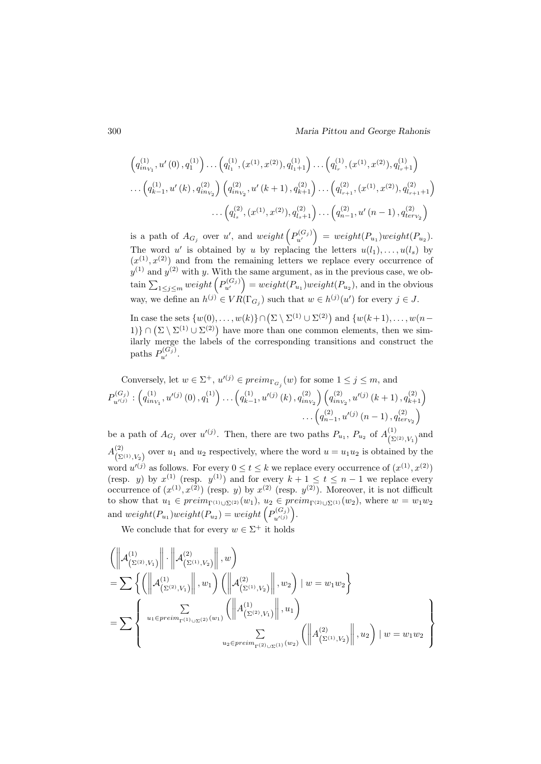$$\left(q^{(1)}_{in_{V_1}}, u'(0), q^{(1)}_1\right) \ldots \left(q^{(1)}_{l_1}, (x^{(1)}, x^{(2)}), q^{(1)}_{l_1+1}\right) \ldots \left(q^{(1)}_{l_r}, (x^{(1)}, x^{(2)}), q^{(1)}_{l_r+1}\right)$$
$$\ldots \left(q^{(1)}_{k-1}, u'(k), q^{(2)}_{in_{V_2}}\right) \left(q^{(2)}_{in_{V_2}}, u'(k+1), q^{(2)}_{k+1}\right) \ldots \left(q^{(2)}_{l_{r+1}}, (x^{(1)}, x^{(2)}), q^{(2)}_{l_{r+1}+1}\right)$$
$$\ldots \left(q^{(2)}_{l_s}, (x^{(1)}, x^{(2)}), q^{(2)}_{l_s+1}\right) \ldots \left(q^{(2)}_{n-1}, u'(n-1), q^{(2)}_{ter_{V_2}}\right)$$

is a path of $A_{G_j}$ over $u'$, and $weight\left(P^{(G_j)}_{u'}\right) = weight(P_{u_1})weight(P_{u_2})$. The word $u'$ is obtained by $u$ by replacing the letters $u(l_1), \ldots, u(l_s)$ by $(x^{(1)}, x^{(2)})$ and from the remaining letters we replace every occurrence of $y^{(1)}$ and $y^{(2)}$ with $y$. With the same argument, as in the previous case, we obtain $\sum_{1 \leq j \leq m} weight\left(P^{(G_j)}_{u'}\right) = weight(P_{u_1})weight(P_{u_2})$, and in the obvious way, we define an $h^{(j)} \in VR(\Gamma_{G_j})$ such that $w \in h^{(j)}(u')$ for every $j \in J$.

In case the sets $\{w(0), \ldots, w(k)\} \cap \left(\Sigma \setminus \Sigma^{(1)} \cup \Sigma^{(2)}\right)$ and $\{w(k+1), \ldots, w(n-1)\} \cap \left(\Sigma \setminus \Sigma^{(1)} \cup \Sigma^{(2)}\right)$ have more than one common elements, then we similarly merge the labels of the corresponding transitions and construct the paths $P^{(G_j)}_{u'}$.

Conversely, let $w \in \Sigma^+$, $u'^{(j)} \in preim_{\Gamma_{G_j}}(w)$ for some $1 \leq j \leq m$, and

$$P^{(G_j)}_{u'^{(j)}} : \left(q^{(1)}_{in_{V_1}}, u'^{(j)}(0), q^{(1)}_1\right) \ldots \left(q^{(1)}_{k-1}, u'^{(j)}(k), q^{(2)}_{in_{V_2}}\right) \left(q^{(2)}_{in_{V_2}}, u'^{(j)}(k+1), q^{(2)}_{k+1}\right)$$
$$\ldots \left(q^{(2)}_{n-1}, u'^{(j)}(n-1), q^{(2)}_{ter_{V_2}}\right)$$

be a path of $A_{G_j}$ over $u'^{(j)}$. Then, there are two paths $P_{u_1}$, $P_{u_2}$ of $A^{(1)}_{\left(\Sigma^{(2)}, V_1\right)}$ and $A^{(2)}_{\left(\Sigma^{(1)}, V_2\right)}$ over $u_1$ and $u_2$ respectively, where the word $u = u_1u_2$ is obtained by the word $u'^{(j)}$ as follows. For every $0 \leq t \leq k$ we replace every occurrence of $(x^{(1)}, x^{(2)})$ (resp. $y$) by $x^{(1)}$ (resp. $y^{(1)}$) and for every $k+1 \leq t \leq n-1$ we replace every occurrence of $(x^{(1)}, x^{(2)})$ (resp. $y$) by $x^{(2)}$ (resp. $y^{(2)}$). Moreover, it is not difficult to show that $u_1 \in preim_{\Gamma^{(1)} \cup \Sigma^{(2)}}(w_1)$, $u_2 \in preim_{\Gamma^{(2)} \cup \Sigma^{(1)}}(w_2)$, where $w = w_1w_2$ and $weight(P_{u_1})weight(P_{u_2}) = weight\left(P^{(G_j)}_{u'^{(j)}}\right)$.

We conclude that for every $w \in \Sigma^+$ it holds

$$\left(\left\|\mathcal{A}^{(1)}_{\left(\Sigma^{(2)}, V_1\right)}\right\| \cdot \left\|\mathcal{A}^{(2)}_{\left(\Sigma^{(1)}, V_2\right)}\right\|, w\right)$$
$$= \sum \left\{ \left(\left\|\mathcal{A}^{(1)}_{\left(\Sigma^{(2)}, V_1\right)}\right\|, w_1\right) \left(\left\|\mathcal{A}^{(2)}_{\left(\Sigma^{(1)}, V_2\right)}\right\|, w_2\right) \mid w = w_1w_2 \right\}$$
$$= \sum \left\{ \sum_{u_1 \in preim_{\Gamma^{(1)} \cup \Sigma^{(2)}}(w_1)} \left(\left\|A^{(1)}_{\left(\Sigma^{(2)}, V_1\right)}\right\|, u_1\right) \sum_{u_2 \in preim_{\Gamma^{(2)} \cup \Sigma^{(1)}}(w_2)} \left(\left\|A^{(2)}_{\left(\Sigma^{(1)}, V_2\right)}\right\|, u_2\right) \mid w = w_1w_2 \right\}$$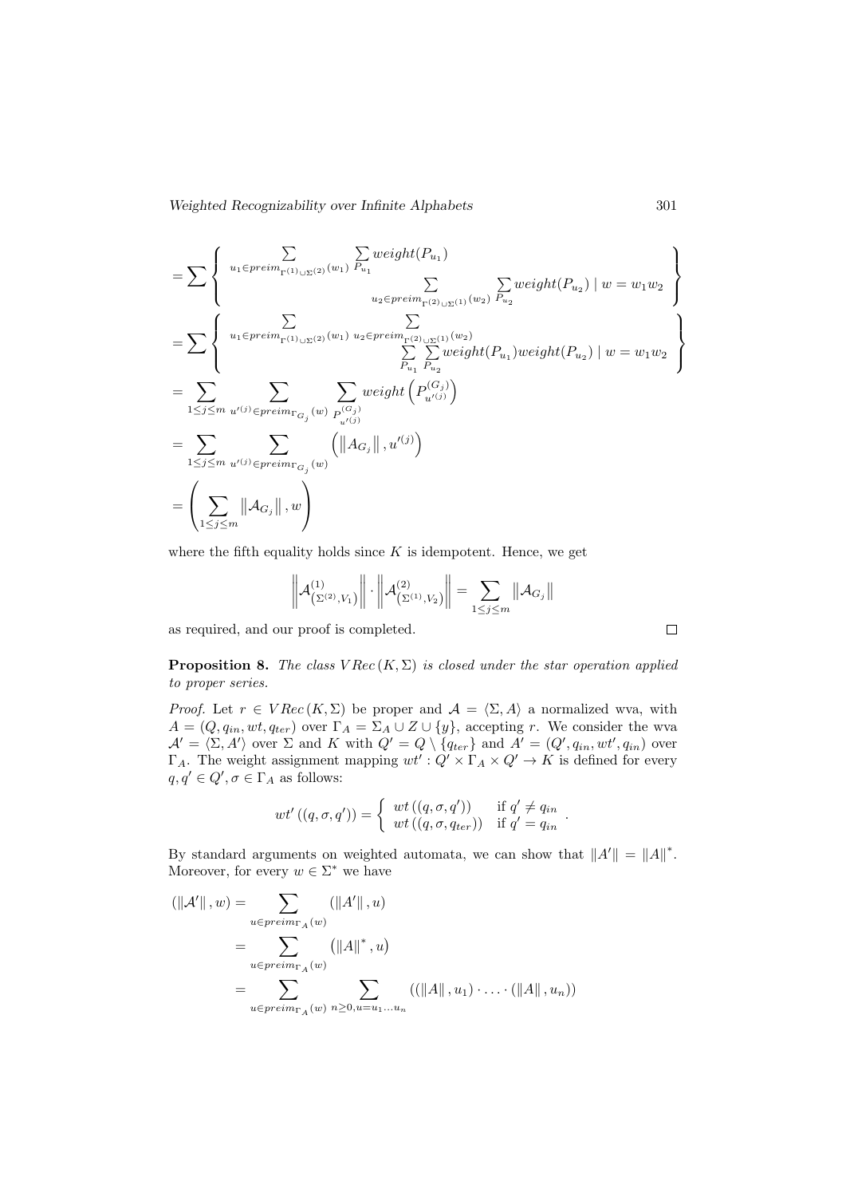$$
= \sum \left\{ \begin{array}{l} \sum\limits_{u_1 \in preim_{\Gamma^{(1)} \cup \Sigma^{(2)}}(w_1)} \sum\limits_{P_{u_1}} weight(P_{u_1}) \\ \qquad\qquad\qquad \sum\limits_{u_2 \in preim_{\Gamma^{(2)} \cup \Sigma^{(1)}}(w_2)} \sum\limits_{P_{u_2}} weight(P_{u_2}) \mid w = w_1 w_2 \end{array} \right\}
$$

$$
= \sum \left\{ \begin{array}{l} \sum\limits_{u_1 \in preim_{\Gamma^{(1)} \cup \Sigma^{(2)}}(w_1)} \sum\limits_{u_2 \in preim_{\Gamma^{(2)} \cup \Sigma^{(1)}}(w_2)} \\ \qquad\qquad \sum\limits_{P_{u_1}} \sum\limits_{P_{u_2}} weight(P_{u_1}) weight(P_{u_2}) \mid w = w_1 w_2 \end{array} \right\}
$$

$$
= \sum_{1 \leq j \leq m} \sum_{u'^{(j)} \in preim_{\Gamma_{G_j}}(w)} \sum_{P^{(G_j)}_{u'^{(j)}}} weight\left(P^{(G_j)}_{u'^{(j)}}\right)
$$

$$
= \sum_{1 \leq j \leq m} \sum_{u'^{(j)} \in preim_{\Gamma_{G_j}}(w)} \left( \left\| A_{G_j} \right\|, u'^{(j)} \right)
$$

$$
= \left( \sum_{1 \leq j \leq m} \left\| \mathcal{A}_{G_j} \right\|, w \right)
$$

where the fifth equality holds since $K$ is idempotent. Hence, we get

$$
\left\| \mathcal{A}^{(1)}_{\left(\Sigma^{(2)}, V_1\right)} \right\| \cdot \left\| \mathcal{A}^{(2)}_{\left(\Sigma^{(1)}, V_2\right)} \right\| = \sum_{1 \leq j \leq m} \left\| \mathcal{A}_{G_j} \right\|
$$

as required, and our proof is completed. □

**Proposition 8.** *The class $VRec(K, \Sigma)$ is closed under the star operation applied to proper series.*

*Proof.* Let $r \in VRec(K, \Sigma)$ be proper and $\mathcal{A} = \langle \Sigma, A \rangle$ a normalized wva, with $A = (Q, q_{in}, wt, q_{ter})$ over $\Gamma_A = \Sigma_A \cup Z \cup \{y\}$, accepting $r$. We consider the wva $\mathcal{A}' = \langle \Sigma, A' \rangle$ over $\Sigma$ and $K$ with $Q' = Q \setminus \{q_{ter}\}$ and $A' = (Q', q_{in}, wt', q_{in})$ over $\Gamma_A$. The weight assignment mapping $wt' : Q' \times \Gamma_A \times Q' \to K$ is defined for every $q, q' \in Q', \sigma \in \Gamma_A$ as follows:

$$
wt'\left((q, \sigma, q')\right) = \left\{ \begin{array}{ll} wt\left((q, \sigma, q')\right) & \text{if } q' \neq q_{in} \\ wt\left((q, \sigma, q_{ter})\right) & \text{if } q' = q_{in} \end{array} \right. .
$$

By standard arguments on weighted automata, we can show that $\|A'\| = \|A\|^*$. Moreover, for every $w \in \Sigma^*$ we have

$$
\begin{aligned}
(\|\mathcal{A}'\|, w) &= \sum_{u \in preim_{\Gamma_A}(w)} (\|A'\|, u) \\
&= \sum_{u \in preim_{\Gamma_A}(w)} \left(\|A\|^*, u\right) \\
&= \sum_{u \in preim_{\Gamma_A}(w)} \sum_{n \geq 0, u = u_1 \ldots u_n} ((\|A\|, u_1) \cdot \ldots \cdot (\|A\|, u_n))
\end{aligned}
$$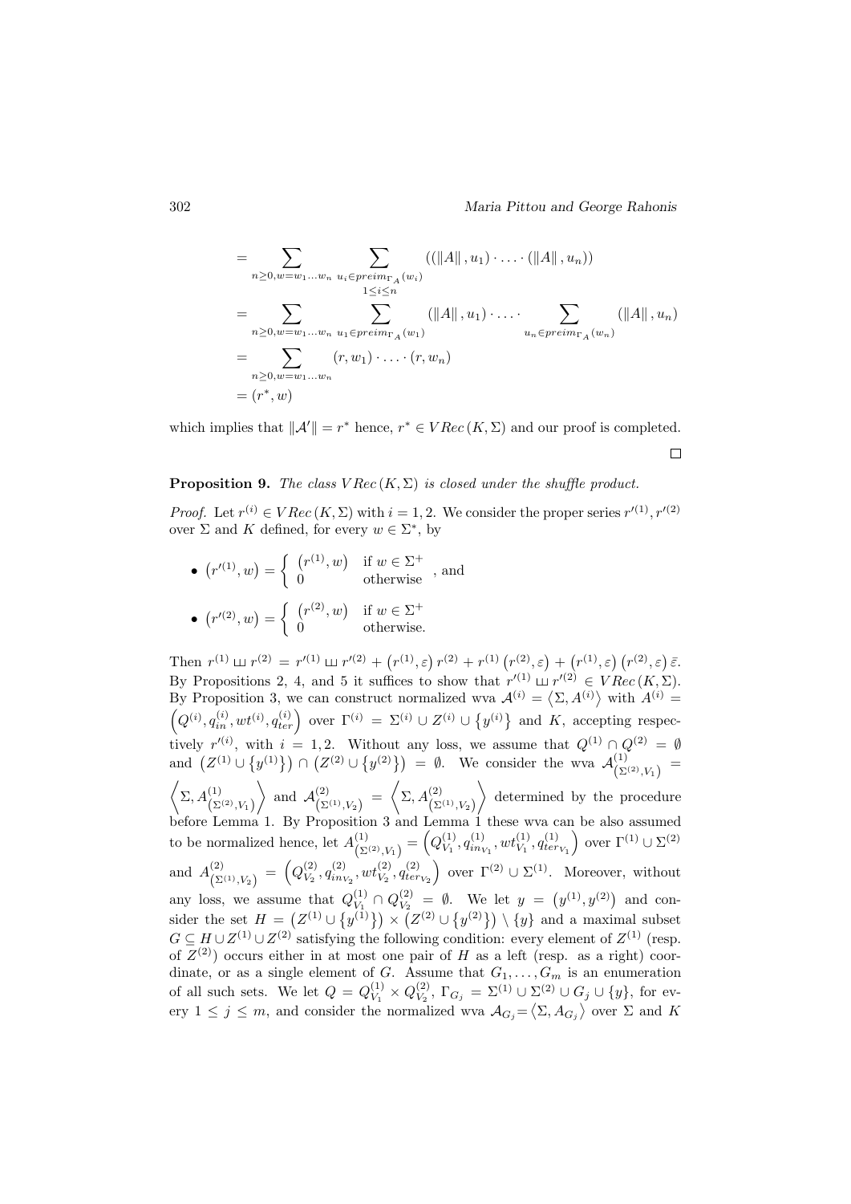$$
\begin{aligned}
&= \sum_{n\geq 0, w=w_1\ldots w_n} \sum_{\substack{u_i \in preim_{\Gamma_A}(w_i)\\ 1\leq i\leq n}} ((\|A\|, u_1)\cdot \ldots \cdot (\|A\|, u_n))\\
&= \sum_{n\geq 0, w=w_1\ldots w_n} \sum_{u_1 \in preim_{\Gamma_A}(w_1)} (\|A\|, u_1)\cdot \ldots \cdot \sum_{u_n \in preim_{\Gamma_A}(w_n)} (\|A\|, u_n)\\
&= \sum_{n\geq 0, w=w_1\ldots w_n} (r, w_1)\cdot \ldots \cdot (r, w_n)\\
&= (r^*, w)
\end{aligned}
$$

which implies that $\|\mathcal{A}'\| = r^*$ hence, $r^* \in VRec(K, \Sigma)$ and our proof is completed.

$\square$

**Proposition 9.** *The class $VRec(K, \Sigma)$ is closed under the shuffle product.*

*Proof.* Let $r^{(i)} \in VRec(K, \Sigma)$ with $i = 1, 2$. We consider the proper series $r'^{(1)}, r'^{(2)}$ over $\Sigma$ and $K$ defined, for every $w \in \Sigma^*$, by

- $\left(r'^{(1)}, w\right) = \begin{cases} \left(r^{(1)}, w\right) & \text{if } w \in \Sigma^+ \\ 0 & \text{otherwise} \end{cases}$ , and
- $\left(r'^{(2)}, w\right) = \begin{cases} \left(r^{(2)}, w\right) & \text{if } w \in \Sigma^+ \\ 0 & \text{otherwise.} \end{cases}$

Then $r^{(1)} \sqcup\!\sqcup\, r^{(2)} = r'^{(1)} \sqcup\!\sqcup\, r'^{(2)} + \left(r^{(1)}, \varepsilon\right) r^{(2)} + r^{(1)} \left(r^{(2)}, \varepsilon\right) + \left(r^{(1)}, \varepsilon\right) \left(r^{(2)}, \varepsilon\right) \bar{\varepsilon}$. By Propositions 2, 4, and 5 it suffices to show that $r'^{(1)} \sqcup\!\sqcup\, r'^{(2)} \in VRec(K, \Sigma)$. By Proposition 3, we can construct normalized wva $\mathcal{A}^{(i)} = \left\langle \Sigma, A^{(i)} \right\rangle$ with $A^{(i)} = \left(Q^{(i)}, q_{in}^{(i)}, wt^{(i)}, q_{ter}^{(i)}\right)$ over $\Gamma^{(i)} = \Sigma^{(i)} \cup Z^{(i)} \cup \left\{y^{(i)}\right\}$ and $K$, accepting respectively $r'^{(i)}$, with $i = 1, 2$. Without any loss, we assume that $Q^{(1)} \cap Q^{(2)} = \emptyset$ and $\left(Z^{(1)} \cup \left\{y^{(1)}\right\}\right) \cap \left(Z^{(2)} \cup \left\{y^{(2)}\right\}\right) = \emptyset$. We consider the wva $\mathcal{A}^{(1)}_{\left(\Sigma^{(2)}, V_1\right)} = \left\langle \Sigma, A^{(1)}_{\left(\Sigma^{(2)}, V_1\right)} \right\rangle$ and $\mathcal{A}^{(2)}_{\left(\Sigma^{(1)}, V_2\right)} = \left\langle \Sigma, A^{(2)}_{\left(\Sigma^{(1)}, V_2\right)} \right\rangle$ determined by the procedure before Lemma 1. By Proposition 3 and Lemma 1 these wva can be also assumed to be normalized hence, let $A^{(1)}_{\left(\Sigma^{(2)}, V_1\right)} = \left(Q^{(1)}_{V_1}, q^{(1)}_{in_{V_1}}, wt^{(1)}_{V_1}, q^{(1)}_{ter_{V_1}}\right)$ over $\Gamma^{(1)} \cup \Sigma^{(2)}$ and $A^{(2)}_{\left(\Sigma^{(1)}, V_2\right)} = \left(Q^{(2)}_{V_2}, q^{(2)}_{in_{V_2}}, wt^{(2)}_{V_2}, q^{(2)}_{ter_{V_2}}\right)$ over $\Gamma^{(2)} \cup \Sigma^{(1)}$. Moreover, without any loss, we assume that $Q^{(1)}_{V_1} \cap Q^{(2)}_{V_2} = \emptyset$. We let $y = \left(y^{(1)}, y^{(2)}\right)$ and consider the set $H = \left(Z^{(1)} \cup \left\{y^{(1)}\right\}\right) \times \left(Z^{(2)} \cup \left\{y^{(2)}\right\}\right) \setminus \{y\}$ and a maximal subset $G \subseteq H \cup Z^{(1)} \cup Z^{(2)}$ satisfying the following condition: every element of $Z^{(1)}$ (resp. of $Z^{(2)}$) occurs either in at most one pair of $H$ as a left (resp. as a right) coordinate, or as a single element of $G$. Assume that $G_1, \ldots, G_m$ is an enumeration of all such sets. We let $Q = Q^{(1)}_{V_1} \times Q^{(2)}_{V_2}$, $\Gamma_{G_j} = \Sigma^{(1)} \cup \Sigma^{(2)} \cup G_j \cup \{y\}$, for every $1 \leq j \leq m$, and consider the normalized wva $\mathcal{A}_{G_j} = \left\langle \Sigma, A_{G_j} \right\rangle$ over $\Sigma$ and $K$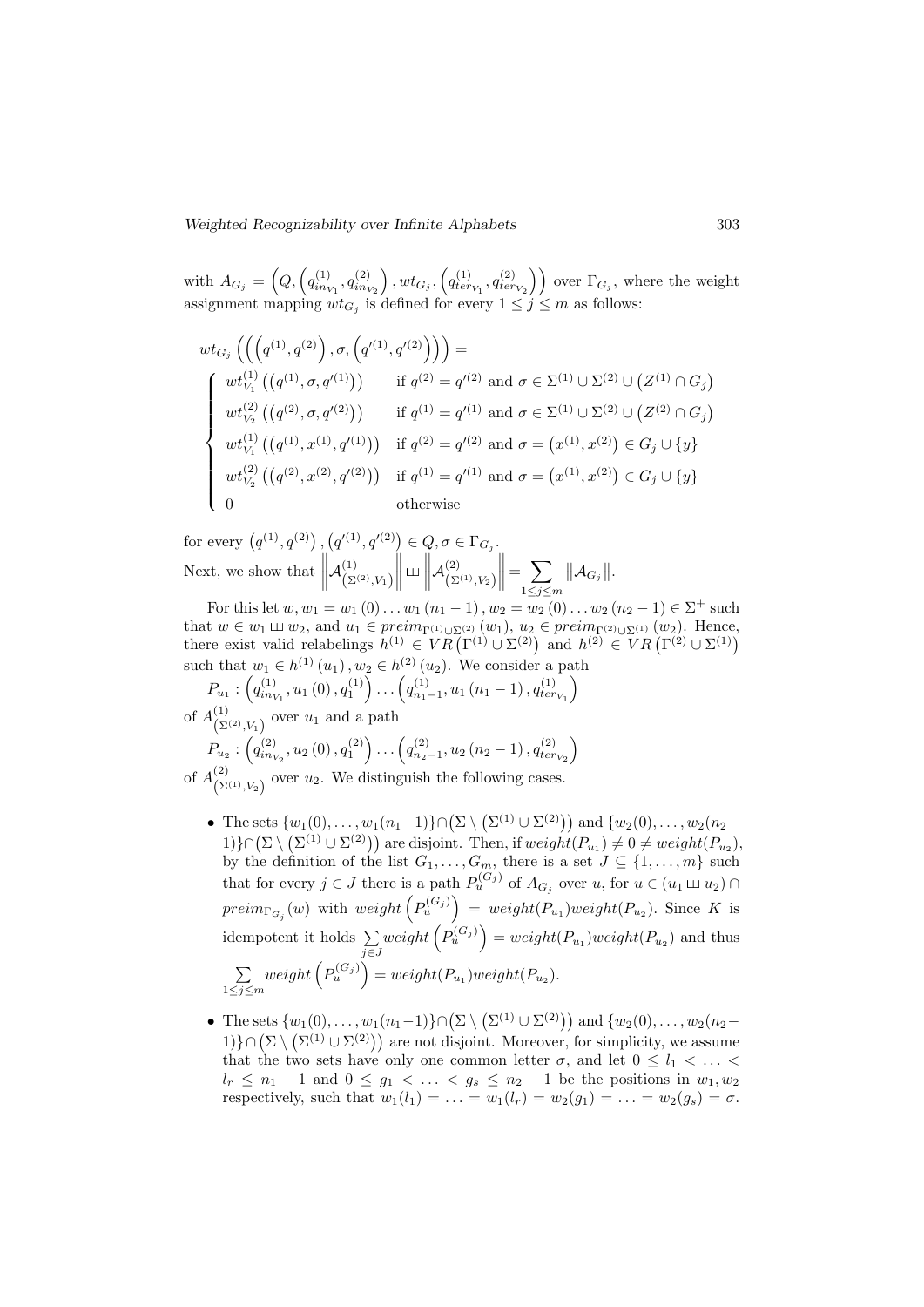with $A_{G_j} = \left(Q, \left(q^{(1)}_{in_{V_1}}, q^{(2)}_{in_{V_2}}\right), wt_{G_j}, \left(q^{(1)}_{ter_{V_1}}, q^{(2)}_{ter_{V_2}}\right)\right)$ over $\Gamma_{G_j}$, where the weight assignment mapping $wt_{G_j}$ is defined for every $1 \leq j \leq m$ as follows:

$$
wt_{G_j}\left(\left(\left(q^{(1)}, q^{(2)}\right), \sigma, \left(q'^{(1)}, q'^{(2)}\right)\right)\right) =
$$

$$
\begin{cases}
wt^{(1)}_{V_1}\left(\left(q^{(1)}, \sigma, q'^{(1)}\right)\right) & \text{if } q^{(2)} = q'^{(2)} \text{ and } \sigma \in \Sigma^{(1)} \cup \Sigma^{(2)} \cup \left(Z^{(1)} \cap G_j\right) \\
wt^{(2)}_{V_2}\left(\left(q^{(2)}, \sigma, q'^{(2)}\right)\right) & \text{if } q^{(1)} = q'^{(1)} \text{ and } \sigma \in \Sigma^{(1)} \cup \Sigma^{(2)} \cup \left(Z^{(2)} \cap G_j\right) \\
wt^{(1)}_{V_1}\left(\left(q^{(1)}, x^{(1)}, q'^{(1)}\right)\right) & \text{if } q^{(2)} = q'^{(2)} \text{ and } \sigma = \left(x^{(1)}, x^{(2)}\right) \in G_j \cup \{y\} \\
wt^{(2)}_{V_2}\left(\left(q^{(2)}, x^{(2)}, q'^{(2)}\right)\right) & \text{if } q^{(1)} = q'^{(1)} \text{ and } \sigma = \left(x^{(1)}, x^{(2)}\right) \in G_j \cup \{y\} \\
0 & \text{otherwise}
\end{cases}
$$

for every $\left(q^{(1)}, q^{(2)}\right), \left(q'^{(1)}, q'^{(2)}\right) \in Q, \sigma \in \Gamma_{G_j}$.

Next, we show that $\left\|\mathcal{A}^{(1)}_{\left(\Sigma^{(2)}, V_1\right)}\right\| \sqcup \left\|\mathcal{A}^{(2)}_{\left(\Sigma^{(1)}, V_2\right)}\right\| = \sum_{1 \leq j \leq m} \left\|\mathcal{A}_{G_j}\right\|$.

For this let $w, w_1 = w_1(0) \ldots w_1(n_1 - 1), w_2 = w_2(0) \ldots w_2(n_2 - 1) \in \Sigma^+$ such that $w \in w_1 \sqcup w_2$, and $u_1 \in preim_{\Gamma^{(1)} \cup \Sigma^{(2)}}(w_1)$, $u_2 \in preim_{\Gamma^{(2)} \cup \Sigma^{(1)}}(w_2)$. Hence, there exist valid relabelings $h^{(1)} \in VR\left(\Gamma^{(1)} \cup \Sigma^{(2)}\right)$ and $h^{(2)} \in VR\left(\Gamma^{(2)} \cup \Sigma^{(1)}\right)$ such that $w_1 \in h^{(1)}(u_1), w_2 \in h^{(2)}(u_2)$. We consider a path

$P_{u_1} : \left(q^{(1)}_{in_{V_1}}, u_1(0), q^{(1)}_1\right) \ldots \left(q^{(1)}_{n_1-1}, u_1(n_1 - 1), q^{(1)}_{ter_{V_1}}\right)$

of $A^{(1)}_{\left(\Sigma^{(2)}, V_1\right)}$ over $u_1$ and a path

$P_{u_2} : \left(q^{(2)}_{in_{V_2}}, u_2(0), q^{(2)}_1\right) \ldots \left(q^{(2)}_{n_2-1}, u_2(n_2 - 1), q^{(2)}_{ter_{V_2}}\right)$

of $A^{(2)}_{\left(\Sigma^{(1)}, V_2\right)}$ over $u_2$. We distinguish the following cases.

- The sets $\{w_1(0), \ldots, w_1(n_1-1)\} \cap \left(\Sigma \setminus \left(\Sigma^{(1)} \cup \Sigma^{(2)}\right)\right)$ and $\{w_2(0), \ldots, w_2(n_2-1)\} \cap \left(\Sigma \setminus \left(\Sigma^{(1)} \cup \Sigma^{(2)}\right)\right)$ are disjoint. Then, if $weight(P_{u_1}) \neq 0 \neq weight(P_{u_2})$, by the definition of the list $G_1, \ldots, G_m$, there is a set $J \subseteq \{1, \ldots, m\}$ such that for every $j \in J$ there is a path $P^{(G_j)}_u$ of $A_{G_j}$ over $u$, for $u \in (u_1 \sqcup u_2) \cap preim_{\Gamma_{G_j}}(w)$ with $weight\left(P^{(G_j)}_u\right) = weight(P_{u_1}) weight(P_{u_2})$. Since $K$ is idempotent it holds $\sum_{j \in J} weight\left(P^{(G_j)}_u\right) = weight(P_{u_1}) weight(P_{u_2})$ and thus $\sum_{1 \leq j \leq m} weight\left(P^{(G_j)}_u\right) = weight(P_{u_1}) weight(P_{u_2})$.
- The sets $\{w_1(0), \ldots, w_1(n_1-1)\} \cap \left(\Sigma \setminus \left(\Sigma^{(1)} \cup \Sigma^{(2)}\right)\right)$ and $\{w_2(0), \ldots, w_2(n_2-1)\} \cap \left(\Sigma \setminus \left(\Sigma^{(1)} \cup \Sigma^{(2)}\right)\right)$ are not disjoint. Moreover, for simplicity, we assume that the two sets have only one common letter $\sigma$, and let $0 \leq l_1 < \ldots < l_r \leq n_1 - 1$ and $0 \leq g_1 < \ldots < g_s \leq n_2 - 1$ be the positions in $w_1, w_2$ respectively, such that $w_1(l_1) = \ldots = w_1(l_r) = w_2(g_1) = \ldots = w_2(g_s) = \sigma$.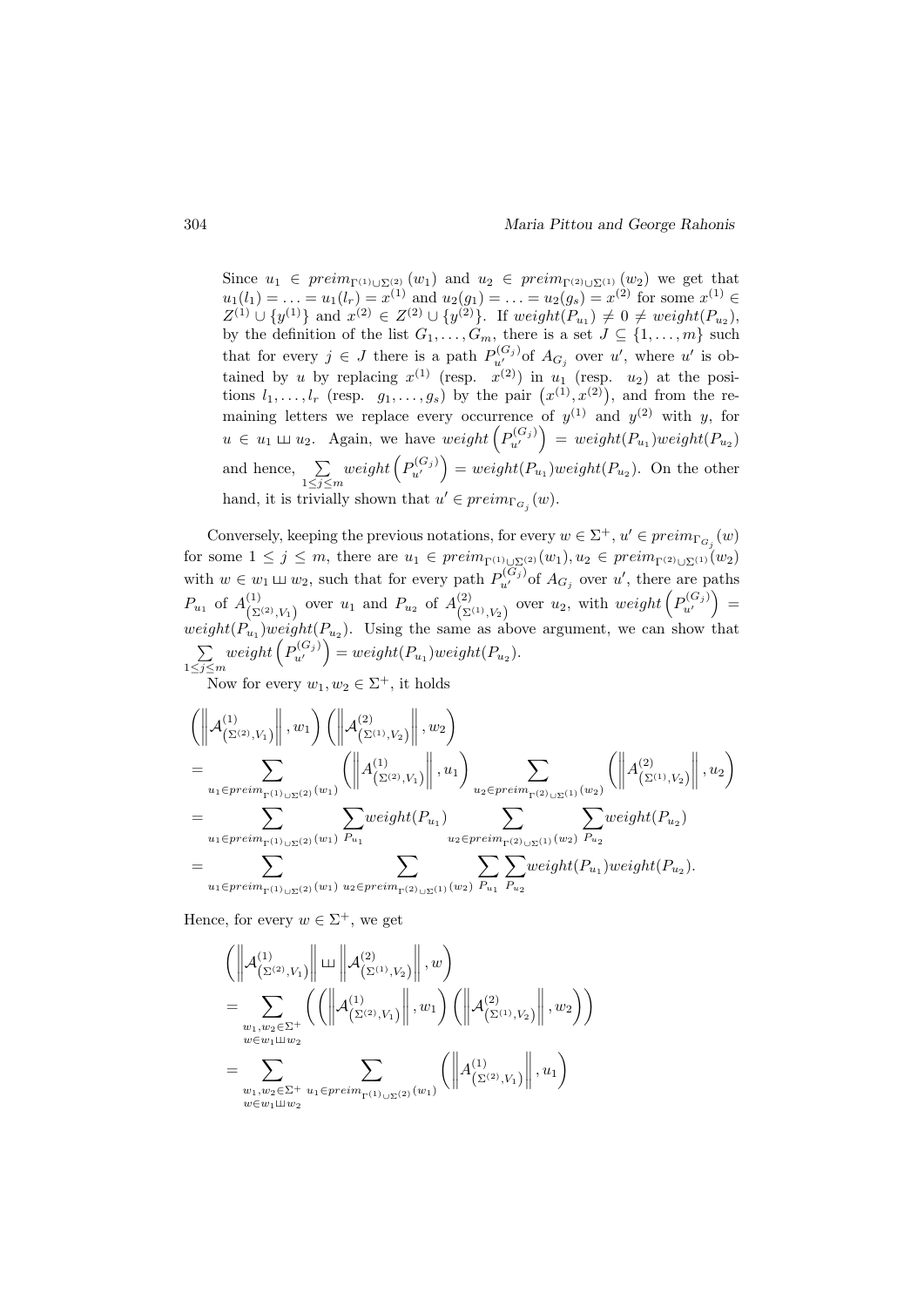Since $u_1 \in preim_{\Gamma^{(1)} \cup \Sigma^{(2)}}(w_1)$ and $u_2 \in preim_{\Gamma^{(2)} \cup \Sigma^{(1)}}(w_2)$ we get that $u_1(l_1) = \ldots = u_1(l_r) = x^{(1)}$ and $u_2(g_1) = \ldots = u_2(g_s) = x^{(2)}$ for some $x^{(1)} \in Z^{(1)} \cup \{y^{(1)}\}$ and $x^{(2)} \in Z^{(2)} \cup \{y^{(2)}\}$. If $weight(P_{u_1}) \neq 0 \neq weight(P_{u_2})$, by the definition of the list $G_1, \ldots, G_m$, there is a set $J \subseteq \{1, \ldots, m\}$ such that for every $j \in J$ there is a path $P_{u'}^{(G_j)}$of $A_{G_j}$ over $u'$, where $u'$ is obtained by $u$ by replacing $x^{(1)}$ (resp. $x^{(2)}$) in $u_1$ (resp. $u_2$) at the positions $l_1, \ldots, l_r$ (resp. $g_1, \ldots, g_s$) by the pair $\left(x^{(1)}, x^{(2)}\right)$, and from the remaining letters we replace every occurrence of $y^{(1)}$ and $y^{(2)}$ with $y$, for $u \in u_1 \sqcup\!\sqcup\, u_2$. Again, we have $weight\left(P_{u'}^{(G_j)}\right) = weight(P_{u_1}) weight(P_{u_2})$ and hence, $\sum_{1 \leq j \leq m} weight\left(P_{u'}^{(G_j)}\right) = weight(P_{u_1}) weight(P_{u_2})$. On the other hand, it is trivially shown that $u' \in preim_{\Gamma_{G_j}}(w)$.

Conversely, keeping the previous notations, for every $w \in \Sigma^+$, $u' \in preim_{\Gamma_{G_j}}(w)$ for some $1 \leq j \leq m$, there are $u_1 \in preim_{\Gamma^{(1)} \cup \Sigma^{(2)}}(w_1), u_2 \in preim_{\Gamma^{(2)} \cup \Sigma^{(1)}}(w_2)$ with $w \in w_1 \sqcup\!\sqcup\, w_2$, such that for every path $P_{u'}^{(G_j)}$of $A_{G_j}$ over $u'$, there are paths $P_{u_1}$ of $A^{(1)}_{\left(\Sigma^{(2)}, V_1\right)}$ over $u_1$ and $P_{u_2}$ of $A^{(2)}_{\left(\Sigma^{(1)}, V_2\right)}$ over $u_2$, with $weight\left(P_{u'}^{(G_j)}\right) = weight(P_{u_1}) weight(P_{u_2})$. Using the same as above argument, we can show that $\sum_{1 \leq j \leq m} weight\left(P_{u'}^{(G_j)}\right) = weight(P_{u_1}) weight(P_{u_2})$.

Now for every $w_1, w_2 \in \Sigma^+$, it holds

$$
\begin{aligned}
&\left(\left\| \mathcal{A}^{(1)}_{\left(\Sigma^{(2)}, V_1\right)} \right\|, w_1\right) \left(\left\| \mathcal{A}^{(2)}_{\left(\Sigma^{(1)}, V_2\right)} \right\|, w_2\right) \\
&= \sum_{u_1 \in preim_{\Gamma^{(1)} \cup \Sigma^{(2)}}(w_1)} \left(\left\| A^{(1)}_{\left(\Sigma^{(2)}, V_1\right)} \right\|, u_1\right) \sum_{u_2 \in preim_{\Gamma^{(2)} \cup \Sigma^{(1)}}(w_2)} \left(\left\| A^{(2)}_{\left(\Sigma^{(1)}, V_2\right)} \right\|, u_2\right) \\
&= \sum_{u_1 \in preim_{\Gamma^{(1)} \cup \Sigma^{(2)}}(w_1)} \sum_{P_{u_1}} weight(P_{u_1}) \sum_{u_2 \in preim_{\Gamma^{(2)} \cup \Sigma^{(1)}}(w_2)} \sum_{P_{u_2}} weight(P_{u_2}) \\
&= \sum_{u_1 \in preim_{\Gamma^{(1)} \cup \Sigma^{(2)}}(w_1)} \sum_{u_2 \in preim_{\Gamma^{(2)} \cup \Sigma^{(1)}}(w_2)} \sum_{P_{u_1}} \sum_{P_{u_2}} weight(P_{u_1}) weight(P_{u_2}).
\end{aligned}
$$

Hence, for every $w \in \Sigma^+$, we get

$$
\begin{aligned}
&\left(\left\| \mathcal{A}^{(1)}_{\left(\Sigma^{(2)}, V_1\right)} \right\| \sqcup\!\sqcup \left\| \mathcal{A}^{(2)}_{\left(\Sigma^{(1)}, V_2\right)} \right\|, w\right) \\
&= \sum_{\substack{w_1, w_2 \in \Sigma^+ \\ w \in w_1 \sqcup\!\sqcup\, w_2}} \left( \left(\left\| \mathcal{A}^{(1)}_{\left(\Sigma^{(2)}, V_1\right)} \right\|, w_1\right) \left(\left\| \mathcal{A}^{(2)}_{\left(\Sigma^{(1)}, V_2\right)} \right\|, w_2\right) \right) \\
&= \sum_{\substack{w_1, w_2 \in \Sigma^+ \\ w \in w_1 \sqcup\!\sqcup\, w_2}} \sum_{u_1 \in preim_{\Gamma^{(1)} \cup \Sigma^{(2)}}(w_1)} \left(\left\| A^{(1)}_{\left(\Sigma^{(2)}, V_1\right)} \right\|, u_1\right)
\end{aligned}
$$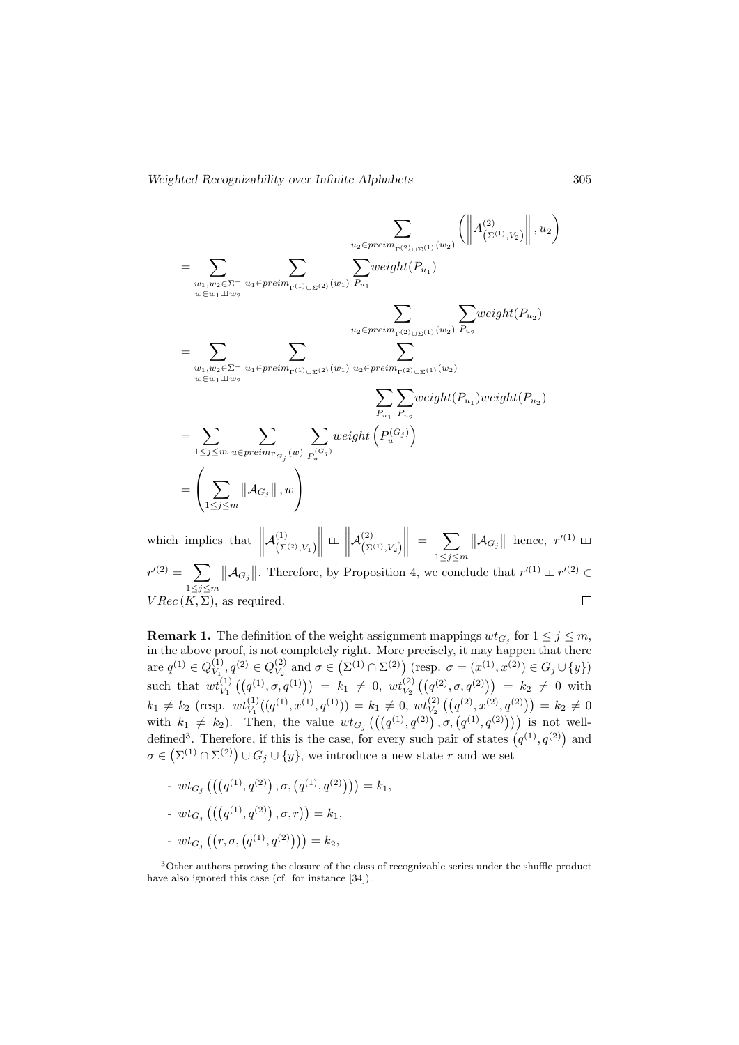$$\sum_{u_2 \in preim_{\Gamma^{(2)} \cup \Sigma^{(1)}}(w_2)} \left( \left\| A^{(2)}_{\left(\Sigma^{(1)}, V_2\right)} \right\|, u_2 \right)$$

$$= \sum_{\substack{w_1, w_2 \in \Sigma^+ \\ w \in w_1 ⧢ w_2}} \sum_{u_1 \in preim_{\Gamma^{(1)} \cup \Sigma^{(2)}}(w_1)} \sum_{P_{u_1}} weight(P_{u_1})$$

$$\sum_{u_2 \in preim_{\Gamma^{(2)} \cup \Sigma^{(1)}}(w_2)} \sum_{P_{u_2}} weight(P_{u_2})$$

$$= \sum_{\substack{w_1, w_2 \in \Sigma^+ \\ w \in w_1 ⧢ w_2}} \sum_{u_1 \in preim_{\Gamma^{(1)} \cup \Sigma^{(2)}}(w_1)} \sum_{u_2 \in preim_{\Gamma^{(2)} \cup \Sigma^{(1)}}(w_2)}$$

$$\sum_{P_{u_1}} \sum_{P_{u_2}} weight(P_{u_1}) weight(P_{u_2})$$

$$= \sum_{1 \leq j \leq m} \sum_{u \in preim_{\Gamma_{G_j}}(w)} \sum_{P_u^{(G_j)}} weight\left(P_u^{(G_j)}\right)$$

$$= \left( \sum_{1 \leq j \leq m} \left\| \mathcal{A}_{G_j} \right\|, w \right)$$

which implies that $\left\| \mathcal{A}^{(1)}_{\left(\Sigma^{(2)}, V_1\right)} \right\| ⧢ \left\| \mathcal{A}^{(2)}_{\left(\Sigma^{(1)}, V_2\right)} \right\| = \sum_{1 \leq j \leq m} \left\| \mathcal{A}_{G_j} \right\|$ hence, $r'^{(1)} ⧢ r'^{(2)} = \sum_{1 \leq j \leq m} \left\| \mathcal{A}_{G_j} \right\|$. Therefore, by Proposition 4, we conclude that $r'^{(1)} ⧢ r'^{(2)} \in VRec(K, \Sigma)$, as required. ☐

**Remark 1.** The definition of the weight assignment mappings $wt_{G_j}$ for $1 \leq j \leq m$, in the above proof, is not completely right. More precisely, it may happen that there are $q^{(1)} \in Q^{(1)}_{V_1}, q^{(2)} \in Q^{(2)}_{V_2}$ and $\sigma \in \left(\Sigma^{(1)} \cap \Sigma^{(2)}\right)$ (resp. $\sigma = (x^{(1)}, x^{(2)}) \in G_j \cup \{y\}$) such that $wt^{(1)}_{V_1}\left(\left(q^{(1)}, \sigma, q^{(1)}\right)\right) = k_1 \neq 0$, $wt^{(2)}_{V_2}\left(\left(q^{(2)}, \sigma, q^{(2)}\right)\right) = k_2 \neq 0$ with $k_1 \neq k_2$ (resp. $wt^{(1)}_{V_1}((q^{(1)}, x^{(1)}, q^{(1)})) = k_1 \neq 0$, $wt^{(2)}_{V_2}\left(\left(q^{(2)}, x^{(2)}, q^{(2)}\right)\right) = k_2 \neq 0$ with $k_1 \neq k_2$). Then, the value $wt_{G_j}\left(\left(\left(q^{(1)}, q^{(2)}\right), \sigma, \left(q^{(1)}, q^{(2)}\right)\right)\right)$ is not well-defined[3]. Therefore, if this is the case, for every such pair of states $\left(q^{(1)}, q^{(2)}\right)$ and $\sigma \in \left(\Sigma^{(1)} \cap \Sigma^{(2)}\right) \cup G_j \cup \{y\}$, we introduce a new state $r$ and we set

- $wt_{G_j}\left(\left(\left(q^{(1)}, q^{(2)}\right), \sigma, \left(q^{(1)}, q^{(2)}\right)\right)\right) = k_1$,
- $wt_{G_j}\left(\left(\left(q^{(1)}, q^{(2)}\right), \sigma, r\right)\right) = k_1$,
- $wt_{G_j}\left(\left(r, \sigma, \left(q^{(1)}, q^{(2)}\right)\right)\right) = k_2$,

[3] Other authors proving the closure of the class of recognizable series under the shuffle product have also ignored this case (cf. for instance [34]).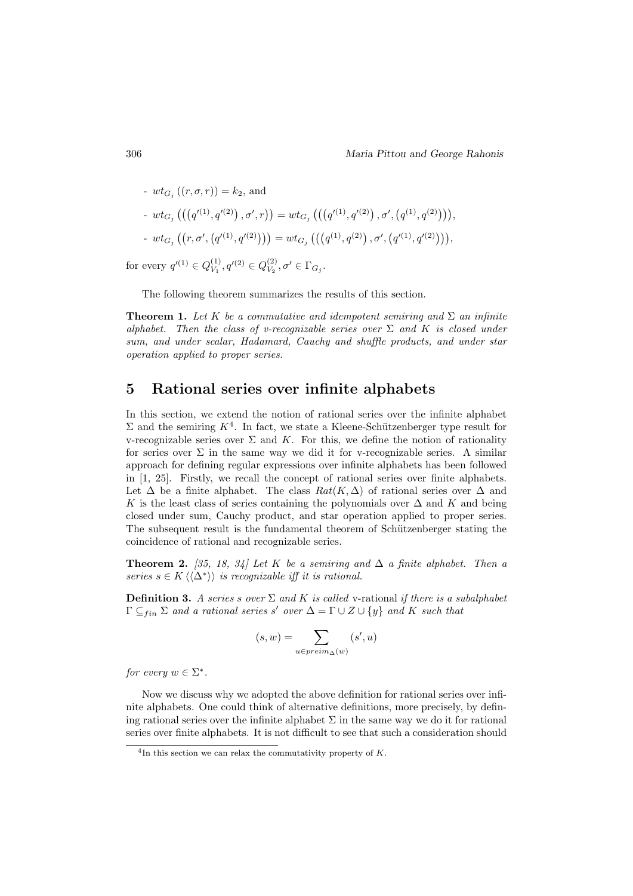- $wt_{G_j}((r, \sigma, r)) = k_2$, and

- $wt_{G_j}\left(\left(\left(q'^{(1)}, q'^{(2)}\right), \sigma', r\right)\right) = wt_{G_j}\left(\left(\left(q'^{(1)}, q'^{(2)}\right), \sigma', \left(q^{(1)}, q^{(2)}\right)\right)\right)$,

- $wt_{G_j}\left(\left(r, \sigma', \left(q'^{(1)}, q'^{(2)}\right)\right)\right) = wt_{G_j}\left(\left(\left(q^{(1)}, q^{(2)}\right), \sigma', \left(q'^{(1)}, q'^{(2)}\right)\right)\right)$,

for every $q'^{(1)} \in Q^{(1)}_{V_1}, q'^{(2)} \in Q^{(2)}_{V_2}, \sigma' \in \Gamma_{G_j}$.

The following theorem summarizes the results of this section.

**Theorem 1.** *Let $K$ be a commutative and idempotent semiring and $\Sigma$ an infinite alphabet. Then the class of v-recognizable series over $\Sigma$ and $K$ is closed under sum, and under scalar, Hadamard, Cauchy and shuffle products, and under star operation applied to proper series.*

# 5 Rational series over infinite alphabets

In this section, we extend the notion of rational series over the infinite alphabet $\Sigma$ and the semiring $K$[4]. In fact, we state a Kleene-Schützenberger type result for v-recognizable series over $\Sigma$ and $K$. For this, we define the notion of rationality for series over $\Sigma$ in the same way we did it for v-recognizable series. A similar approach for defining regular expressions over infinite alphabets has been followed in [1, 25]. Firstly, we recall the concept of rational series over finite alphabets. Let $\Delta$ be a finite alphabet. The class $Rat(K, \Delta)$ of rational series over $\Delta$ and $K$ is the least class of series containing the polynomials over $\Delta$ and $K$ and being closed under sum, Cauchy product, and star operation applied to proper series. The subsequent result is the fundamental theorem of Schützenberger stating the coincidence of rational and recognizable series.

**Theorem 2.** *[35, 18, 34] Let $K$ be a semiring and $\Delta$ a finite alphabet. Then a series $s \in K\langle\langle \Delta^* \rangle\rangle$ is recognizable iff it is rational.*

**Definition 3.** *A series $s$ over $\Sigma$ and $K$ is called* v-rational *if there is a subalphabet $\Gamma \subseteq_{fin} \Sigma$ and a rational series $s'$ over $\Delta = \Gamma \cup Z \cup \{y\}$ and $K$ such that*

$$(s, w) = \sum_{u \in preim_{\Delta}(w)} (s', u)$$

*for every $w \in \Sigma^*$.*

Now we discuss why we adopted the above definition for rational series over infinite alphabets. One could think of alternative definitions, more precisely, by defining rational series over the infinite alphabet $\Sigma$ in the same way we do it for rational series over finite alphabets. It is not difficult to see that such a consideration should

[4]In this section we can relax the commutativity property of $K$.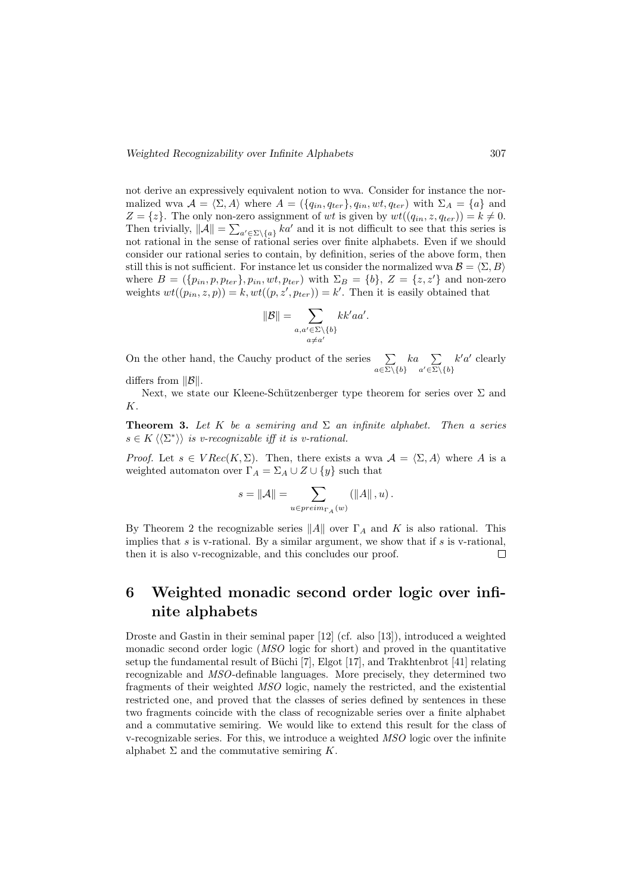not derive an expressively equivalent notion to wva. Consider for instance the normalized wva $\mathcal{A} = \langle \Sigma, A \rangle$ where $A = (\{q_{in}, q_{ter}\}, q_{in}, wt, q_{ter})$ with $\Sigma_A = \{a\}$ and $Z = \{z\}$. The only non-zero assignment of $wt$ is given by $wt((q_{in}, z, q_{ter})) = k \neq 0$. Then trivially, $\|\mathcal{A}\| = \sum_{a' \in \Sigma \setminus \{a\}} ka'$ and it is not difficult to see that this series is not rational in the sense of rational series over finite alphabets. Even if we should consider our rational series to contain, by definition, series of the above form, then still this is not sufficient. For instance let us consider the normalized wva $\mathcal{B} = \langle \Sigma, B \rangle$ where $B = (\{p_{in}, p, p_{ter}\}, p_{in}, wt, p_{ter})$ with $\Sigma_B = \{b\}$, $Z = \{z, z'\}$ and non-zero weights $wt((p_{in}, z, p)) = k, wt((p, z', p_{ter})) = k'$. Then it is easily obtained that

$$\|\mathcal{B}\| = \sum_{\substack{a, a' \in \Sigma \setminus \{b\} \\ a \neq a'}} kk'aa'.$$

On the other hand, the Cauchy product of the series $\sum\limits_{a \in \Sigma \setminus \{b\}} ka \sum\limits_{a' \in \Sigma \setminus \{b\}} k'a'$ clearly differs from $\|\mathcal{B}\|$.

Next, we state our Kleene-Schützenberger type theorem for series over $\Sigma$ and $K$.

**Theorem 3.** *Let $K$ be a semiring and $\Sigma$ an infinite alphabet. Then a series $s \in K \langle\langle \Sigma^* \rangle\rangle$ is v-recognizable iff it is v-rational.*

*Proof.* Let $s \in VRec(K, \Sigma)$. Then, there exists a wva $\mathcal{A} = \langle \Sigma, A \rangle$ where $A$ is a weighted automaton over $\Gamma_A = \Sigma_A \cup Z \cup \{y\}$ such that

$$s = \|\mathcal{A}\| = \sum_{u \in preim_{\Gamma_A}(w)} (\|A\|, u).$$

By Theorem 2 the recognizable series $\|A\|$ over $\Gamma_A$ and $K$ is also rational. This implies that $s$ is v-rational. By a similar argument, we show that if $s$ is v-rational, then it is also v-recognizable, and this concludes our proof. $\square$

## 6 Weighted monadic second order logic over infinite alphabets

Droste and Gastin in their seminal paper [12] (cf. also [13]), introduced a weighted monadic second order logic (*MSO* logic for short) and proved in the quantitative setup the fundamental result of Büchi [7], Elgot [17], and Trakhtenbrot [41] relating recognizable and *MSO*-definable languages. More precisely, they determined two fragments of their weighted *MSO* logic, namely the restricted, and the existential restricted one, and proved that the classes of series defined by sentences in these two fragments coincide with the class of recognizable series over a finite alphabet and a commutative semiring. We would like to extend this result for the class of v-recognizable series. For this, we introduce a weighted *MSO* logic over the infinite alphabet $\Sigma$ and the commutative semiring $K$.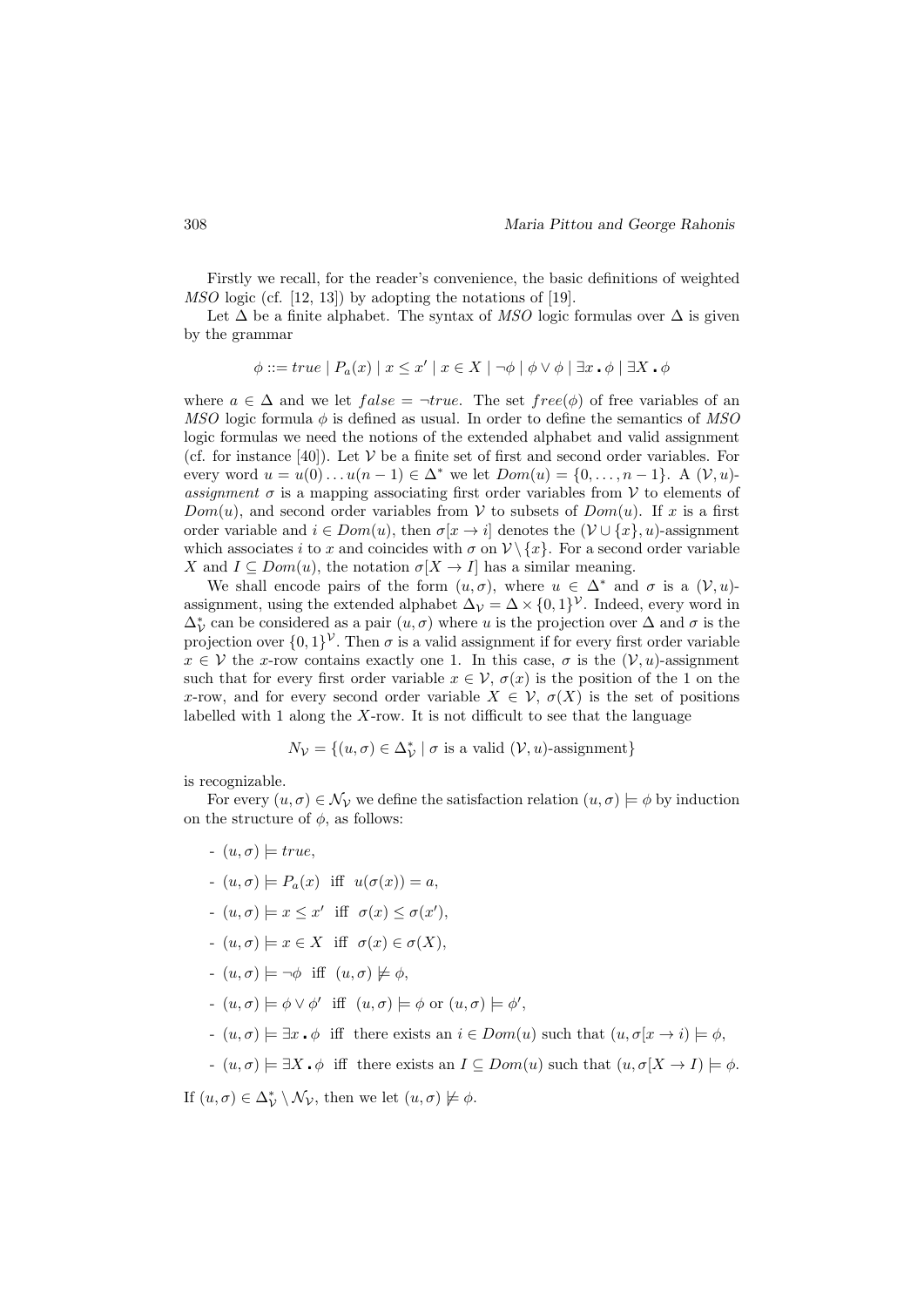Firstly we recall, for the reader's convenience, the basic definitions of weighted *MSO* logic (cf. [12, 13]) by adopting the notations of [19].

Let $\Delta$ be a finite alphabet. The syntax of *MSO* logic formulas over $\Delta$ is given by the grammar

$$\phi ::= true \mid P_a(x) \mid x \leq x' \mid x \in X \mid \neg\phi \mid \phi \vee \phi \mid \exists x \,\textbf{.}\, \phi \mid \exists X \,\textbf{.}\, \phi$$

where $a \in \Delta$ and we let $false = \neg true$. The set $free(\phi)$ of free variables of an *MSO* logic formula $\phi$ is defined as usual. In order to define the semantics of *MSO* logic formulas we need the notions of the extended alphabet and valid assignment (cf. for instance [40]). Let $\mathcal{V}$ be a finite set of first and second order variables. For every word $u = u(0)\dots u(n-1) \in \Delta^*$ we let $Dom(u) = \{0, \dots, n-1\}$. A $(\mathcal{V}, u)$-*assignment* $\sigma$ is a mapping associating first order variables from $\mathcal{V}$ to elements of $Dom(u)$, and second order variables from $\mathcal{V}$ to subsets of $Dom(u)$. If $x$ is a first order variable and $i \in Dom(u)$, then $\sigma[x \to i]$ denotes the $(\mathcal{V} \cup \{x\}, u)$-assignment which associates $i$ to $x$ and coincides with $\sigma$ on $\mathcal{V} \setminus \{x\}$. For a second order variable $X$ and $I \subseteq Dom(u)$, the notation $\sigma[X \to I]$ has a similar meaning.

We shall encode pairs of the form $(u, \sigma)$, where $u \in \Delta^*$ and $\sigma$ is a $(\mathcal{V}, u)$-assignment, using the extended alphabet $\Delta_{\mathcal{V}} = \Delta \times \{0, 1\}^{\mathcal{V}}$. Indeed, every word in $\Delta_{\mathcal{V}}^*$ can be considered as a pair $(u, \sigma)$ where $u$ is the projection over $\Delta$ and $\sigma$ is the projection over $\{0, 1\}^{\mathcal{V}}$. Then $\sigma$ is a valid assignment if for every first order variable $x \in \mathcal{V}$ the $x$-row contains exactly one 1. In this case, $\sigma$ is the $(\mathcal{V}, u)$-assignment such that for every first order variable $x \in \mathcal{V}$, $\sigma(x)$ is the position of the 1 on the $x$-row, and for every second order variable $X \in \mathcal{V}$, $\sigma(X)$ is the set of positions labelled with 1 along the $X$-row. It is not difficult to see that the language

$$N_{\mathcal{V}} = \{(u, \sigma) \in \Delta_{\mathcal{V}}^* \mid \sigma \text{ is a valid } (\mathcal{V}, u)\text{-assignment}\}$$

is recognizable.

For every $(u, \sigma) \in \mathcal{N}_{\mathcal{V}}$ we define the satisfaction relation $(u, \sigma) \models \phi$ by induction on the structure of $\phi$, as follows:

- $(u, \sigma) \models true$,
- $(u, \sigma) \models P_a(x)$ iff $u(\sigma(x)) = a$,
- $(u, \sigma) \models x \leq x'$ iff $\sigma(x) \leq \sigma(x')$,
- $(u, \sigma) \models x \in X$ iff $\sigma(x) \in \sigma(X)$,
- $(u, \sigma) \models \neg\phi$ iff $(u, \sigma) \not\models \phi$,
- $(u, \sigma) \models \phi \vee \phi'$ iff $(u, \sigma) \models \phi$ or $(u, \sigma) \models \phi'$,
- $(u, \sigma) \models \exists x \,\textbf{.}\, \phi$ iff there exists an $i \in Dom(u)$ such that $(u, \sigma[x \to i) \models \phi$,
- $(u, \sigma) \models \exists X \,\textbf{.}\, \phi$ iff there exists an $I \subseteq Dom(u)$ such that $(u, \sigma[X \to I) \models \phi$.

If $(u, \sigma) \in \Delta_{\mathcal{V}}^* \setminus \mathcal{N}_{\mathcal{V}}$, then we let $(u, \sigma) \not\models \phi$.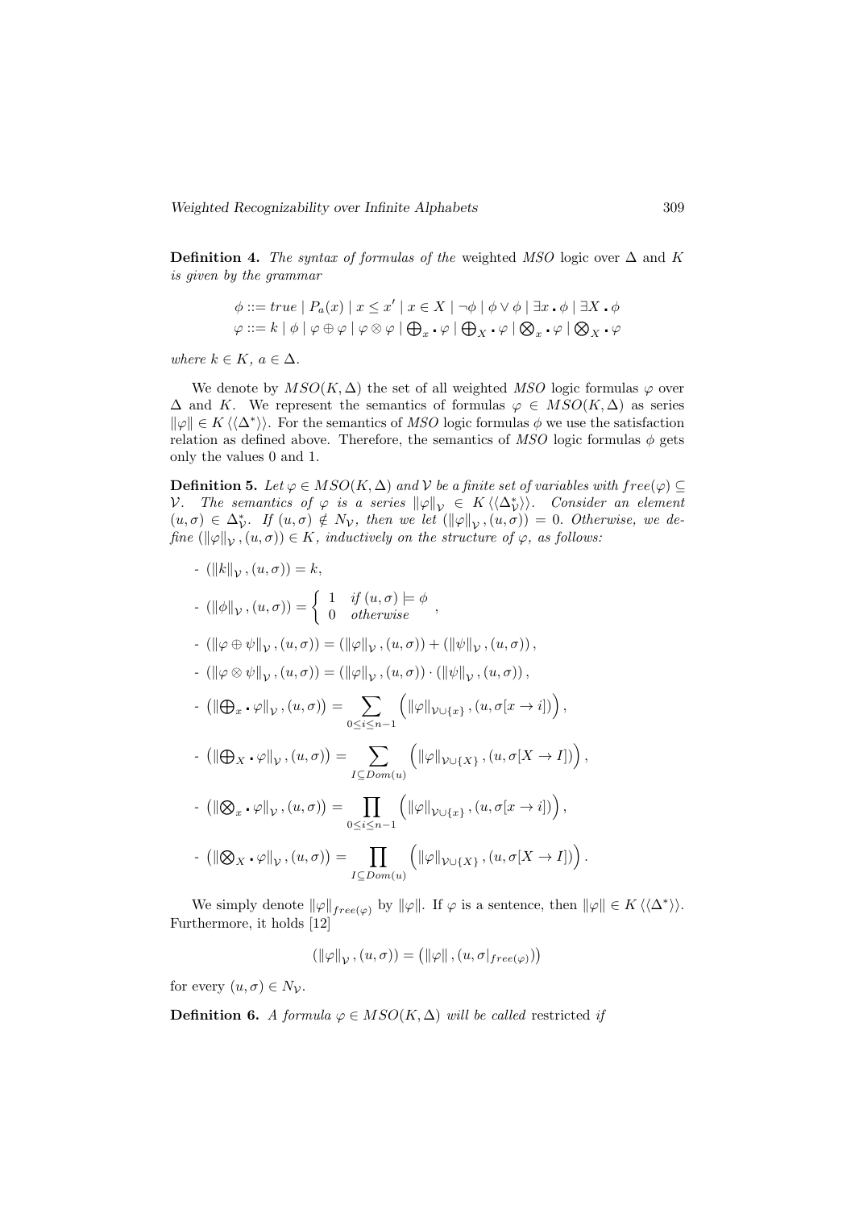**Definition 4.** *The syntax of formulas of the* weighted *MSO* logic over $\Delta$ and $K$ *is given by the grammar*

$$\phi ::= true \mid P_a(x) \mid x \leq x' \mid x \in X \mid \neg\phi \mid \phi \vee \phi \mid \exists x \centerdot \phi \mid \exists X \centerdot \phi$$
$$\varphi ::= k \mid \phi \mid \varphi \oplus \varphi \mid \varphi \otimes \varphi \mid \bigoplus\nolimits_x \centerdot \varphi \mid \bigoplus\nolimits_X \centerdot \varphi \mid \bigotimes\nolimits_x \centerdot \varphi \mid \bigotimes\nolimits_X \centerdot \varphi$$

*where* $k \in K$, $a \in \Delta$.

We denote by $MSO(K, \Delta)$ the set of all weighted *MSO* logic formulas $\varphi$ over $\Delta$ and $K$. We represent the semantics of formulas $\varphi \in MSO(K, \Delta)$ as series $\|\varphi\| \in K\langle\langle\Delta^*\rangle\rangle$. For the semantics of *MSO* logic formulas $\phi$ we use the satisfaction relation as defined above. Therefore, the semantics of *MSO* logic formulas $\phi$ gets only the values 0 and 1.

**Definition 5.** *Let* $\varphi \in MSO(K, \Delta)$ *and* $\mathcal{V}$ *be a finite set of variables with* $free(\varphi) \subseteq \mathcal{V}$. *The semantics of* $\varphi$ *is a series* $\|\varphi\|_{\mathcal{V}} \in K\langle\langle\Delta^*_{\mathcal{V}}\rangle\rangle$. *Consider an element* $(u, \sigma) \in \Delta^*_{\mathcal{V}}$. *If* $(u, \sigma) \notin N_{\mathcal{V}}$, *then we let* $(\|\varphi\|_{\mathcal{V}}, (u, \sigma)) = 0$. *Otherwise, we define* $(\|\varphi\|_{\mathcal{V}}, (u, \sigma)) \in K$, *inductively on the structure of* $\varphi$, *as follows:*

- $(\|k\|_{\mathcal{V}}, (u, \sigma)) = k$,
- $(\|\phi\|_{\mathcal{V}}, (u, \sigma)) = \begin{cases} 1 & \text{if } (u, \sigma) \models \phi \\ 0 & \text{otherwise} \end{cases}$,
- $(\|\varphi \oplus \psi\|_{\mathcal{V}}, (u, \sigma)) = (\|\varphi\|_{\mathcal{V}}, (u, \sigma)) + (\|\psi\|_{\mathcal{V}}, (u, \sigma))$,
- $(\|\varphi \otimes \psi\|_{\mathcal{V}}, (u, \sigma)) = (\|\varphi\|_{\mathcal{V}}, (u, \sigma)) \cdot (\|\psi\|_{\mathcal{V}}, (u, \sigma))$,
- $\left(\|\bigoplus_x \centerdot \varphi\|_{\mathcal{V}}, (u, \sigma)\right) = \sum\limits_{0 \leq i \leq n-1} \left(\|\varphi\|_{\mathcal{V} \cup \{x\}}, (u, \sigma[x \to i])\right)$,
- $\left(\|\bigoplus_X \centerdot \varphi\|_{\mathcal{V}}, (u, \sigma)\right) = \sum\limits_{I \subseteq Dom(u)} \left(\|\varphi\|_{\mathcal{V} \cup \{X\}}, (u, \sigma[X \to I])\right)$,
- $\left(\|\bigotimes_x \centerdot \varphi\|_{\mathcal{V}}, (u, \sigma)\right) = \prod\limits_{0 \leq i \leq n-1} \left(\|\varphi\|_{\mathcal{V} \cup \{x\}}, (u, \sigma[x \to i])\right)$,
- $\left(\|\bigotimes_X \centerdot \varphi\|_{\mathcal{V}}, (u, \sigma)\right) = \prod\limits_{I \subseteq Dom(u)} \left(\|\varphi\|_{\mathcal{V} \cup \{X\}}, (u, \sigma[X \to I])\right)$.

We simply denote $\|\varphi\|_{free(\varphi)}$ by $\|\varphi\|$. If $\varphi$ is a sentence, then $\|\varphi\| \in K\langle\langle\Delta^*\rangle\rangle$. Furthermore, it holds [12]

$$(\|\varphi\|_{\mathcal{V}}, (u, \sigma)) = \left(\|\varphi\|, (u, \sigma|_{free(\varphi)})\right)$$

for every $(u, \sigma) \in N_{\mathcal{V}}$.

**Definition 6.** *A formula* $\varphi \in MSO(K, \Delta)$ *will be called* restricted *if*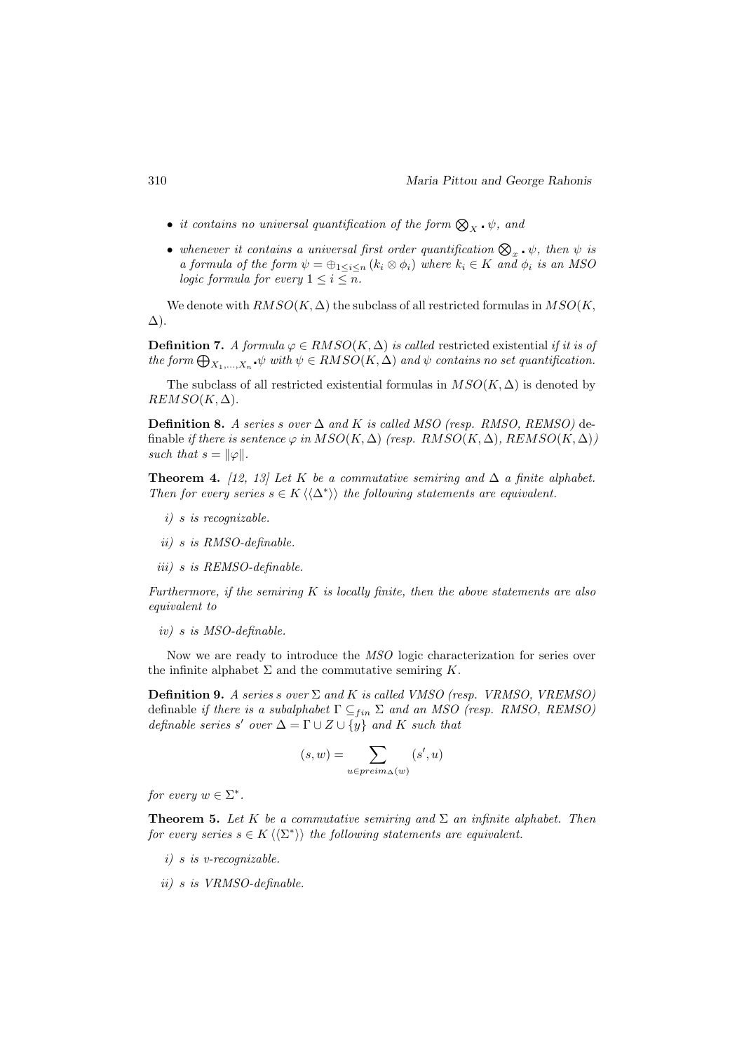- *it contains no universal quantification of the form $\bigotimes_X \centerdot \psi$, and*
- *whenever it contains a universal first order quantification $\bigotimes_x \centerdot \psi$, then $\psi$ is a formula of the form $\psi = \oplus_{1 \leq i \leq n} (k_i \otimes \phi_i)$ where $k_i \in K$ and $\phi_i$ is an MSO logic formula for every $1 \leq i \leq n$.*

We denote with $RMSO(K, \Delta)$ the subclass of all restricted formulas in $MSO(K, \Delta)$.

**Definition 7.** *A formula $\varphi \in RMSO(K, \Delta)$ is called* restricted existential *if it is of the form $\bigoplus_{X_1,\ldots,X_n} \centerdot \psi$ with $\psi \in RMSO(K, \Delta)$ and $\psi$ contains no set quantification.*

The subclass of all restricted existential formulas in $MSO(K, \Delta)$ is denoted by $REMSO(K, \Delta)$.

**Definition 8.** *A series $s$ over $\Delta$ and $K$ is called MSO (resp. RMSO, REMSO)* definable *if there is sentence $\varphi$ in $MSO(K, \Delta)$ (resp. $RMSO(K, \Delta)$, $REMSO(K, \Delta)$) such that $s = \|\varphi\|$.*

**Theorem 4.** *[12, 13] Let $K$ be a commutative semiring and $\Delta$ a finite alphabet. Then for every series $s \in K \langle\langle \Delta^* \rangle\rangle$ the following statements are equivalent.*

*i) $s$ is recognizable.*

*ii) $s$ is RMSO-definable.*

*iii) $s$ is REMSO-definable.*

*Furthermore, if the semiring $K$ is locally finite, then the above statements are also equivalent to*

*iv) $s$ is MSO-definable.*

Now we are ready to introduce the *MSO* logic characterization for series over the infinite alphabet $\Sigma$ and the commutative semiring $K$.

**Definition 9.** *A series $s$ over $\Sigma$ and $K$ is called VMSO (resp. VRMSO, VREMSO)* definable *if there is a subalphabet $\Gamma \subseteq_{fin} \Sigma$ and an MSO (resp. RMSO, REMSO) definable series $s'$ over $\Delta = \Gamma \cup Z \cup \{y\}$ and $K$ such that*

$$(s, w) = \sum_{u \in preim_{\Delta}(w)} (s', u)$$

*for every $w \in \Sigma^*$.*

**Theorem 5.** *Let $K$ be a commutative semiring and $\Sigma$ an infinite alphabet. Then for every series $s \in K \langle\langle \Sigma^* \rangle\rangle$ the following statements are equivalent.*

*i) $s$ is v-recognizable.*

*ii) $s$ is VRMSO-definable.*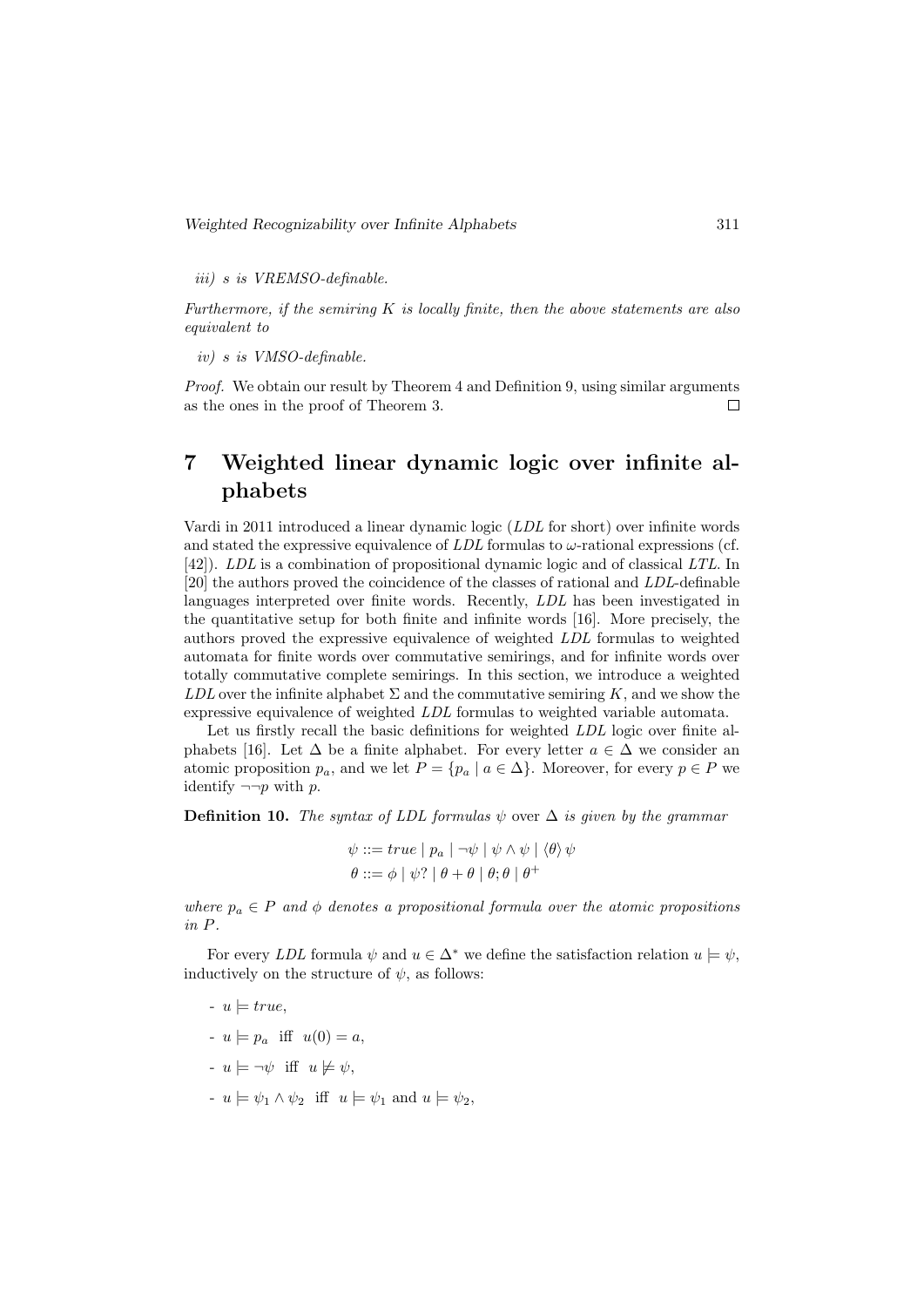*iii) s is VREMSO-definable.*

*Furthermore, if the semiring K is locally finite, then the above statements are also equivalent to*

*iv) s is VMSO-definable.*

*Proof.* We obtain our result by Theorem 4 and Definition 9, using similar arguments as the ones in the proof of Theorem 3. □

# 7 Weighted linear dynamic logic over infinite alphabets

Vardi in 2011 introduced a linear dynamic logic (*LDL* for short) over infinite words and stated the expressive equivalence of *LDL* formulas to $\omega$-rational expressions (cf. [42]). *LDL* is a combination of propositional dynamic logic and of classical *LTL*. In [20] the authors proved the coincidence of the classes of rational and *LDL*-definable languages interpreted over finite words. Recently, *LDL* has been investigated in the quantitative setup for both finite and infinite words [16]. More precisely, the authors proved the expressive equivalence of weighted *LDL* formulas to weighted automata for finite words over commutative semirings, and for infinite words over totally commutative complete semirings. In this section, we introduce a weighted *LDL* over the infinite alphabet $\Sigma$ and the commutative semiring $K$, and we show the expressive equivalence of weighted *LDL* formulas to weighted variable automata.

Let us firstly recall the basic definitions for weighted *LDL* logic over finite alphabets [16]. Let $\Delta$ be a finite alphabet. For every letter $a \in \Delta$ we consider an atomic proposition $p_a$, and we let $P = \{p_a \mid a \in \Delta\}$. Moreover, for every $p \in P$ we identify $\neg\neg p$ with $p$.

**Definition 10.** *The syntax of LDL formulas $\psi$ over $\Delta$ is given by the grammar*

$$\psi ::= true \mid p_a \mid \neg\psi \mid \psi \wedge \psi \mid \langle\theta\rangle\, \psi$$
$$\theta ::= \phi \mid \psi? \mid \theta + \theta \mid \theta;\theta \mid \theta^+$$

*where $p_a \in P$ and $\phi$ denotes a propositional formula over the atomic propositions in $P$.*

For every *LDL* formula $\psi$ and $u \in \Delta^*$ we define the satisfaction relation $u \models \psi$, inductively on the structure of $\psi$, as follows:

- $u \models true$,
- $u \models p_a$ iff $u(0) = a$,
- $u \models \neg\psi$ iff $u \not\models \psi$,
- $u \models \psi_1 \wedge \psi_2$ iff $u \models \psi_1$ and $u \models \psi_2$,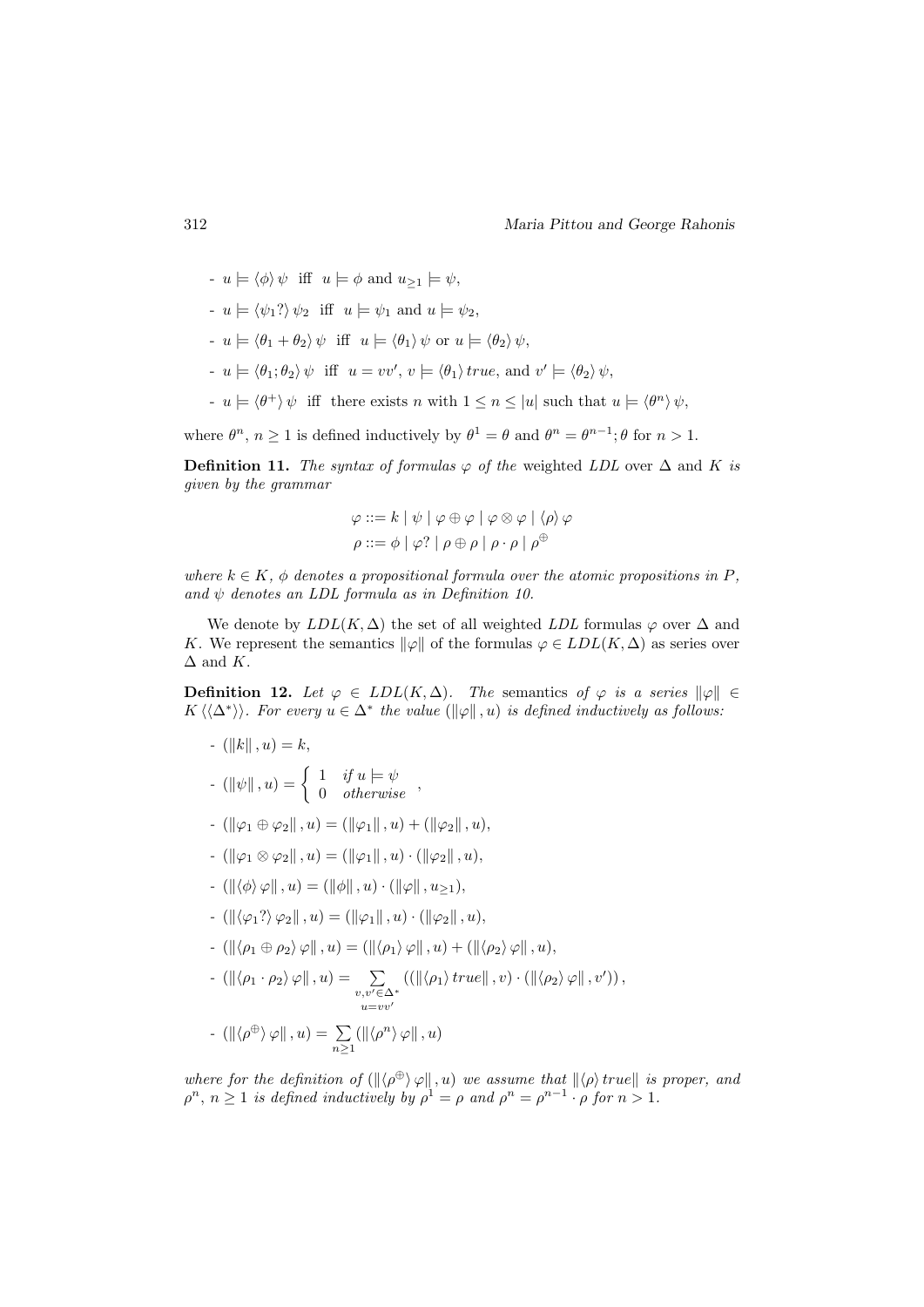- $u \models \langle \phi \rangle \psi$ iff $u \models \phi$ and $u_{\geq 1} \models \psi$,
- $u \models \langle \psi_1 ? \rangle \psi_2$ iff $u \models \psi_1$ and $u \models \psi_2$,
- $u \models \langle \theta_1 + \theta_2 \rangle \psi$ iff $u \models \langle \theta_1 \rangle \psi$ or $u \models \langle \theta_2 \rangle \psi$,
- $u \models \langle \theta_1 ; \theta_2 \rangle \psi$ iff $u = vv'$, $v \models \langle \theta_1 \rangle \, true$, and $v' \models \langle \theta_2 \rangle \psi$,
- $u \models \langle \theta^+ \rangle \psi$ iff there exists $n$ with $1 \leq n \leq |u|$ such that $u \models \langle \theta^n \rangle \psi$,

where $\theta^n$, $n \geq 1$ is defined inductively by $\theta^1 = \theta$ and $\theta^n = \theta^{n-1}; \theta$ for $n > 1$.

**Definition 11.** *The syntax of formulas $\varphi$ of the* weighted *LDL* over $\Delta$ and $K$ *is given by the grammar*

$$\varphi ::= k \mid \psi \mid \varphi \oplus \varphi \mid \varphi \otimes \varphi \mid \langle \rho \rangle \varphi$$
$$\rho ::= \phi \mid \varphi ? \mid \rho \oplus \rho \mid \rho \cdot \rho \mid \rho^{\oplus}$$

*where $k \in K$, $\phi$ denotes a propositional formula over the atomic propositions in $P$, and $\psi$ denotes an LDL formula as in Definition 10.*

We denote by $LDL(K, \Delta)$ the set of all weighted $LDL$ formulas $\varphi$ over $\Delta$ and $K$. We represent the semantics $\|\varphi\|$ of the formulas $\varphi \in LDL(K, \Delta)$ as series over $\Delta$ and $K$.

**Definition 12.** *Let $\varphi \in LDL(K, \Delta)$. The* semantics *of $\varphi$ is a series $\|\varphi\| \in K\langle\langle \Delta^* \rangle\rangle$. For every $u \in \Delta^*$ the value $(\|\varphi\|, u)$ is defined inductively as follows:*

- $(\|k\|, u) = k$,
- $(\|\psi\|, u) = \begin{cases} 1 & \text{if } u \models \psi \\ 0 & \text{otherwise} \end{cases}$,
- $(\|\varphi_1 \oplus \varphi_2\|, u) = (\|\varphi_1\|, u) + (\|\varphi_2\|, u)$,
- $(\|\varphi_1 \otimes \varphi_2\|, u) = (\|\varphi_1\|, u) \cdot (\|\varphi_2\|, u)$,
- $(\|\langle \phi \rangle \varphi\|, u) = (\|\phi\|, u) \cdot (\|\varphi\|, u_{\geq 1})$,
- $(\|\langle \varphi_1 ? \rangle \varphi_2\|, u) = (\|\varphi_1\|, u) \cdot (\|\varphi_2\|, u)$,
- $(\|\langle \rho_1 \oplus \rho_2 \rangle \varphi\|, u) = (\|\langle \rho_1 \rangle \varphi\|, u) + (\|\langle \rho_2 \rangle \varphi\|, u)$,
- $(\|\langle \rho_1 \cdot \rho_2 \rangle \varphi\|, u) = \sum\limits_{\substack{v, v' \in \Delta^* \\ u = vv'}} \left( (\|\langle \rho_1 \rangle \, true\|, v) \cdot (\|\langle \rho_2 \rangle \varphi\|, v') \right)$,
- $(\|\langle \rho^{\oplus} \rangle \varphi\|, u) = \sum\limits_{n \geq 1} (\|\langle \rho^n \rangle \varphi\|, u)$

*where for the definition of $(\|\langle \rho^{\oplus} \rangle \varphi\|, u)$ we assume that $\|\langle \rho \rangle \, true\|$ is proper, and $\rho^n$, $n \geq 1$ is defined inductively by $\rho^1 = \rho$ and $\rho^n = \rho^{n-1} \cdot \rho$ for $n > 1$.*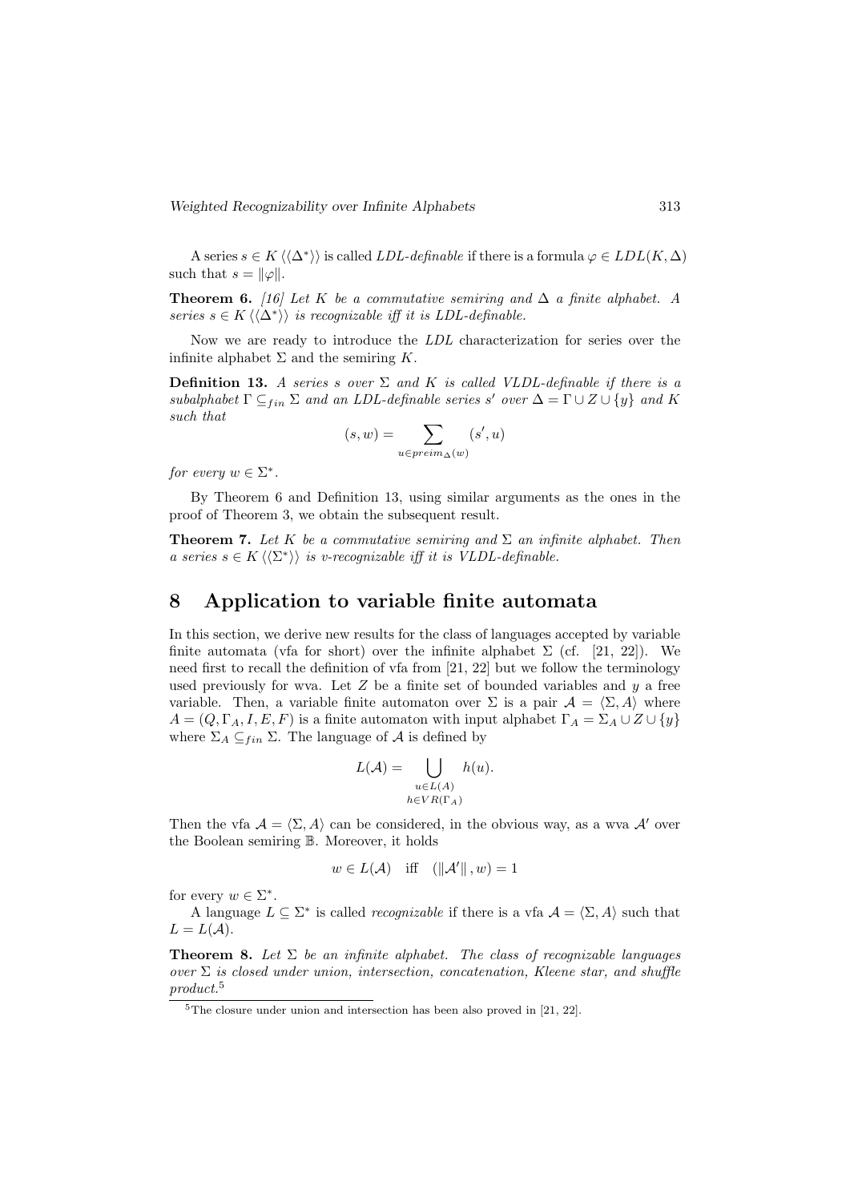A series $s \in K\langle\langle\Delta^*\rangle\rangle$ is called *LDL-definable* if there is a formula $\varphi \in LDL(K, \Delta)$ such that $s = \|\varphi\|$.

**Theorem 6.** *[16] Let $K$ be a commutative semiring and $\Delta$ a finite alphabet. A series $s \in K\langle\langle\Delta^*\rangle\rangle$ is recognizable iff it is LDL-definable.*

Now we are ready to introduce the *LDL* characterization for series over the infinite alphabet $\Sigma$ and the semiring $K$.

**Definition 13.** *A series $s$ over $\Sigma$ and $K$ is called VLDL-definable if there is a subalphabet $\Gamma \subseteq_{fin} \Sigma$ and an LDL-definable series $s'$ over $\Delta = \Gamma \cup Z \cup \{y\}$ and $K$ such that*

$$(s, w) = \sum_{u \in preim_\Delta(w)} (s', u)$$

*for every $w \in \Sigma^*$.*

By Theorem 6 and Definition 13, using similar arguments as the ones in the proof of Theorem 3, we obtain the subsequent result.

**Theorem 7.** *Let $K$ be a commutative semiring and $\Sigma$ an infinite alphabet. Then a series $s \in K\langle\langle\Sigma^*\rangle\rangle$ is v-recognizable iff it is VLDL-definable.*

# 8 Application to variable finite automata

In this section, we derive new results for the class of languages accepted by variable finite automata (vfa for short) over the infinite alphabet $\Sigma$ (cf. [21, 22]). We need first to recall the definition of vfa from [21, 22] but we follow the terminology used previously for wva. Let $Z$ be a finite set of bounded variables and $y$ a free variable. Then, a variable finite automaton over $\Sigma$ is a pair $\mathcal{A} = \langle\Sigma, A\rangle$ where $A = (Q, \Gamma_A, I, E, F)$ is a finite automaton with input alphabet $\Gamma_A = \Sigma_A \cup Z \cup \{y\}$ where $\Sigma_A \subseteq_{fin} \Sigma$. The language of $\mathcal{A}$ is defined by

$$L(\mathcal{A}) = \bigcup_{\substack{u \in L(A) \\ h \in VR(\Gamma_A)}} h(u).$$

Then the vfa $\mathcal{A} = \langle\Sigma, A\rangle$ can be considered, in the obvious way, as a wva $\mathcal{A}'$ over the Boolean semiring $\mathbb{B}$. Moreover, it holds

$$w \in L(\mathcal{A}) \quad \text{iff} \quad (\|\mathcal{A}'\|, w) = 1$$

for every $w \in \Sigma^*$.

A language $L \subseteq \Sigma^*$ is called *recognizable* if there is a vfa $\mathcal{A} = \langle\Sigma, A\rangle$ such that $L = L(\mathcal{A})$.

**Theorem 8.** *Let $\Sigma$ be an infinite alphabet. The class of recognizable languages over $\Sigma$ is closed under union, intersection, concatenation, Kleene star, and shuffle product.*[5]

[5]The closure under union and intersection has been also proved in [21, 22].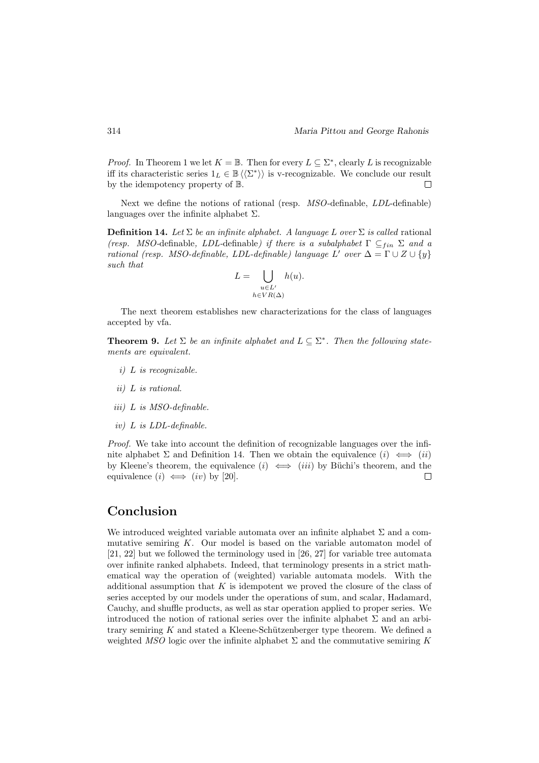*Proof.* In Theorem 1 we let $K = \mathbb{B}$. Then for every $L \subseteq \Sigma^*$, clearly $L$ is recognizable iff its characteristic series $1_L \in \mathbb{B}\left\langle\left\langle \Sigma^* \right\rangle\right\rangle$ is v-recognizable. We conclude our result by the idempotency property of $\mathbb{B}$. $\square$

Next we define the notions of rational (resp. *MSO*-definable, *LDL*-definable) languages over the infinite alphabet $\Sigma$.

**Definition 14.** *Let $\Sigma$ be an infinite alphabet. A language $L$ over $\Sigma$ is called* rational *(resp.* MSO-definable*,* LDL-definable*) if there is a subalphabet $\Gamma \subseteq_{fin} \Sigma$ and a rational (resp. MSO-definable, LDL-definable) language $L'$ over $\Delta = \Gamma \cup Z \cup \{y\}$ such that*

$$L = \bigcup_{\substack{u \in L' \\ h \in VR(\Delta)}} h(u).$$

The next theorem establishes new characterizations for the class of languages accepted by vfa.

**Theorem 9.** *Let $\Sigma$ be an infinite alphabet and $L \subseteq \Sigma^*$. Then the following statements are equivalent.*

- *i) $L$ is recognizable.*
- *ii) $L$ is rational.*
- *iii) $L$ is MSO-definable.*
- *iv) $L$ is LDL-definable.*

*Proof.* We take into account the definition of recognizable languages over the infinite alphabet $\Sigma$ and Definition 14. Then we obtain the equivalence $(i) \iff (ii)$ by Kleene's theorem, the equivalence $(i) \iff (iii)$ by Büchi's theorem, and the equivalence $(i) \iff (iv)$ by [20]. $\square$

## Conclusion

We introduced weighted variable automata over an infinite alphabet $\Sigma$ and a commutative semiring $K$. Our model is based on the variable automaton model of [21, 22] but we followed the terminology used in [26, 27] for variable tree automata over infinite ranked alphabets. Indeed, that terminology presents in a strict mathematical way the operation of (weighted) variable automata models. With the additional assumption that $K$ is idempotent we proved the closure of the class of series accepted by our models under the operations of sum, and scalar, Hadamard, Cauchy, and shuffle products, as well as star operation applied to proper series. We introduced the notion of rational series over the infinite alphabet $\Sigma$ and an arbitrary semiring $K$ and stated a Kleene-Schützenberger type theorem. We defined a weighted *MSO* logic over the infinite alphabet $\Sigma$ and the commutative semiring $K$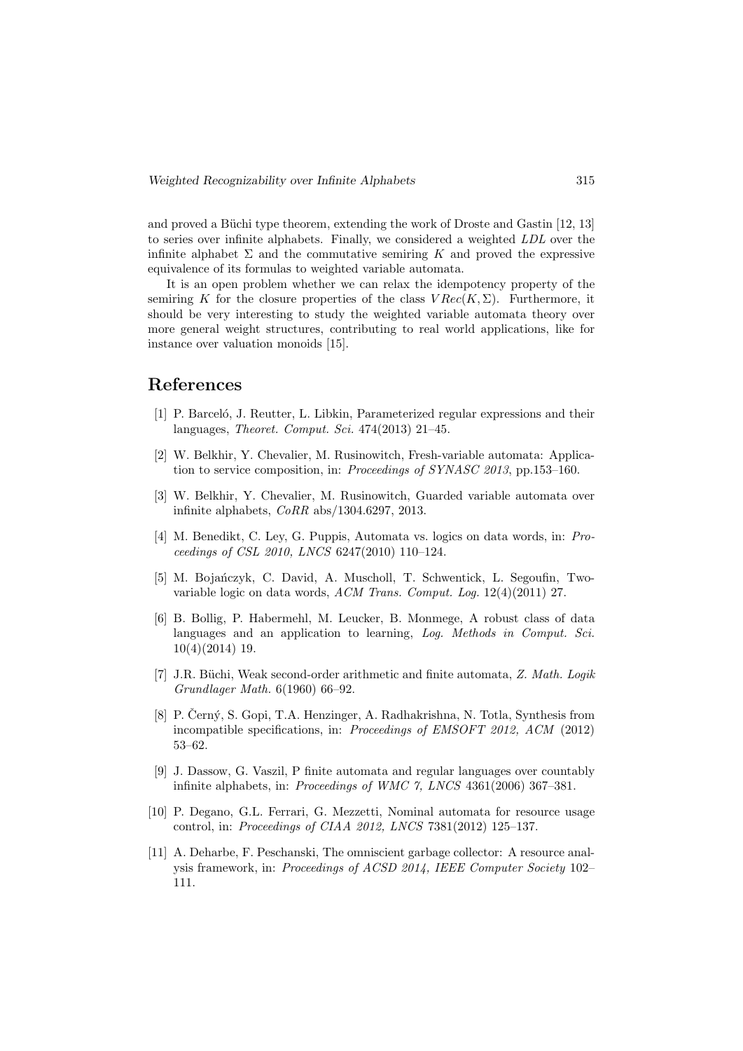and proved a Büchi type theorem, extending the work of Droste and Gastin [12, 13] to series over infinite alphabets. Finally, we considered a weighted *LDL* over the infinite alphabet $\Sigma$ and the commutative semiring $K$ and proved the expressive equivalence of its formulas to weighted variable automata.

It is an open problem whether we can relax the idempotency property of the semiring $K$ for the closure properties of the class $VRec(K, \Sigma)$. Furthermore, it should be very interesting to study the weighted variable automata theory over more general weight structures, contributing to real world applications, like for instance over valuation monoids [15].

## References

[1] P. Barceló, J. Reutter, L. Libkin, Parameterized regular expressions and their languages, *Theoret. Comput. Sci.* 474(2013) 21–45.

[2] W. Belkhir, Y. Chevalier, M. Rusinowitch, Fresh-variable automata: Application to service composition, in: *Proceedings of SYNASC 2013*, pp.153–160.

[3] W. Belkhir, Y. Chevalier, M. Rusinowitch, Guarded variable automata over infinite alphabets, *CoRR* abs/1304.6297, 2013.

[4] M. Benedikt, C. Ley, G. Puppis, Automata vs. logics on data words, in: *Proceedings of CSL 2010, LNCS* 6247(2010) 110–124.

[5] M. Bojańczyk, C. David, A. Muscholl, T. Schwentick, L. Segoufin, Two-variable logic on data words, *ACM Trans. Comput. Log.* 12(4)(2011) 27.

[6] B. Bollig, P. Habermehl, M. Leucker, B. Monmege, A robust class of data languages and an application to learning, *Log. Methods in Comput. Sci.* 10(4)(2014) 19.

[7] J.R. Büchi, Weak second-order arithmetic and finite automata, *Z. Math. Logik Grundlager Math.* 6(1960) 66–92.

[8] P. Černý, S. Gopi, T.A. Henzinger, A. Radhakrishna, N. Totla, Synthesis from incompatible specifications, in: *Proceedings of EMSOFT 2012, ACM* (2012) 53–62.

[9] J. Dassow, G. Vaszil, P finite automata and regular languages over countably infinite alphabets, in: *Proceedings of WMC 7, LNCS* 4361(2006) 367–381.

[10] P. Degano, G.L. Ferrari, G. Mezzetti, Nominal automata for resource usage control, in: *Proceedings of CIAA 2012, LNCS* 7381(2012) 125–137.

[11] A. Deharbe, F. Peschanski, The omniscient garbage collector: A resource analysis framework, in: *Proceedings of ACSD 2014, IEEE Computer Society* 102–111.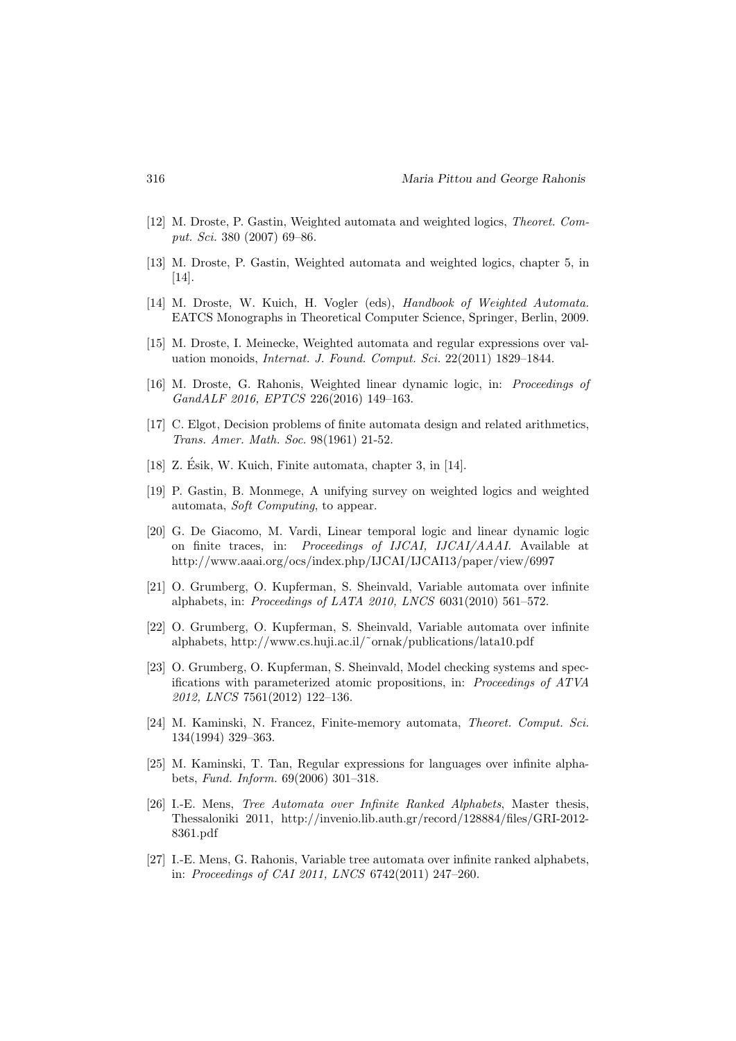[12] M. Droste, P. Gastin, Weighted automata and weighted logics, *Theoret. Comput. Sci.* 380 (2007) 69–86.

[13] M. Droste, P. Gastin, Weighted automata and weighted logics, chapter 5, in [14].

[14] M. Droste, W. Kuich, H. Vogler (eds), *Handbook of Weighted Automata.* EATCS Monographs in Theoretical Computer Science, Springer, Berlin, 2009.

[15] M. Droste, I. Meinecke, Weighted automata and regular expressions over valuation monoids, *Internat. J. Found. Comput. Sci.* 22(2011) 1829–1844.

[16] M. Droste, G. Rahonis, Weighted linear dynamic logic, in: *Proceedings of GandALF 2016, EPTCS* 226(2016) 149–163.

[17] C. Elgot, Decision problems of finite automata design and related arithmetics, *Trans. Amer. Math. Soc.* 98(1961) 21-52.

[18] Z. Ésik, W. Kuich, Finite automata, chapter 3, in [14].

[19] P. Gastin, B. Monmege, A unifying survey on weighted logics and weighted automata, *Soft Computing*, to appear.

[20] G. De Giacomo, M. Vardi, Linear temporal logic and linear dynamic logic on finite traces, in: *Proceedings of IJCAI, IJCAI/AAAI.* Available at http://www.aaai.org/ocs/index.php/IJCAI/IJCAI13/paper/view/6997

[21] O. Grumberg, O. Kupferman, S. Sheinvald, Variable automata over infinite alphabets, in: *Proceedings of LATA 2010, LNCS* 6031(2010) 561–572.

[22] O. Grumberg, O. Kupferman, S. Sheinvald, Variable automata over infinite alphabets, http://www.cs.huji.ac.il/˜ornak/publications/lata10.pdf

[23] O. Grumberg, O. Kupferman, S. Sheinvald, Model checking systems and specifications with parameterized atomic propositions, in: *Proceedings of ATVA 2012, LNCS* 7561(2012) 122–136.

[24] M. Kaminski, N. Francez, Finite-memory automata, *Theoret. Comput. Sci.* 134(1994) 329–363.

[25] M. Kaminski, T. Tan, Regular expressions for languages over infinite alphabets, *Fund. Inform.* 69(2006) 301–318.

[26] I.-E. Mens, *Tree Automata over Infinite Ranked Alphabets*, Master thesis, Thessaloniki 2011, http://invenio.lib.auth.gr/record/128884/files/GRI-2012-8361.pdf

[27] I.-E. Mens, G. Rahonis, Variable tree automata over infinite ranked alphabets, in: *Proceedings of CAI 2011, LNCS* 6742(2011) 247–260.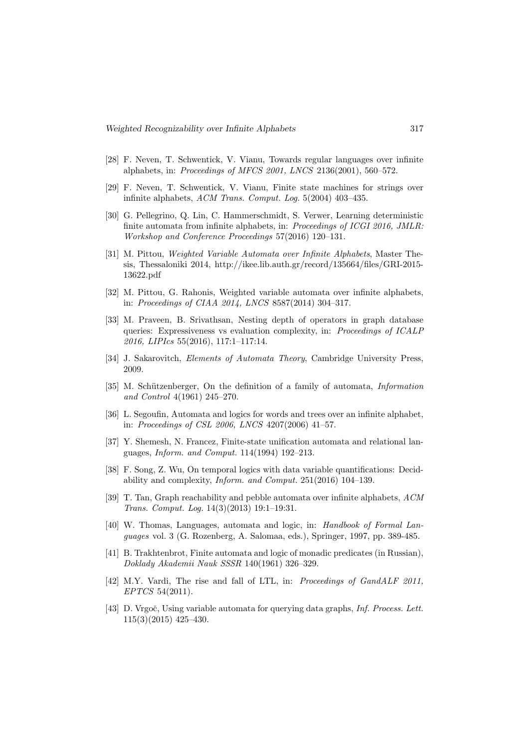[28] F. Neven, T. Schwentick, V. Vianu, Towards regular languages over infinite alphabets, in: *Proceedings of MFCS 2001, LNCS* 2136(2001), 560–572.

[29] F. Neven, T. Schwentick, V. Vianu, Finite state machines for strings over infinite alphabets, *ACM Trans. Comput. Log.* 5(2004) 403–435.

[30] G. Pellegrino, Q. Lin, C. Hammerschmidt, S. Verwer, Learning deterministic finite automata from infinite alphabets, in: *Proceedings of ICGI 2016, JMLR: Workshop and Conference Proceedings* 57(2016) 120–131.

[31] M. Pittou, *Weighted Variable Automata over Infinite Alphabets*, Master Thesis, Thessaloniki 2014, http://ikee.lib.auth.gr/record/135664/files/GRI-2015-13622.pdf

[32] M. Pittou, G. Rahonis, Weighted variable automata over infinite alphabets, in: *Proceedings of CIAA 2014, LNCS* 8587(2014) 304–317.

[33] M. Praveen, B. Srivathsan, Nesting depth of operators in graph database queries: Expressiveness vs evaluation complexity, in: *Proceedings of ICALP 2016, LIPIcs* 55(2016), 117:1–117:14.

[34] J. Sakarovitch, *Elements of Automata Theory*, Cambridge University Press, 2009.

[35] M. Schützenberger, On the definition of a family of automata, *Information and Control* 4(1961) 245–270.

[36] L. Segoufin, Automata and logics for words and trees over an infinite alphabet, in: *Proceedings of CSL 2006, LNCS* 4207(2006) 41–57.

[37] Y. Shemesh, N. Francez, Finite-state unification automata and relational languages, *Inform. and Comput.* 114(1994) 192–213.

[38] F. Song, Z. Wu, On temporal logics with data variable quantifications: Decidability and complexity, *Inform. and Comput.* 251(2016) 104–139.

[39] T. Tan, Graph reachability and pebble automata over infinite alphabets, *ACM Trans. Comput. Log.* 14(3)(2013) 19:1–19:31.

[40] W. Thomas, Languages, automata and logic, in: *Handbook of Formal Languages* vol. 3 (G. Rozenberg, A. Salomaa, eds.), Springer, 1997, pp. 389-485.

[41] B. Trakhtenbrot, Finite automata and logic of monadic predicates (in Russian), *Doklady Akademii Nauk SSSR* 140(1961) 326–329.

[42] M.Y. Vardi, The rise and fall of LTL, in: *Proceedings of GandALF 2011, EPTCS* 54(2011).

[43] D. Vrgoč, Using variable automata for querying data graphs, *Inf. Process. Lett.* 115(3)(2015) 425–430.